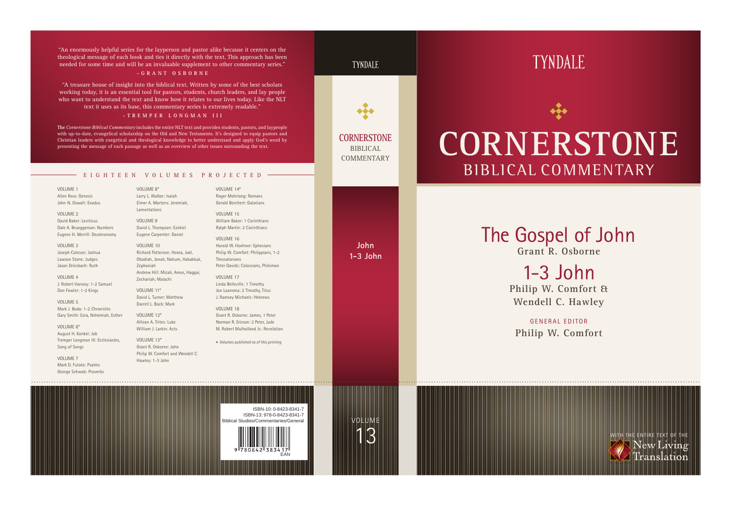# TYNDALE

# CORNERSTONE BIBLICAL COMMENTARY

## The Gospel of John

**Grant R. Osborne**

## 1-3 John

**Philip W. Comfort & Wendell C. Hawley**

GENERAL EDITOR

**Philip W. Comfort**

WITH THE ENTIRE TEXT OF THE New Living Translation

---

TYNDALE

CORNERSTONE BIBLICAL COMMENTARY

John
1-3 John

VOLUME 13

---

"An enormously helpful series for the layperson and pastor alike because it centers on the theological message of each book and ties it directly with the text. This approach has been needed for some time and will be an invaluable supplement to other commentary series."

– GRANT OSBORNE

"A treasure house of insight into the biblical text. Written by some of the best scholars working today, it is an essential tool for pastors, students, church leaders, and lay people who want to understand the text and know how it relates to our lives today. Like the NLT text it uses as its base, this commentary series is extremely readable."

– TREMPER LONGMAN III

The *Cornerstone Biblical Commentary* includes the entire NLT text and provides students, pastors, and laypeople with up-to-date, evangelical scholarship on the Old and New Testaments. It's designed to equip pastors and Christian leaders with exegetical and theological knowledge to better understand and apply God's word by presenting the message of each passage as well as an overview of other issues surrounding the text.

## EIGHTEEN VOLUMES PROJECTED

VOLUME 1
Allen Ross: Genesis
John N. Oswalt: Exodus

VOLUME 2
David Baker: Leviticus
Dale A. Brueggeman: Numbers
Eugene H. Merrill: Deuteronomy

VOLUME 3
Joseph Coleson: Joshua
Lawson Stone: Judges
Jason Driesbach: Ruth

VOLUME 4
J. Robert Vannoy: 1-2 Samuel
Don Fowler: 1-2 Kings

VOLUME 5
Mark J. Boda: 1-2 Chronicles
Gary Smith: Ezra, Nehemiah, Esther

VOLUME 6*
August H. Konkel: Job
Tremper Longman III: Ecclesiastes, Song of Songs

VOLUME 7
Mark D. Futato: Psalms
George Schwab: Proverbs

VOLUME 8*
Larry L. Walker: Isaiah
Elmer A. Martens: Jeremiah, Lamentations

VOLUME 9
David L. Thompson: Ezekiel
Eugene Carpenter: Daniel

VOLUME 10
Richard Patterson: Hosea, Joel, Obadiah, Jonah, Nahum, Habakkuk, Zephaniah
Andrew Hill: Micah, Amos, Haggai, Zechariah, Malachi

VOLUME 11*
David L. Turner: Matthew
Darrell L. Bock: Mark

VOLUME 12*
Allison A. Trites: Luke
William J. Larkin: Acts

VOLUME 13*
Grant R. Osborne: John
Philip W. Comfort and Wendell C. Hawley: 1-3 John

VOLUME 14*
Roger Mohrlang: Romans
Gerald Borchert: Galatians

VOLUME 15
William Baker: 1 Corinthians
Ralph Martin: 2 Corinthians

VOLUME 16
Harold W. Hoehner: Ephesians
Philip W. Comfort: Philippians, 1-2 Thessalonians
Peter Davids: Colossians, Philemon

VOLUME 17
Linda Belleville: 1 Timothy
Jon Laansma: 2 Timothy, Titus
J. Ramsey Michaels: Hebrews

VOLUME 18
Grant R. Osborne: James, 1 Peter
Norman R. Ericson: 2 Peter, Jude
M. Robert Mulholland Jr.: Revelation

\* *Volumes published as of this printing*

ISBN-10: 0-8423-8341-7
ISBN-13: 978-0-8423-8341-7
Biblical Studies/Commentaries/General

9 780842 383417
EAN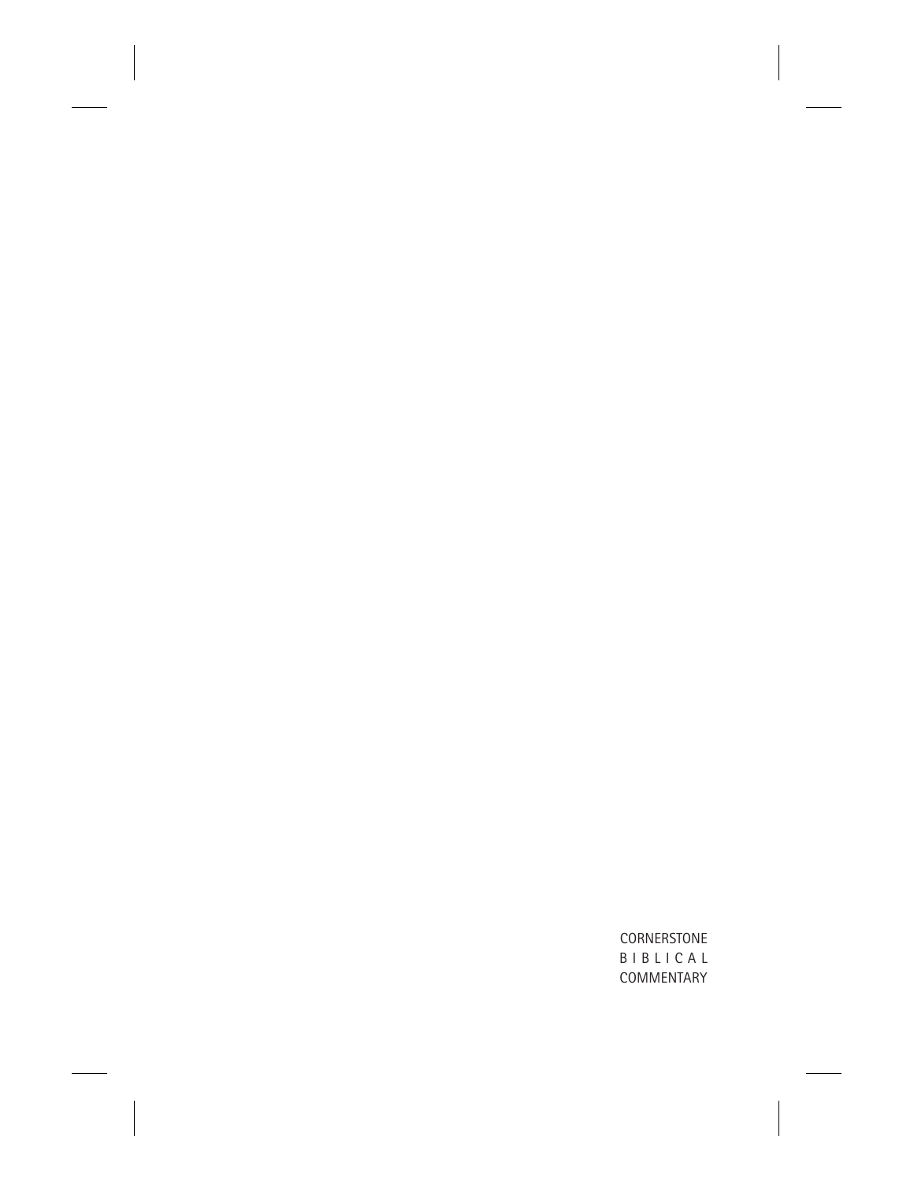CORNERSTONE
BIBLICAL
COMMENTARY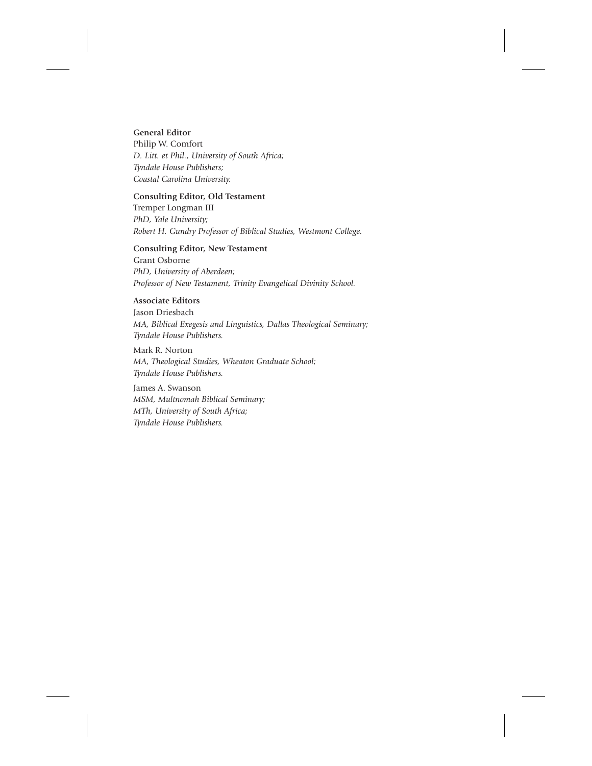**General Editor**
Philip W. Comfort
*D. Litt. et Phil., University of South Africa;*
*Tyndale House Publishers;*
*Coastal Carolina University.*

**Consulting Editor, Old Testament**
Tremper Longman III
*PhD, Yale University;*
*Robert H. Gundry Professor of Biblical Studies, Westmont College.*

**Consulting Editor, New Testament**
Grant Osborne
*PhD, University of Aberdeen;*
*Professor of New Testament, Trinity Evangelical Divinity School.*

**Associate Editors**
Jason Driesbach
*MA, Biblical Exegesis and Linguistics, Dallas Theological Seminary;*
*Tyndale House Publishers.*

Mark R. Norton
*MA, Theological Studies, Wheaton Graduate School;*
*Tyndale House Publishers.*

James A. Swanson
*MSM, Multnomah Biblical Seminary;*
*MTh, University of South Africa;*
*Tyndale House Publishers.*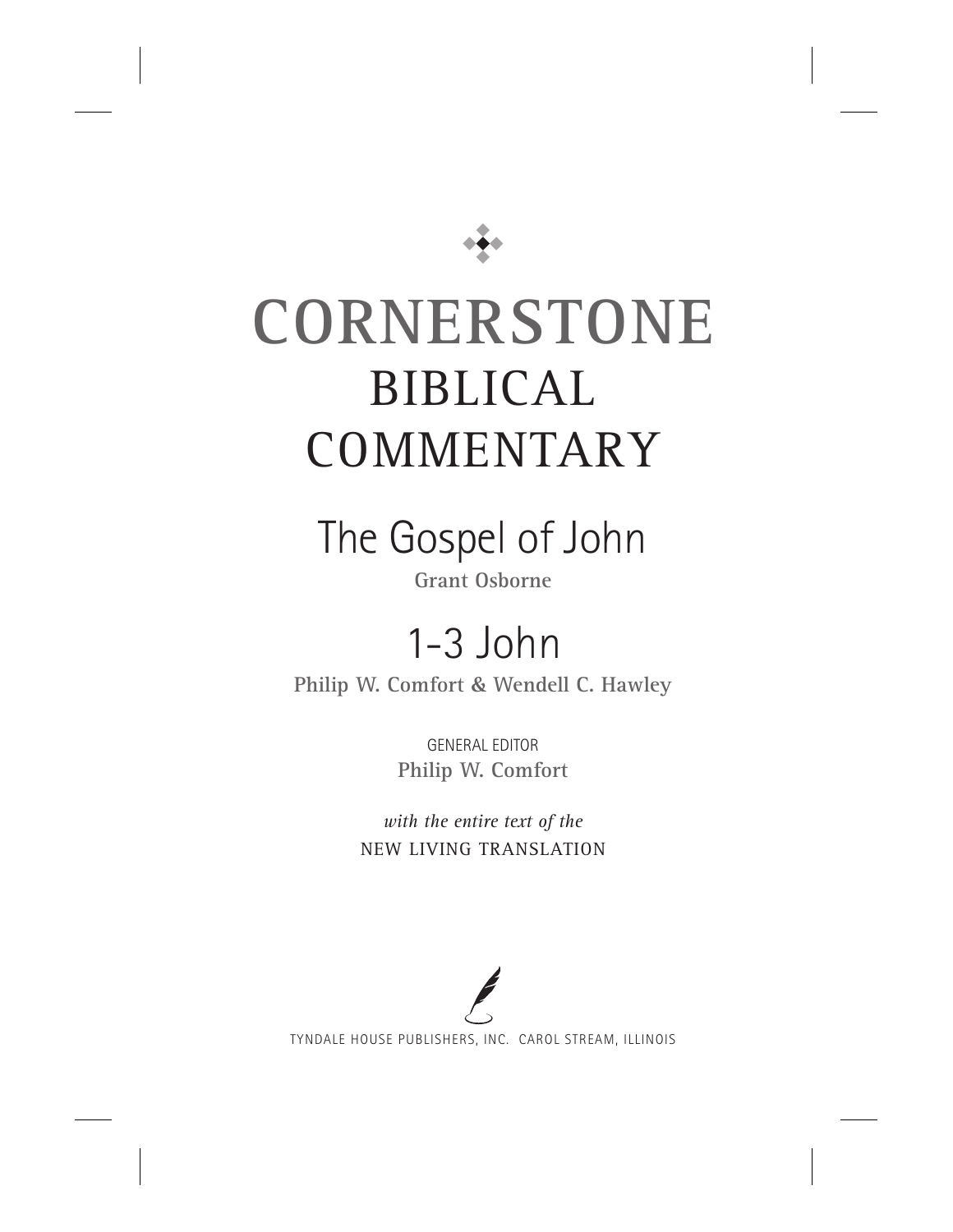# CORNERSTONE BIBLICAL COMMENTARY

## The Gospel of John

**Grant Osborne**

## 1-3 John

**Philip W. Comfort & Wendell C. Hawley**

GENERAL EDITOR

**Philip W. Comfort**

*with the entire text of the*

NEW LIVING TRANSLATION

TYNDALE HOUSE PUBLISHERS, INC. CAROL STREAM, ILLINOIS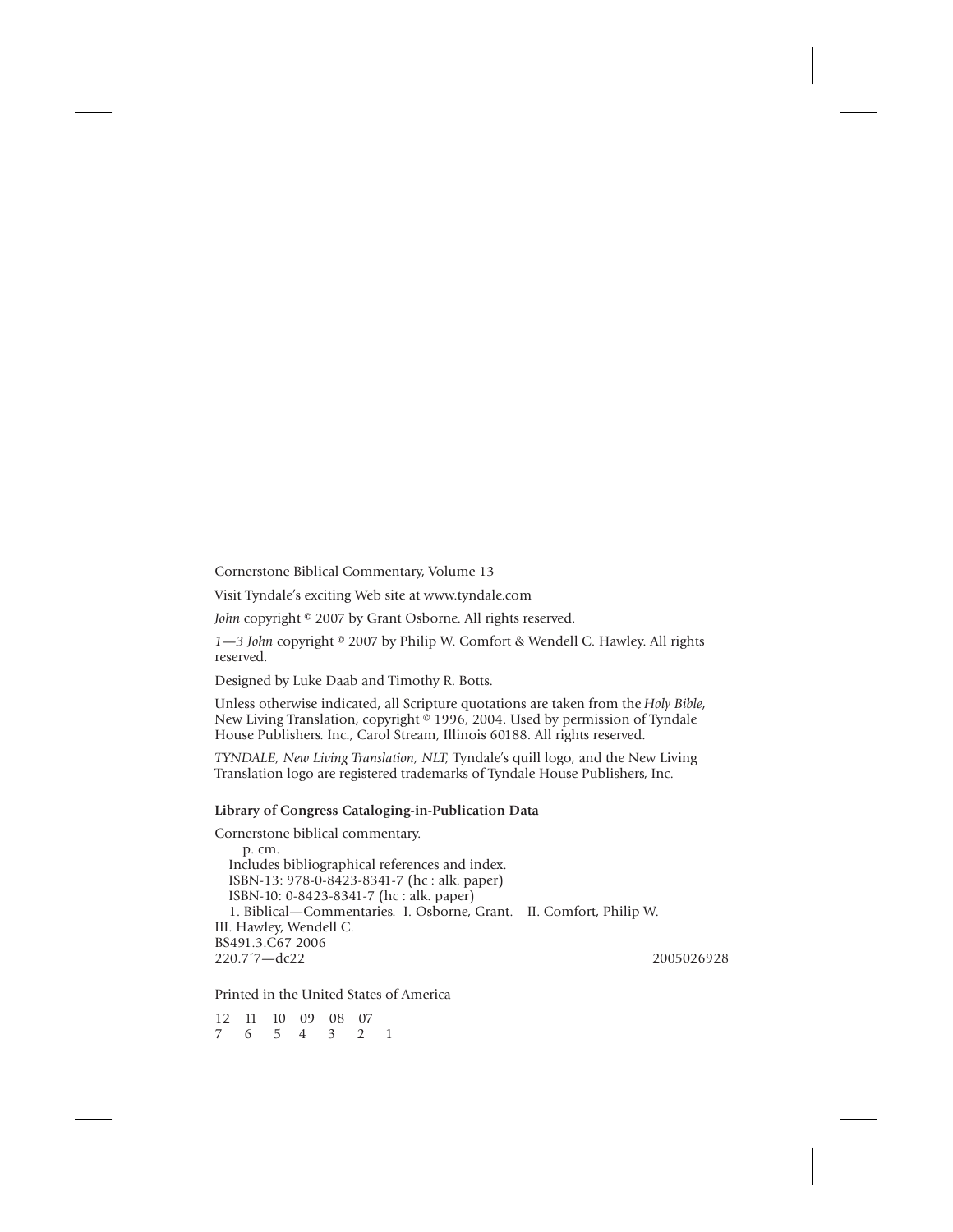Cornerstone Biblical Commentary, Volume 13

Visit Tyndale's exciting Web site at www.tyndale.com

*John* copyright © 2007 by Grant Osborne. All rights reserved.

*1—3 John* copyright © 2007 by Philip W. Comfort & Wendell C. Hawley. All rights reserved.

Designed by Luke Daab and Timothy R. Botts.

Unless otherwise indicated, all Scripture quotations are taken from the *Holy Bible*, New Living Translation, copyright © 1996, 2004. Used by permission of Tyndale House Publishers. Inc., Carol Stream, Illinois 60188. All rights reserved.

*TYNDALE, New Living Translation, NLT,* Tyndale's quill logo, and the New Living Translation logo are registered trademarks of Tyndale House Publishers, Inc.

---

**Library of Congress Cataloging-in-Publication Data**

Cornerstone biblical commentary.
p. cm.
Includes bibliographical references and index.
ISBN-13: 978-0-8423-8341-7 (hc : alk. paper)
ISBN-10: 0-8423-8341-7 (hc : alk. paper)
1. Biblical—Commentaries. I. Osborne, Grant. II. Comfort, Philip W.
III. Hawley, Wendell C.
BS491.3.C67 2006
220.7´7—dc22 2005026928

---

Printed in the United States of America

12 11 10 09 08 07
7 6 5 4 3 2 1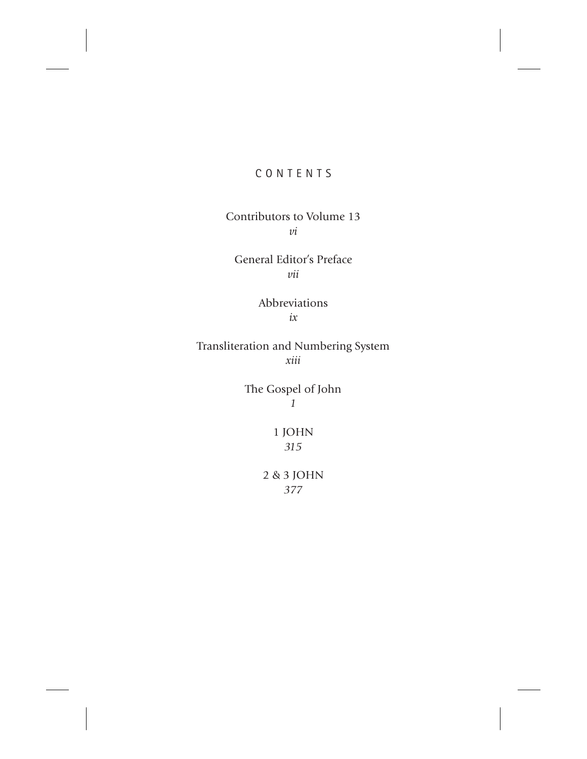# CONTENTS

Contributors to Volume 13
*vi*

General Editor's Preface
*vii*

Abbreviations
*ix*

Transliteration and Numbering System
*xiii*

The Gospel of John
*1*

1 JOHN
*315*

2 & 3 JOHN
*377*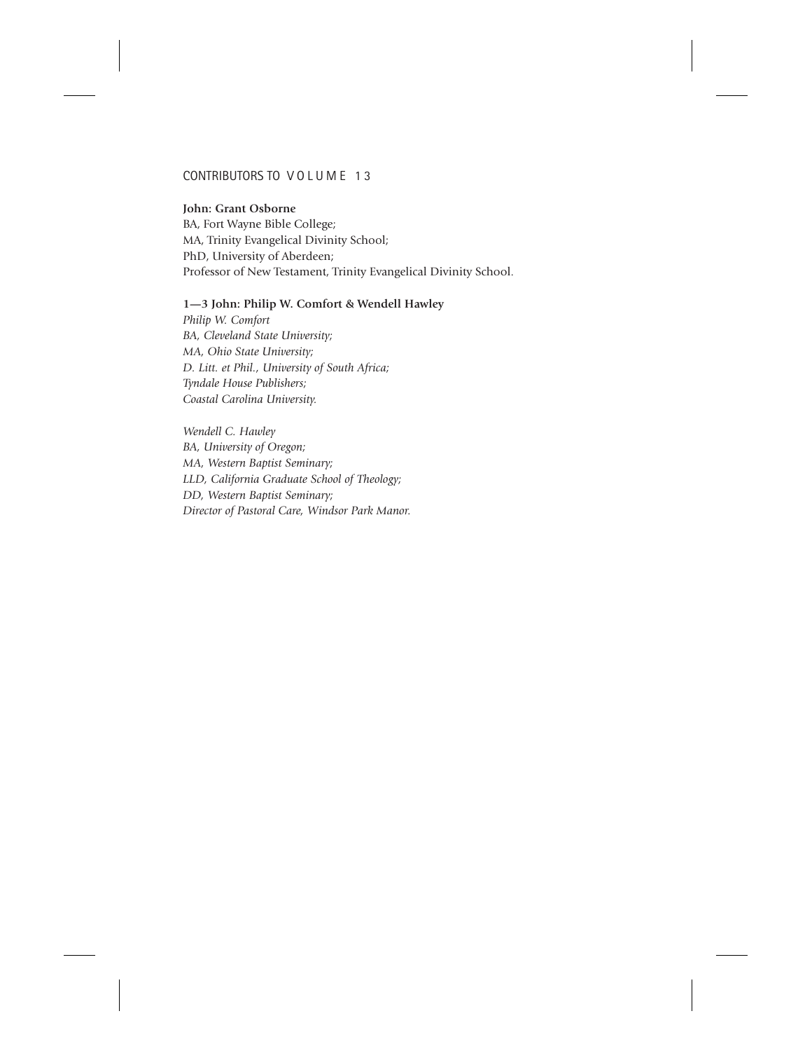## CONTRIBUTORS TO VOLUME 13

**John: Grant Osborne**
BA, Fort Wayne Bible College;
MA, Trinity Evangelical Divinity School;
PhD, University of Aberdeen;
Professor of New Testament, Trinity Evangelical Divinity School.

**1—3 John: Philip W. Comfort & Wendell Hawley**

*Philip W. Comfort*
*BA, Cleveland State University;*
*MA, Ohio State University;*
*D. Litt. et Phil., University of South Africa;*
*Tyndale House Publishers;*
*Coastal Carolina University.*

*Wendell C. Hawley*
*BA, University of Oregon;*
*MA, Western Baptist Seminary;*
*LLD, California Graduate School of Theology;*
*DD, Western Baptist Seminary;*
*Director of Pastoral Care, Windsor Park Manor.*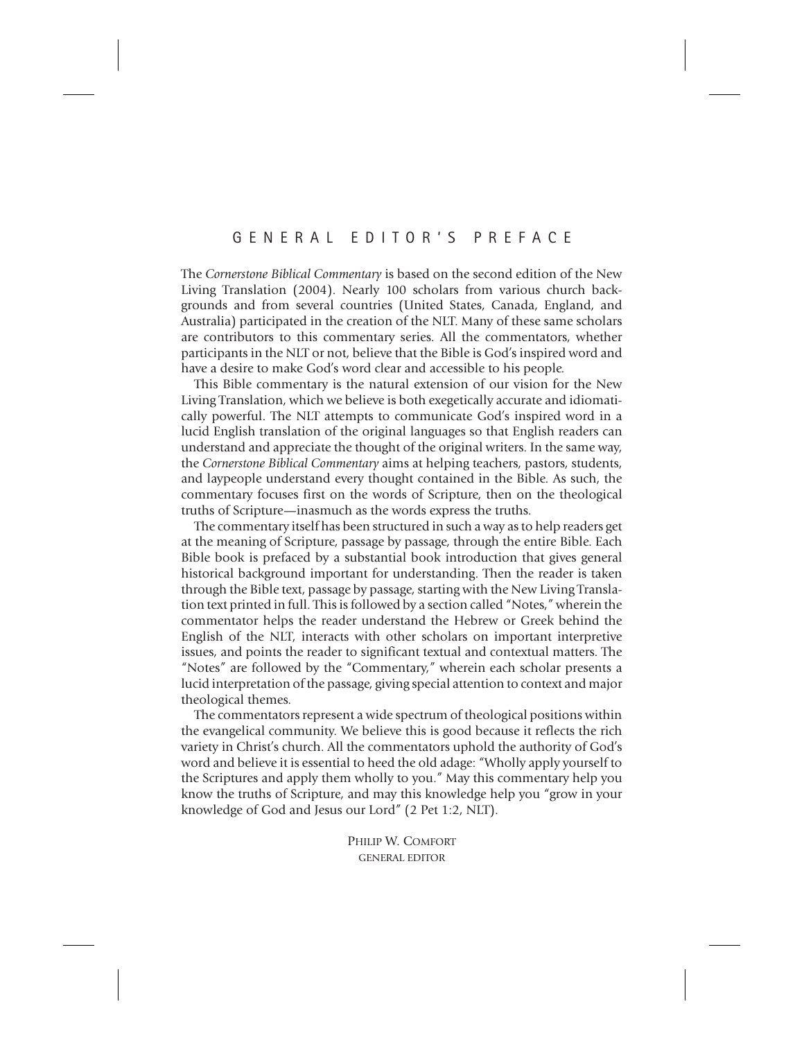# GENERAL EDITOR'S PREFACE

The *Cornerstone Biblical Commentary* is based on the second edition of the New Living Translation (2004). Nearly 100 scholars from various church backgrounds and from several countries (United States, Canada, England, and Australia) participated in the creation of the NLT. Many of these same scholars are contributors to this commentary series. All the commentators, whether participants in the NLT or not, believe that the Bible is God's inspired word and have a desire to make God's word clear and accessible to his people.

This Bible commentary is the natural extension of our vision for the New Living Translation, which we believe is both exegetically accurate and idiomatically powerful. The NLT attempts to communicate God's inspired word in a lucid English translation of the original languages so that English readers can understand and appreciate the thought of the original writers. In the same way, the *Cornerstone Biblical Commentary* aims at helping teachers, pastors, students, and laypeople understand every thought contained in the Bible. As such, the commentary focuses first on the words of Scripture, then on the theological truths of Scripture—inasmuch as the words express the truths.

The commentary itself has been structured in such a way as to help readers get at the meaning of Scripture, passage by passage, through the entire Bible. Each Bible book is prefaced by a substantial book introduction that gives general historical background important for understanding. Then the reader is taken through the Bible text, passage by passage, starting with the New Living Translation text printed in full. This is followed by a section called "Notes," wherein the commentator helps the reader understand the Hebrew or Greek behind the English of the NLT, interacts with other scholars on important interpretive issues, and points the reader to significant textual and contextual matters. The "Notes" are followed by the "Commentary," wherein each scholar presents a lucid interpretation of the passage, giving special attention to context and major theological themes.

The commentators represent a wide spectrum of theological positions within the evangelical community. We believe this is good because it reflects the rich variety in Christ's church. All the commentators uphold the authority of God's word and believe it is essential to heed the old adage: "Wholly apply yourself to the Scriptures and apply them wholly to you." May this commentary help you know the truths of Scripture, and may this knowledge help you "grow in your knowledge of God and Jesus our Lord" (2 Pet 1:2, NLT).

PHILIP W. COMFORT
GENERAL EDITOR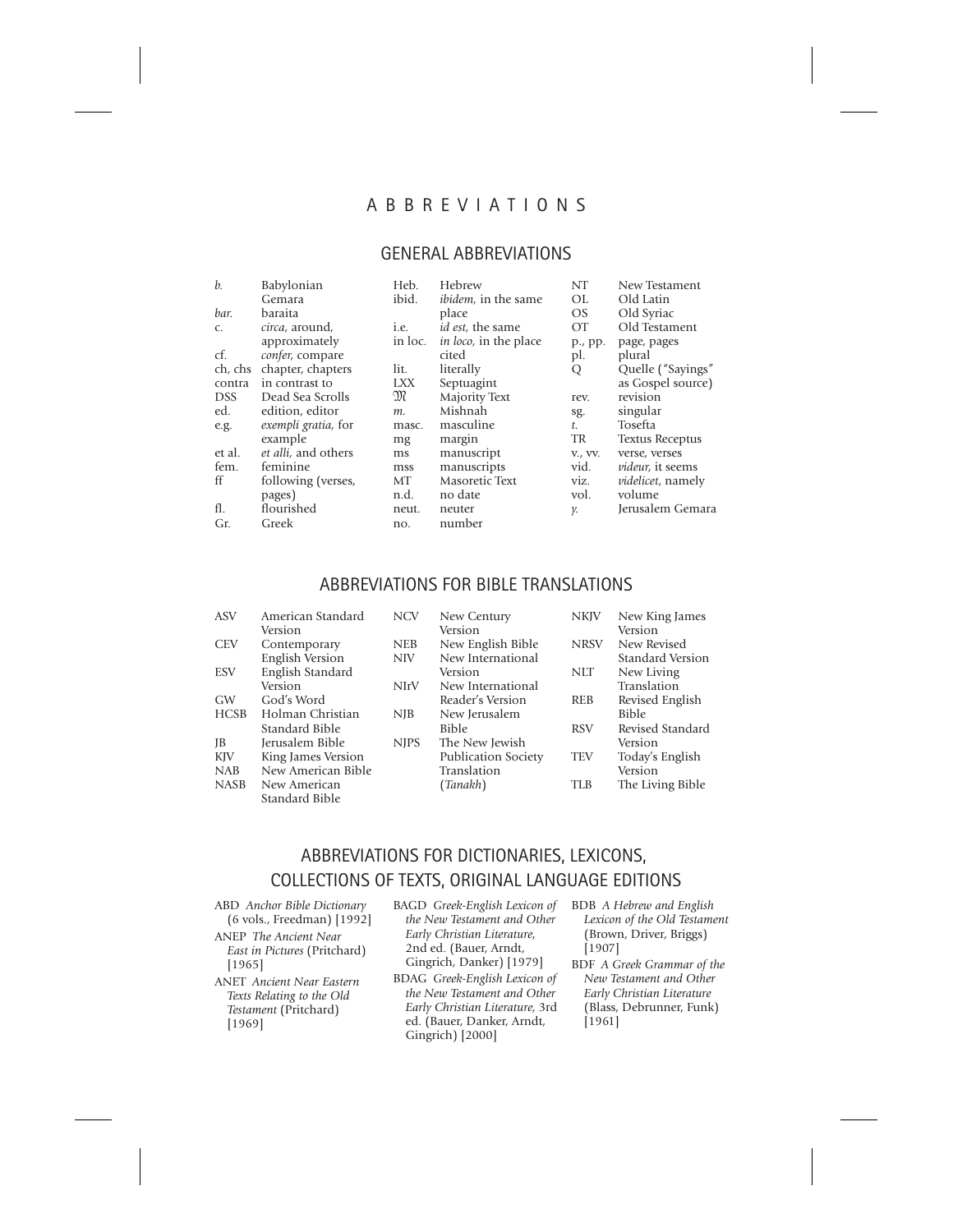# ABBREVIATIONS

## GENERAL ABBREVIATIONS

| | |
|---|---|
| *b.* | Babylonian Gemara |
| *bar.* | baraita |
| c. | *circa*, around, approximately |
| cf. | *confer*, compare |
| ch, chs | chapter, chapters |
| contra | in contrast to |
| DSS | Dead Sea Scrolls |
| ed. | edition, editor |
| e.g. | *exempli gratia,* for example |
| et al. | *et alli,* and others |
| fem. | feminine |
| ff | following (verses, pages) |
| fl. | flourished |
| Gr. | Greek |
| Heb. | Hebrew |
| ibid. | *ibidem,* in the same place |
| i.e. | *id est,* the same |
| in loc. | *in loco,* in the place cited |
| lit. | literally |
| LXX | Septuagint |
| 𝔐 | Majority Text |
| *m.* | Mishnah |
| masc. | masculine |
| mg | margin |
| ms | manuscript |
| mss | manuscripts |
| MT | Masoretic Text |
| n.d. | no date |
| neut. | neuter |
| no. | number |
| NT | New Testament |
| OL | Old Latin |
| OS | Old Syriac |
| OT | Old Testament |
| p., pp. | page, pages |
| pl. | plural |
| Q | Quelle ("Sayings" as Gospel source) |
| rev. | revision |
| sg. | singular |
| *t.* | Tosefta |
| TR | Textus Receptus |
| v., vv. | verse, verses |
| vid. | *videur,* it seems |
| viz. | *videlicet,* namely |
| vol. | volume |
| *y.* | Jerusalem Gemara |

## ABBREVIATIONS FOR BIBLE TRANSLATIONS

| | |
|---|---|
| ASV | American Standard Version |
| CEV | Contemporary English Version |
| ESV | English Standard Version |
| GW | God's Word |
| HCSB | Holman Christian Standard Bible |
| JB | Jerusalem Bible |
| KJV | King James Version |
| NAB | New American Bible |
| NASB | New American Standard Bible |
| NCV | New Century Version |
| NEB | New English Bible |
| NIV | New International Version |
| NIrV | New International Reader's Version |
| NJB | New Jerusalem Bible |
| NJPS | The New Jewish Publication Society Translation (*Tanakh*) |
| NKJV | New King James Version |
| NRSV | New Revised Standard Version |
| NLT | New Living Translation |
| REB | Revised English Bible |
| RSV | Revised Standard Version |
| TEV | Today's English Version |
| TLB | The Living Bible |

## ABBREVIATIONS FOR DICTIONARIES, LEXICONS, COLLECTIONS OF TEXTS, ORIGINAL LANGUAGE EDITIONS

ABD *Anchor Bible Dictionary* (6 vols., Freedman) [1992]

ANEP *The Ancient Near East in Pictures* (Pritchard) [1965]

ANET *Ancient Near Eastern Texts Relating to the Old Testament* (Pritchard) [1969]

BAGD *Greek-English Lexicon of the New Testament and Other Early Christian Literature,* 2nd ed. (Bauer, Arndt, Gingrich, Danker) [1979]

BDAG *Greek-English Lexicon of the New Testament and Other Early Christian Literature,* 3rd ed. (Bauer, Danker, Arndt, Gingrich) [2000]

BDB *A Hebrew and English Lexicon of the Old Testament* (Brown, Driver, Briggs) [1907]

BDF *A Greek Grammar of the New Testament and Other Early Christian Literature* (Blass, Debrunner, Funk) [1961]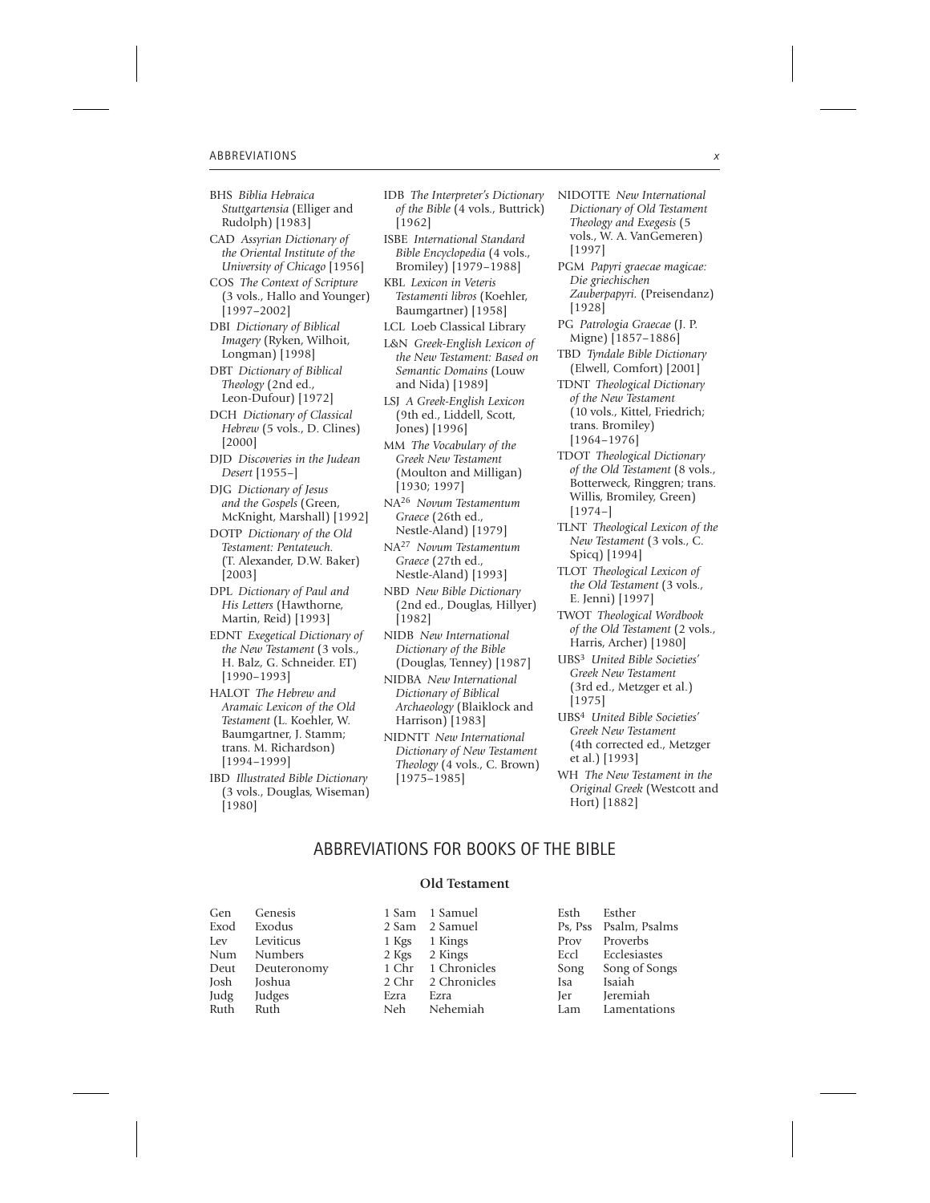BHS *Biblia Hebraica Stuttgartensia* (Elliger and Rudolph) [1983]

CAD *Assyrian Dictionary of the Oriental Institute of the University of Chicago* [1956]

COS *The Context of Scripture* (3 vols., Hallo and Younger) [1997–2002]

DBI *Dictionary of Biblical Imagery* (Ryken, Wilhoit, Longman) [1998]

DBT *Dictionary of Biblical Theology* (2nd ed., Leon-Dufour) [1972]

DCH *Dictionary of Classical Hebrew* (5 vols., D. Clines) [2000]

DJD *Discoveries in the Judean Desert* [1955–]

DJG *Dictionary of Jesus and the Gospels* (Green, McKnight, Marshall) [1992]

DOTP *Dictionary of the Old Testament: Pentateuch.* (T. Alexander, D.W. Baker) [2003]

DPL *Dictionary of Paul and His Letters* (Hawthorne, Martin, Reid) [1993]

EDNT *Exegetical Dictionary of the New Testament* (3 vols., H. Balz, G. Schneider. ET) [1990–1993]

HALOT *The Hebrew and Aramaic Lexicon of the Old Testament* (L. Koehler, W. Baumgartner, J. Stamm; trans. M. Richardson) [1994–1999]

IBD *Illustrated Bible Dictionary* (3 vols., Douglas, Wiseman) [1980]

IDB *The Interpreter's Dictionary of the Bible* (4 vols., Buttrick) [1962]

ISBE *International Standard Bible Encyclopedia* (4 vols., Bromiley) [1979–1988]

KBL *Lexicon in Veteris Testamenti libros* (Koehler, Baumgartner) [1958]

LCL Loeb Classical Library

L&N *Greek-English Lexicon of the New Testament: Based on Semantic Domains* (Louw and Nida) [1989]

LSJ *A Greek-English Lexicon* (9th ed., Liddell, Scott, Jones) [1996]

MM *The Vocabulary of the Greek New Testament* (Moulton and Milligan) [1930; 1997]

NA[26] *Novum Testamentum Graece* (26th ed., Nestle-Aland) [1979]

NA[27] *Novum Testamentum Graece* (27th ed., Nestle-Aland) [1993]

NBD *New Bible Dictionary* (2nd ed., Douglas, Hillyer) [1982]

NIDB *New International Dictionary of the Bible* (Douglas, Tenney) [1987]

NIDBA *New International Dictionary of Biblical Archaeology* (Blaiklock and Harrison) [1983]

NIDNTT *New International Dictionary of New Testament Theology* (4 vols., C. Brown) [1975–1985]

NIDOTTE *New International Dictionary of Old Testament Theology and Exegesis* (5 vols., W. A. VanGemeren) [1997]

PGM *Papyri graecae magicae: Die griechischen Zauberpapyri.* (Preisendanz) [1928]

PG *Patrologia Graecae* (J. P. Migne) [1857–1886]

TBD *Tyndale Bible Dictionary* (Elwell, Comfort) [2001]

TDNT *Theological Dictionary of the New Testament* (10 vols., Kittel, Friedrich; trans. Bromiley) [1964–1976]

TDOT *Theological Dictionary of the Old Testament* (8 vols., Botterweck, Ringgren; trans. Willis, Bromiley, Green) [1974–]

TLNT *Theological Lexicon of the New Testament* (3 vols., C. Spicq) [1994]

TLOT *Theological Lexicon of the Old Testament* (3 vols., E. Jenni) [1997]

TWOT *Theological Wordbook of the Old Testament* (2 vols., Harris, Archer) [1980]

UBS[3] *United Bible Societies' Greek New Testament* (3rd ed., Metzger et al.) [1975]

UBS[4] *United Bible Societies' Greek New Testament* (4th corrected ed., Metzger et al.) [1993]

WH *The New Testament in the Original Greek* (Westcott and Hort) [1882]

# ABBREVIATIONS FOR BOOKS OF THE BIBLE

### Old Testament

| | | | | | |
|---|---|---|---|---|---|
| Gen | Genesis | 1 Sam | 1 Samuel | Esth | Esther |
| Exod | Exodus | 2 Sam | 2 Samuel | Ps, Pss | Psalm, Psalms |
| Lev | Leviticus | 1 Kgs | 1 Kings | Prov | Proverbs |
| Num | Numbers | 2 Kgs | 2 Kings | Eccl | Ecclesiastes |
| Deut | Deuteronomy | 1 Chr | 1 Chronicles | Song | Song of Songs |
| Josh | Joshua | 2 Chr | 2 Chronicles | Isa | Isaiah |
| Judg | Judges | Ezra | Ezra | Jer | Jeremiah |
| Ruth | Ruth | Neh | Nehemiah | Lam | Lamentations |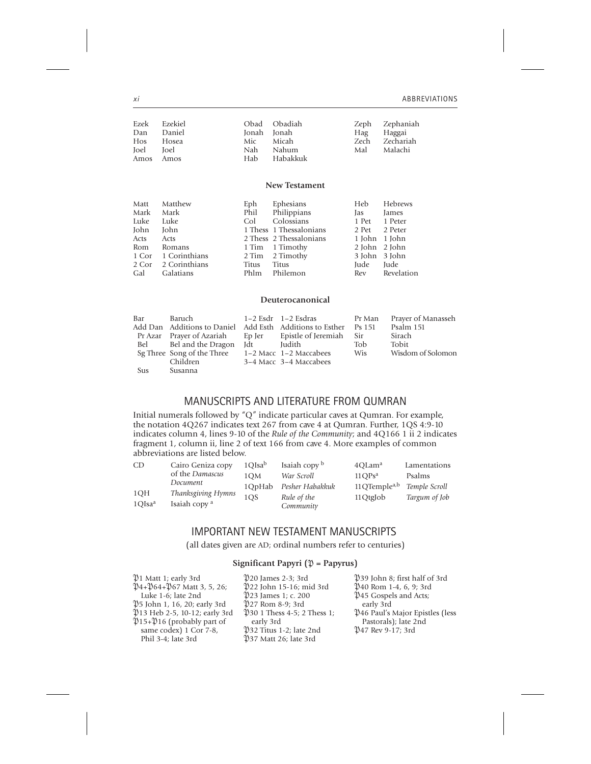| | | | | | |
|---|---|---|---|---|---|
| Ezek | Ezekiel | Obad | Obadiah | Zeph | Zephaniah |
| Dan | Daniel | Jonah | Jonah | Hag | Haggai |
| Hos | Hosea | Mic | Micah | Zech | Zechariah |
| Joel | Joel | Nah | Nahum | Mal | Malachi |
| Amos | Amos | Hab | Habakkuk | | |

### New Testament

| | | | | | |
|---|---|---|---|---|---|
| Matt | Matthew | Eph | Ephesians | Heb | Hebrews |
| Mark | Mark | Phil | Philippians | Jas | James |
| Luke | Luke | Col | Colossians | 1 Pet | 1 Peter |
| John | John | 1 Thess | 1 Thessalonians | 2 Pet | 2 Peter |
| Acts | Acts | 2 Thess | 2 Thessalonians | 1 John | 1 John |
| Rom | Romans | 1 Tim | 1 Timothy | 2 John | 2 John |
| 1 Cor | 1 Corinthians | 2 Tim | 2 Timothy | 3 John | 3 John |
| 2 Cor | 2 Corinthians | Titus | Titus | Jude | Jude |
| Gal | Galatians | Phlm | Philemon | Rev | Revelation |

### Deuterocanonical

| | | | | | |
|---|---|---|---|---|---|
| Bar | Baruch | 1–2 Esdr | 1–2 Esdras | Pr Man | Prayer of Manasseh |
| Add Dan | Additions to Daniel | Add Esth | Additions to Esther | Ps 151 | Psalm 151 |
| Pr Azar | Prayer of Azariah | Ep Jer | Epistle of Jeremiah | Sir | Sirach |
| Bel | Bel and the Dragon | Jdt | Judith | Tob | Tobit |
| Sg Three | Song of the Three Children | 1–2 Macc | 1–2 Maccabees | Wis | Wisdom of Solomon |
| Sus | Susanna | 3–4 Macc | 3–4 Maccabees | | |

## MANUSCRIPTS AND LITERATURE FROM QUMRAN

Initial numerals followed by "Q" indicate particular caves at Qumran. For example, the notation 4Q267 indicates text 267 from cave 4 at Qumran. Further, 1QS 4:9-10 indicates column 4, lines 9-10 of the *Rule of the Community*; and 4Q166 1 ii 2 indicates fragment 1, column ii, line 2 of text 166 from cave 4. More examples of common abbreviations are listed below.

| | | | | | |
|---|---|---|---|---|---|
| CD | Cairo Geniza copy of the *Damascus Document* | 1QIsa[b] | Isaiah copy [b] | 4QLam[a] | Lamentations |
| 1QH | *Thanksgiving Hymns* | 1QM | *War Scroll* | 11QPs[a] | Psalms |
| 1QIsa[a] | Isaiah copy [a] | 1QpHab | *Pesher Habakkuk* | 11QTemple[a,b] | *Temple Scroll* |
| | | 1QS | *Rule of the Community* | 11QtgJob | *Targum of Job* |

## IMPORTANT NEW TESTAMENT MANUSCRIPTS

(all dates given are AD; ordinal numbers refer to centuries)

### Significant Papyri (𝔓 = Papyrus)

𝔓1 Matt 1; early 3rd
𝔓4+𝔓64+𝔓67 Matt 3, 5, 26; Luke 1-6; late 2nd
𝔓5 John 1, 16, 20; early 3rd
𝔓13 Heb 2-5, 10-12; early 3rd
𝔓15+𝔓16 (probably part of same codex) 1 Cor 7-8, Phil 3-4; late 3rd
𝔓20 James 2-3; 3rd
𝔓22 John 15-16; mid 3rd
𝔓23 James 1; c. 200
𝔓27 Rom 8-9; 3rd
𝔓30 1 Thess 4-5; 2 Thess 1; early 3rd
𝔓32 Titus 1-2; late 2nd
𝔓37 Matt 26; late 3rd
𝔓39 John 8; first half of 3rd
𝔓40 Rom 1-4, 6, 9; 3rd
𝔓45 Gospels and Acts; early 3rd
𝔓46 Paul's Major Epistles (less Pastorals); late 2nd
𝔓47 Rev 9-17; 3rd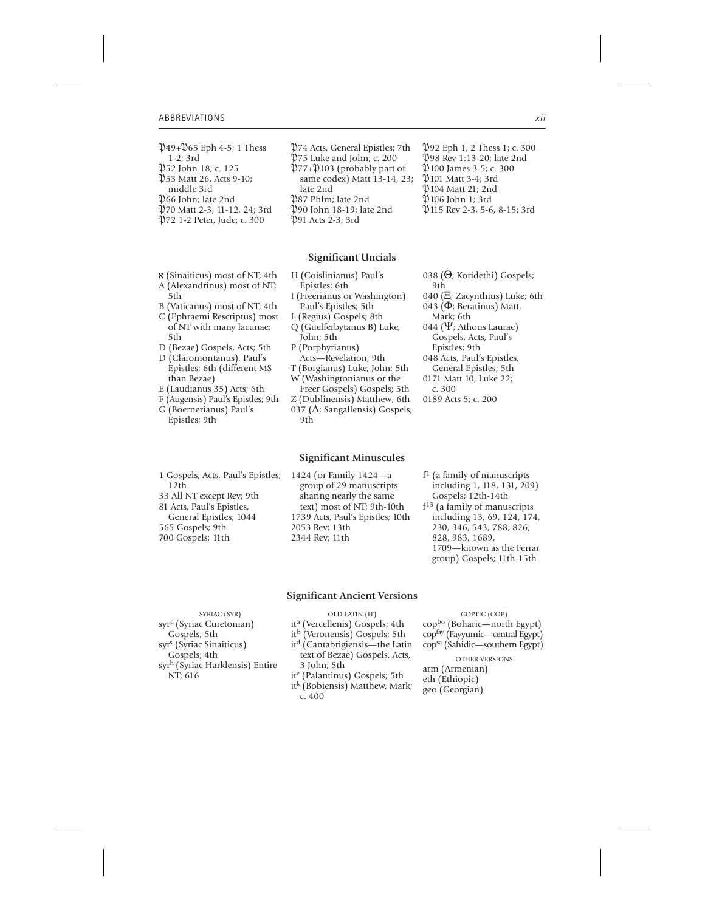𝔓49+𝔓65 Eph 4-5; 1 Thess 1-2; 3rd
𝔓52 John 18; c. 125
𝔓53 Matt 26, Acts 9-10; middle 3rd
𝔓66 John; late 2nd
𝔓70 Matt 2-3, 11-12, 24; 3rd
𝔓72 1-2 Peter, Jude; c. 300
𝔓74 Acts, General Epistles; 7th
𝔓75 Luke and John; c. 200
𝔓77+𝔓103 (probably part of same codex) Matt 13-14, 23; late 2nd
𝔓87 Phlm; late 2nd
𝔓90 John 18-19; late 2nd
𝔓91 Acts 2-3; 3rd
𝔓92 Eph 1, 2 Thess 1; c. 300
𝔓98 Rev 1:13-20; late 2nd
𝔓100 James 3-5; c. 300
𝔓101 Matt 3-4; 3rd
𝔓104 Matt 21; 2nd
𝔓106 John 1; 3rd
𝔓115 Rev 2-3, 5-6, 8-15; 3rd

## Significant Uncials

א (Sinaiticus) most of NT; 4th
A (Alexandrinus) most of NT; 5th
B (Vaticanus) most of NT; 4th
C (Ephraemi Rescriptus) most of NT with many lacunae; 5th
D (Bezae) Gospels, Acts; 5th
D (Claromontanus), Paul's Epistles; 6th (different MS than Bezae)
E (Laudianus 35) Acts; 6th
F (Augensis) Paul's Epistles; 9th
G (Boernerianus) Paul's Epistles; 9th
H (Coislinianus) Paul's Epistles; 6th
I (Freerianus or Washington) Paul's Epistles; 5th
L (Regius) Gospels; 8th
Q (Guelferbytanus B) Luke, John; 5th
P (Porphyrianus) Acts—Revelation; 9th
T (Borgianus) Luke, John; 5th
W (Washingtonianus or the Freer Gospels) Gospels; 5th
Z (Dublinensis) Matthew; 6th
037 (Δ; Sangallensis) Gospels; 9th
038 (Θ; Koridethi) Gospels; 9th
040 (Ξ; Zacynthius) Luke; 6th
043 (Φ; Beratinus) Matt, Mark; 6th
044 (Ψ; Athous Laurae) Gospels, Acts, Paul's Epistles; 9th
048 Acts, Paul's Epistles, General Epistles; 5th
0171 Matt 10, Luke 22; c. 300
0189 Acts 5; c. 200

## Significant Minuscules

1 Gospels, Acts, Paul's Epistles; 12th
33 All NT except Rev; 9th
81 Acts, Paul's Epistles, General Epistles; 1044
565 Gospels; 9th
700 Gospels; 11th
1424 (or Family 1424—a group of 29 manuscripts sharing nearly the same text) most of NT; 9th-10th
1739 Acts, Paul's Epistles; 10th
2053 Rev; 13th
2344 Rev; 11th
$f^1$ (a family of manuscripts including 1, 118, 131, 209) Gospels; 12th-14th
$f^{13}$ (a family of manuscripts including 13, 69, 124, 174, 230, 346, 543, 788, 826, 828, 983, 1689, 1709—known as the Ferrar group) Gospels; 11th-15th

## Significant Ancient Versions

SYRIAC (SYR)

$syr^c$ (Syriac Curetonian) Gospels; 5th
$syr^s$ (Syriac Sinaiticus) Gospels; 4th
$syr^h$ (Syriac Harklensis) Entire NT; 616

OLD LATIN (IT)

$it^a$ (Vercellenis) Gospels; 4th
$it^b$ (Veronensis) Gospels; 5th
$it^d$ (Cantabrigiensis—the Latin text of Bezae) Gospels, Acts, 3 John; 5th
$it^e$ (Palantinus) Gospels; 5th
$it^k$ (Bobiensis) Matthew, Mark; c. 400

COPTIC (COP)

$cop^{bo}$ (Boharic—north Egypt)
$cop^{fay}$ (Fayyumic—central Egypt)
$cop^{sa}$ (Sahidic—southern Egypt)

OTHER VERSIONS

arm (Armenian)
eth (Ethiopic)
geo (Georgian)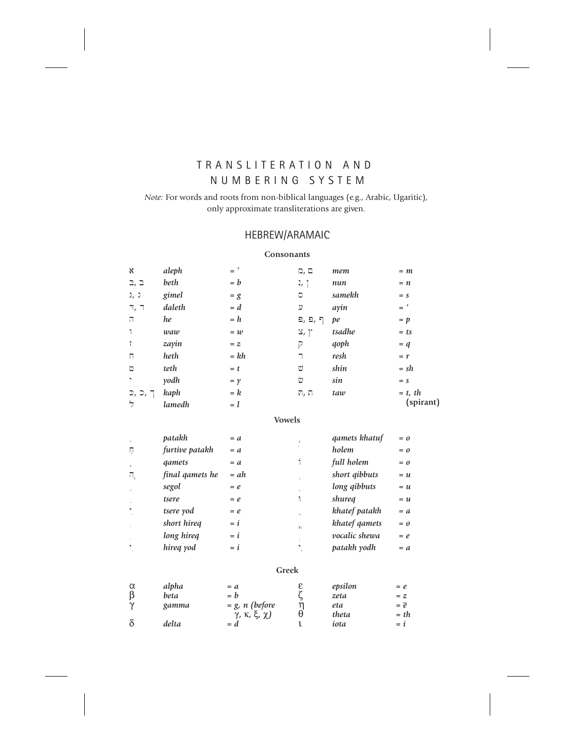# TRANSLITERATION AND NUMBERING SYSTEM

*Note:* For words and roots from non-biblical languages (e.g., Arabic, Ugaritic), only approximate transliterations are given.

## HEBREW/ARAMAIC

### Consonants

| | | | | | |
|---|---|---|---|---|---|
| א | *aleph* | = *ʼ* | מ, ם | *mem* | = *m* |
| ב, בּ | *beth* | = *b* | נ, ן | *nun* | = *n* |
| ג, גּ | *gimel* | = *g* | ס | *samekh* | = *s* |
| ד, דּ | *daleth* | = *d* | ע | *ayin* | = *ʻ* |
| ה | *he* | = *h* | פ, פּ, ף | *pe* | = *p* |
| ו | *waw* | = *w* | צ, ץ | *tsadhe* | = *ts* |
| ז | *zayin* | = *z* | ק | *qoph* | = *q* |
| ח | *heth* | = *kh* | ר | *resh* | = *r* |
| ט | *teth* | = *t* | שׁ | *shin* | = *sh* |
| י | *yodh* | = *y* | שׂ | *sin* | = *s* |
| כ, כּ, ך | *kaph* | = *k* | ת, תּ | *taw* | = *t, th* (spirant) |
| ל | *lamedh* | = *l* | | | |

### Vowels

| | | | | | |
|---|---|---|---|---|---|
| ַ | *patakh* | = *a* | ָ | *qamets khatuf* | = *o* |
| חַ | *furtive patakh* | = *a* | ֹ | *holem* | = *o* |
| ָ | *qamets* | = *a* | וֹ | *full holem* | = *o* |
| ָה | *final qamets he* | = *ah* | ֻ | *short qibbuts* | = *u* |
| ֶ | *segol* | = *e* | ֻ | *long qibbuts* | = *u* |
| ֵ | *tsere* | = *e* | וּ | *shureq* | = *u* |
| ֵי | *tsere yod* | = *e* | ֲ | *khatef patakh* | = *a* |
| ִ | *short hireq* | = *i* | ֳ | *khatef qamets* | = *o* |
| ִ | *long hireq* | = *i* | ְ | *vocalic shewa* | = *e* |
| ִי | *hireq yod* | = *i* | ַי | *patakh yodh* | = *a* |

### Greek

| | | | | | |
|---|---|---|---|---|---|
| α | *alpha* | = *a* | ε | *epsilon* | = *e* |
| β | *beta* | = *b* | ζ | *zeta* | = *z* |
| γ | *gamma* | = *g, n (before γ, κ, ξ, χ)* | η | *eta* | = *ē* |
| | | | θ | *theta* | = *th* |
| δ | *delta* | = *d* | ι | *iota* | = *i* |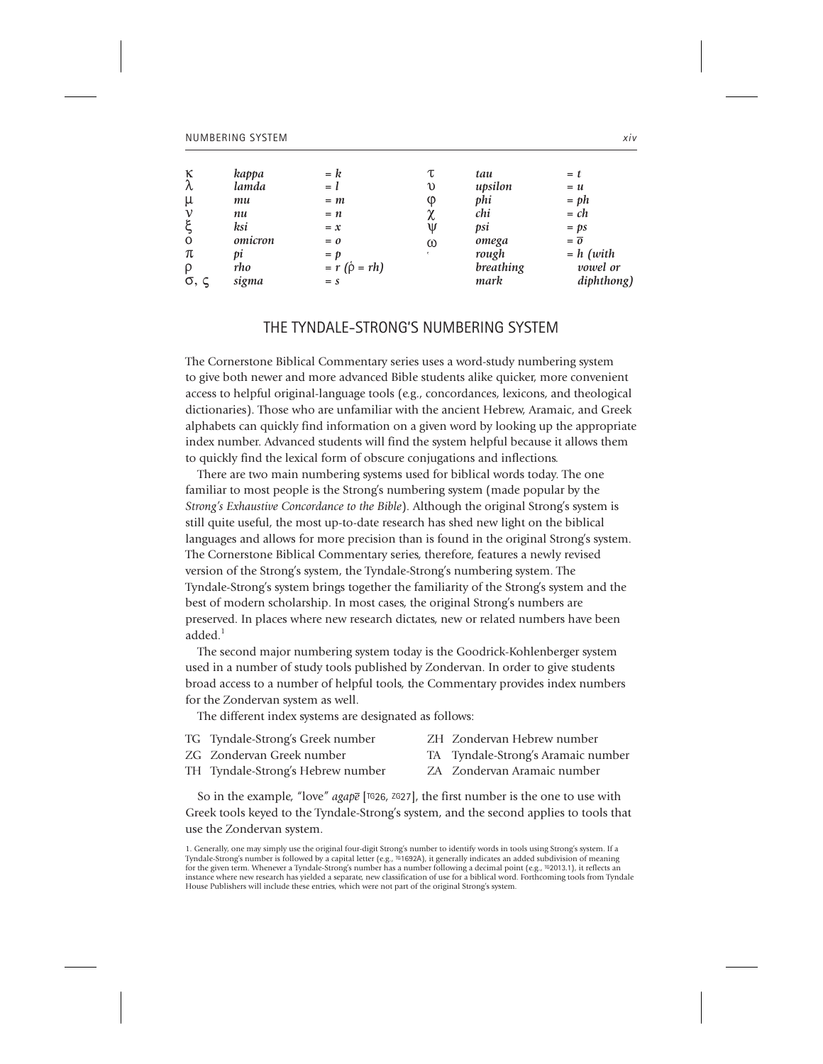| | | | | | |
|---|---|---|---|---|---|
| κ | *kappa* | *= k* | τ | *tau* | *= t* |
| λ | *lamda* | *= l* | υ | *upsilon* | *= u* |
| μ | *mu* | *= m* | φ | *phi* | *= ph* |
| ν | *nu* | *= n* | χ | *chi* | *= ch* |
| ξ | *ksi* | *= x* | ψ | *psi* | *= ps* |
| ο | *omicron* | *= o* | ω | *omega* | *= ō* |
| π | *pi* | *= p* | ʽ | *rough breathing mark* | *= h (with vowel or diphthong)* |
| ρ | *rho* | *= r (ῥ = rh)* | | | |
| σ, ς | *sigma* | *= s* | | | |

## THE TYNDALE-STRONG'S NUMBERING SYSTEM

The Cornerstone Biblical Commentary series uses a word-study numbering system to give both newer and more advanced Bible students alike quicker, more convenient access to helpful original-language tools (e.g., concordances, lexicons, and theological dictionaries). Those who are unfamiliar with the ancient Hebrew, Aramaic, and Greek alphabets can quickly find information on a given word by looking up the appropriate index number. Advanced students will find the system helpful because it allows them to quickly find the lexical form of obscure conjugations and inflections.

There are two main numbering systems used for biblical words today. The one familiar to most people is the Strong's numbering system (made popular by the *Strong's Exhaustive Concordance to the Bible*). Although the original Strong's system is still quite useful, the most up-to-date research has shed new light on the biblical languages and allows for more precision than is found in the original Strong's system. The Cornerstone Biblical Commentary series, therefore, features a newly revised version of the Strong's system, the Tyndale-Strong's numbering system. The Tyndale-Strong's system brings together the familiarity of the Strong's system and the best of modern scholarship. In most cases, the original Strong's numbers are preserved. In places where new research dictates, new or related numbers have been added.[1]

The second major numbering system today is the Goodrick-Kohlenberger system used in a number of study tools published by Zondervan. In order to give students broad access to a number of helpful tools, the Commentary provides index numbers for the Zondervan system as well.

The different index systems are designated as follows:

- TG Tyndale-Strong's Greek number
- ZG Zondervan Greek number
- TH Tyndale-Strong's Hebrew number
- ZH Zondervan Hebrew number
- TA Tyndale-Strong's Aramaic number
- ZA Zondervan Aramaic number

So in the example, "love" *agapē* [TG26, ZG27], the first number is the one to use with Greek tools keyed to the Tyndale-Strong's system, and the second applies to tools that use the Zondervan system.

1. Generally, one may simply use the original four-digit Strong's number to identify words in tools using Strong's system. If a Tyndale-Strong's number is followed by a capital letter (e.g., TG1692A), it generally indicates an added subdivision of meaning for the given term. Whenever a Tyndale-Strong's number has a number following a decimal point (e.g., TG2013.1), it reflects an instance where new research has yielded a separate, new classification of use for a biblical word. Forthcoming tools from Tyndale House Publishers will include these entries, which were not part of the original Strong's system.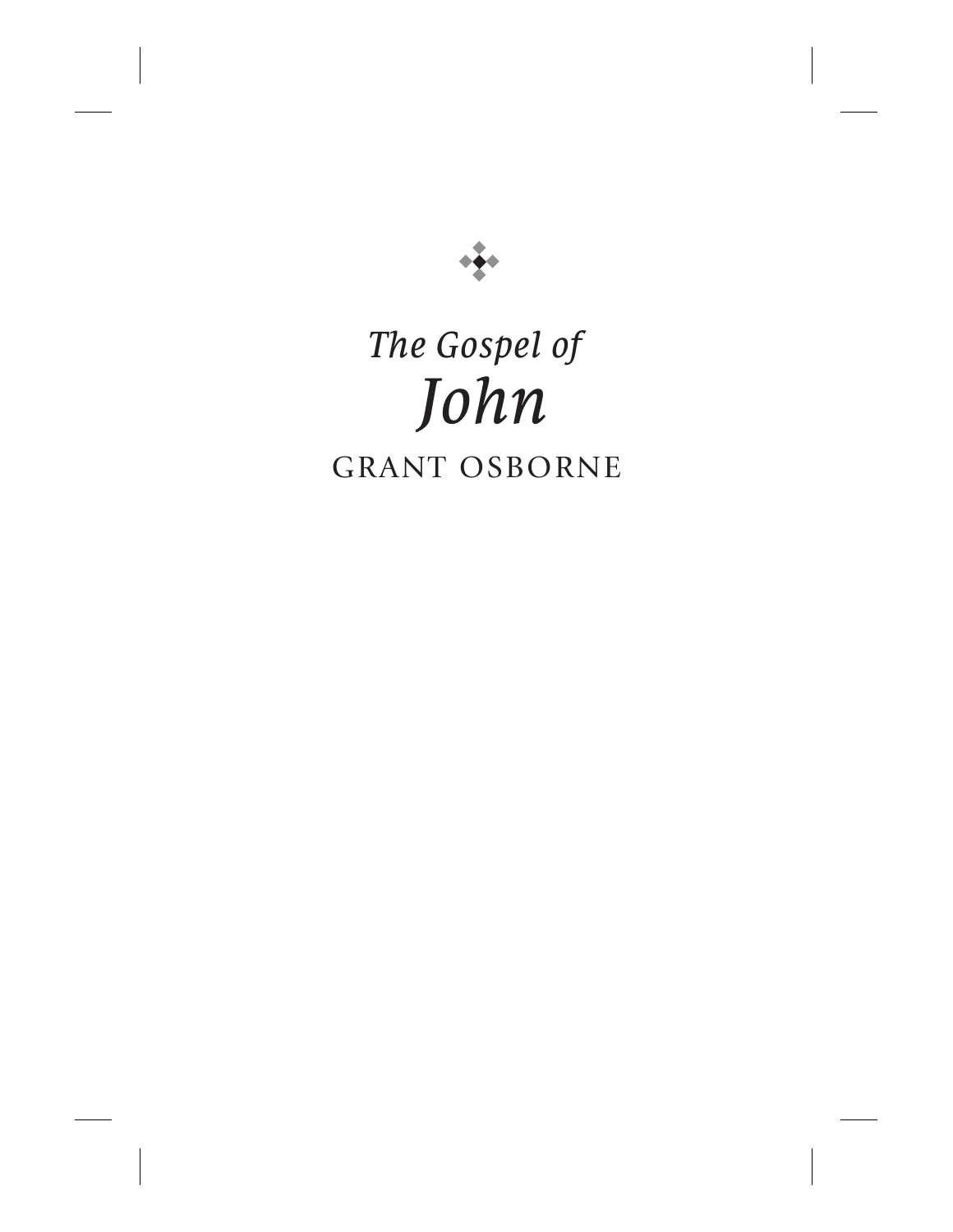*The Gospel of*

# *John*

GRANT OSBORNE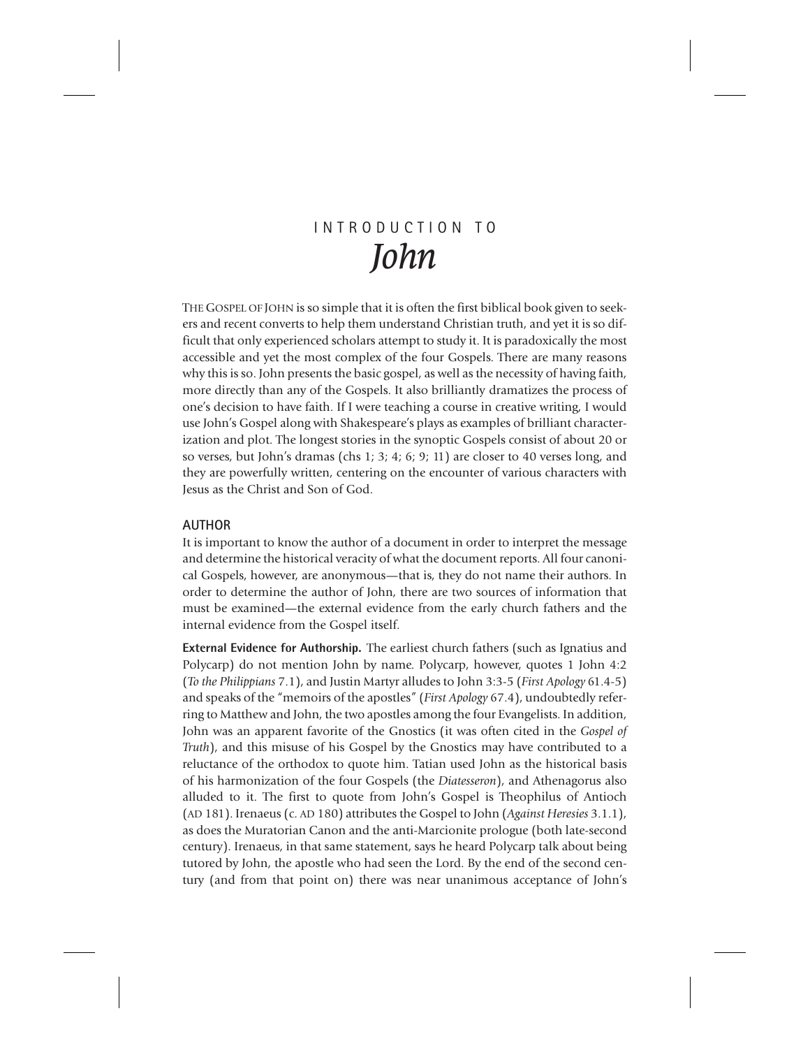# INTRODUCTION TO *John*

THE GOSPEL OF JOHN is so simple that it is often the first biblical book given to seekers and recent converts to help them understand Christian truth, and yet it is so difficult that only experienced scholars attempt to study it. It is paradoxically the most accessible and yet the most complex of the four Gospels. There are many reasons why this is so. John presents the basic gospel, as well as the necessity of having faith, more directly than any of the Gospels. It also brilliantly dramatizes the process of one's decision to have faith. If I were teaching a course in creative writing, I would use John's Gospel along with Shakespeare's plays as examples of brilliant characterization and plot. The longest stories in the synoptic Gospels consist of about 20 or so verses, but John's dramas (chs 1; 3; 4; 6; 9; 11) are closer to 40 verses long, and they are powerfully written, centering on the encounter of various characters with Jesus as the Christ and Son of God.

## AUTHOR

It is important to know the author of a document in order to interpret the message and determine the historical veracity of what the document reports. All four canonical Gospels, however, are anonymous—that is, they do not name their authors. In order to determine the author of John, there are two sources of information that must be examined—the external evidence from the early church fathers and the internal evidence from the Gospel itself.

**External Evidence for Authorship.** The earliest church fathers (such as Ignatius and Polycarp) do not mention John by name. Polycarp, however, quotes 1 John 4:2 (*To the Philippians* 7.1), and Justin Martyr alludes to John 3:3-5 (*First Apology* 61.4-5) and speaks of the "memoirs of the apostles" (*First Apology* 67.4), undoubtedly referring to Matthew and John, the two apostles among the four Evangelists. In addition, John was an apparent favorite of the Gnostics (it was often cited in the *Gospel of Truth*), and this misuse of his Gospel by the Gnostics may have contributed to a reluctance of the orthodox to quote him. Tatian used John as the historical basis of his harmonization of the four Gospels (the *Diatesseron*), and Athenagorus also alluded to it. The first to quote from John's Gospel is Theophilus of Antioch (AD 181). Irenaeus (c. AD 180) attributes the Gospel to John (*Against Heresies* 3.1.1), as does the Muratorian Canon and the anti-Marcionite prologue (both late-second century). Irenaeus, in that same statement, says he heard Polycarp talk about being tutored by John, the apostle who had seen the Lord. By the end of the second century (and from that point on) there was near unanimous acceptance of John's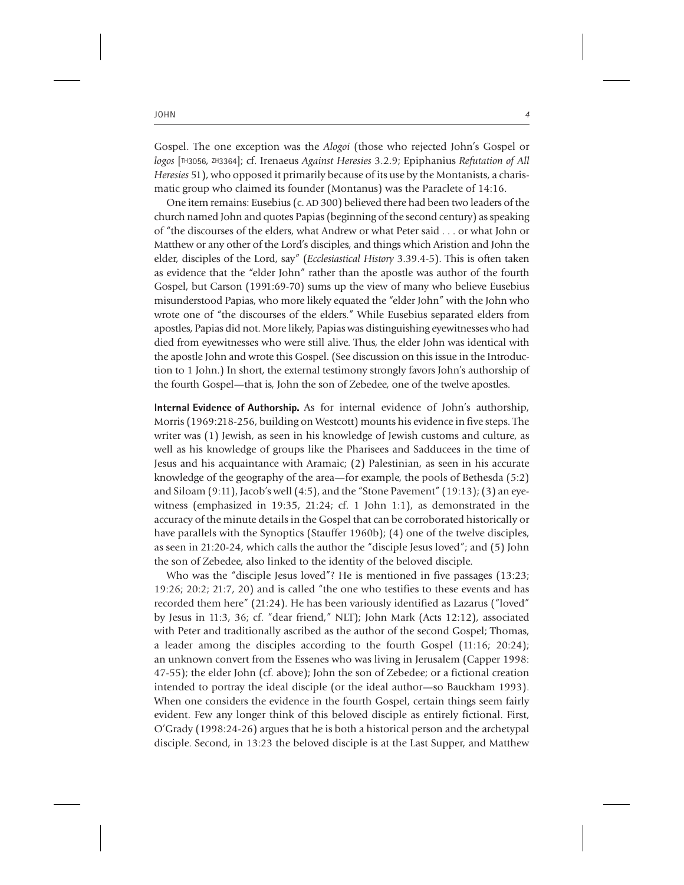Gospel. The one exception was the *Alogoi* (those who rejected John's Gospel or *logos* [TH3056, ZH3364]; cf. Irenaeus *Against Heresies* 3.2.9; Epiphanius *Refutation of All Heresies* 51), who opposed it primarily because of its use by the Montanists, a charismatic group who claimed its founder (Montanus) was the Paraclete of 14:16.

One item remains: Eusebius (c. AD 300) believed there had been two leaders of the church named John and quotes Papias (beginning of the second century) as speaking of "the discourses of the elders, what Andrew or what Peter said . . . or what John or Matthew or any other of the Lord's disciples, and things which Aristion and John the elder, disciples of the Lord, say" (*Ecclesiastical History* 3.39.4-5). This is often taken as evidence that the "elder John" rather than the apostle was author of the fourth Gospel, but Carson (1991:69-70) sums up the view of many who believe Eusebius misunderstood Papias, who more likely equated the "elder John" with the John who wrote one of "the discourses of the elders." While Eusebius separated elders from apostles, Papias did not. More likely, Papias was distinguishing eyewitnesses who had died from eyewitnesses who were still alive. Thus, the elder John was identical with the apostle John and wrote this Gospel. (See discussion on this issue in the Introduction to 1 John.) In short, the external testimony strongly favors John's authorship of the fourth Gospel—that is, John the son of Zebedee, one of the twelve apostles.

**Internal Evidence of Authorship.** As for internal evidence of John's authorship, Morris (1969:218-256, building on Westcott) mounts his evidence in five steps. The writer was (1) Jewish, as seen in his knowledge of Jewish customs and culture, as well as his knowledge of groups like the Pharisees and Sadducees in the time of Jesus and his acquaintance with Aramaic; (2) Palestinian, as seen in his accurate knowledge of the geography of the area—for example, the pools of Bethesda (5:2) and Siloam (9:11), Jacob's well (4:5), and the "Stone Pavement" (19:13); (3) an eyewitness (emphasized in 19:35, 21:24; cf. 1 John 1:1), as demonstrated in the accuracy of the minute details in the Gospel that can be corroborated historically or have parallels with the Synoptics (Stauffer 1960b); (4) one of the twelve disciples, as seen in 21:20-24, which calls the author the "disciple Jesus loved"; and (5) John the son of Zebedee, also linked to the identity of the beloved disciple.

Who was the "disciple Jesus loved"? He is mentioned in five passages (13:23; 19:26; 20:2; 21:7, 20) and is called "the one who testifies to these events and has recorded them here" (21:24). He has been variously identified as Lazarus ("loved" by Jesus in 11:3, 36; cf. "dear friend," NLT); John Mark (Acts 12:12), associated with Peter and traditionally ascribed as the author of the second Gospel; Thomas, a leader among the disciples according to the fourth Gospel (11:16; 20:24); an unknown convert from the Essenes who was living in Jerusalem (Capper 1998: 47-55); the elder John (cf. above); John the son of Zebedee; or a fictional creation intended to portray the ideal disciple (or the ideal author—so Bauckham 1993). When one considers the evidence in the fourth Gospel, certain things seem fairly evident. Few any longer think of this beloved disciple as entirely fictional. First, O'Grady (1998:24-26) argues that he is both a historical person and the archetypal disciple. Second, in 13:23 the beloved disciple is at the Last Supper, and Matthew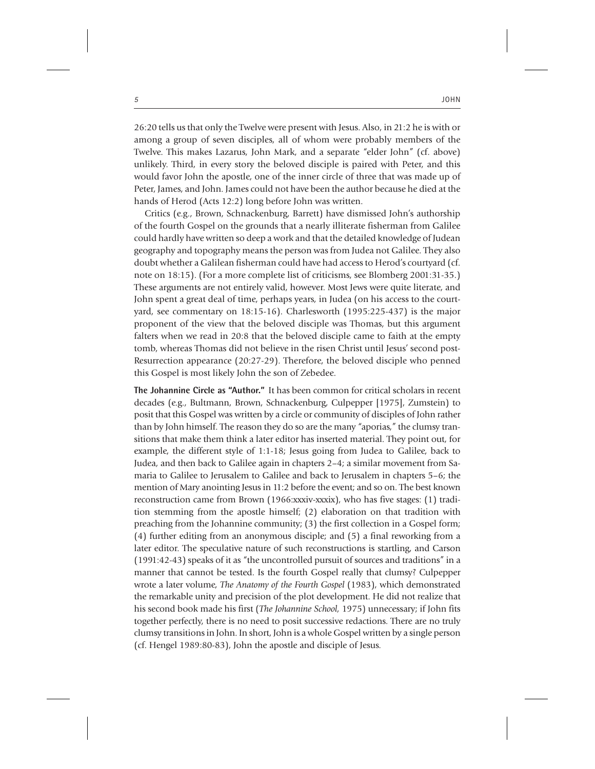26:20 tells us that only the Twelve were present with Jesus. Also, in 21:2 he is with or among a group of seven disciples, all of whom were probably members of the Twelve. This makes Lazarus, John Mark, and a separate "elder John" (cf. above) unlikely. Third, in every story the beloved disciple is paired with Peter, and this would favor John the apostle, one of the inner circle of three that was made up of Peter, James, and John. James could not have been the author because he died at the hands of Herod (Acts 12:2) long before John was written.

Critics (e.g., Brown, Schnackenburg, Barrett) have dismissed John's authorship of the fourth Gospel on the grounds that a nearly illiterate fisherman from Galilee could hardly have written so deep a work and that the detailed knowledge of Judean geography and topography means the person was from Judea not Galilee. They also doubt whether a Galilean fisherman could have had access to Herod's courtyard (cf. note on 18:15). (For a more complete list of criticisms, see Blomberg 2001:31-35.) These arguments are not entirely valid, however. Most Jews were quite literate, and John spent a great deal of time, perhaps years, in Judea (on his access to the courtyard, see commentary on 18:15-16). Charlesworth (1995:225-437) is the major proponent of the view that the beloved disciple was Thomas, but this argument falters when we read in 20:8 that the beloved disciple came to faith at the empty tomb, whereas Thomas did not believe in the risen Christ until Jesus' second post-Resurrection appearance (20:27-29). Therefore, the beloved disciple who penned this Gospel is most likely John the son of Zebedee.

**The Johannine Circle as "Author."** It has been common for critical scholars in recent decades (e.g., Bultmann, Brown, Schnackenburg, Culpepper [1975], Zumstein) to posit that this Gospel was written by a circle or community of disciples of John rather than by John himself. The reason they do so are the many "aporias," the clumsy transitions that make them think a later editor has inserted material. They point out, for example, the different style of 1:1-18; Jesus going from Judea to Galilee, back to Judea, and then back to Galilee again in chapters 2–4; a similar movement from Samaria to Galilee to Jerusalem to Galilee and back to Jerusalem in chapters 5–6; the mention of Mary anointing Jesus in 11:2 before the event; and so on. The best known reconstruction came from Brown (1966:xxxiv-xxxix), who has five stages: (1) tradition stemming from the apostle himself; (2) elaboration on that tradition with preaching from the Johannine community; (3) the first collection in a Gospel form; (4) further editing from an anonymous disciple; and (5) a final reworking from a later editor. The speculative nature of such reconstructions is startling, and Carson (1991:42-43) speaks of it as "the uncontrolled pursuit of sources and traditions" in a manner that cannot be tested. Is the fourth Gospel really that clumsy? Culpepper wrote a later volume, *The Anatomy of the Fourth Gospel* (1983), which demonstrated the remarkable unity and precision of the plot development. He did not realize that his second book made his first (*The Johannine School,* 1975) unnecessary; if John fits together perfectly, there is no need to posit successive redactions. There are no truly clumsy transitions in John. In short, John is a whole Gospel written by a single person (cf. Hengel 1989:80-83), John the apostle and disciple of Jesus.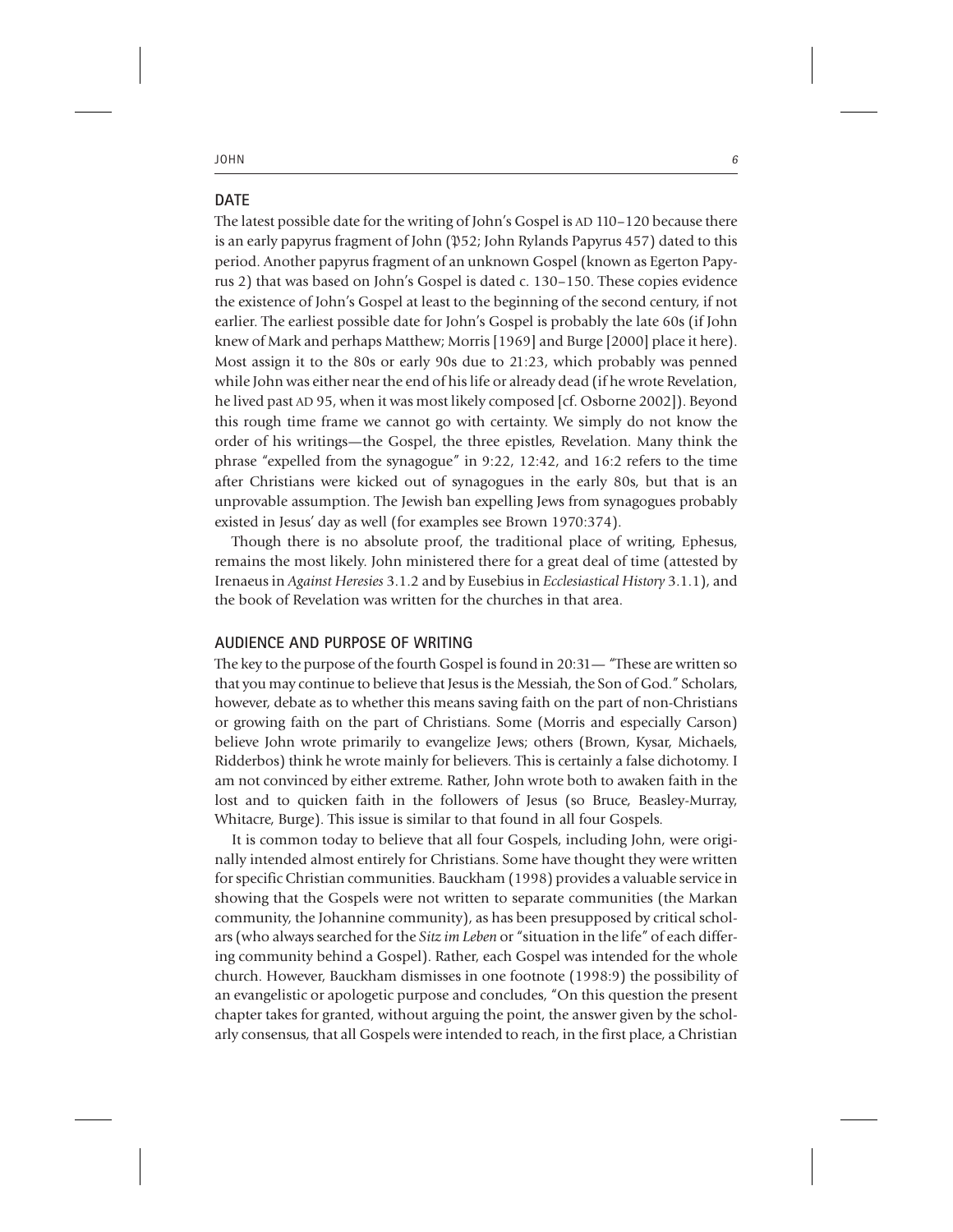## DATE

The latest possible date for the writing of John's Gospel is AD 110–120 because there is an early papyrus fragment of John (𝔓52; John Rylands Papyrus 457) dated to this period. Another papyrus fragment of an unknown Gospel (known as Egerton Papyrus 2) that was based on John's Gospel is dated c. 130–150. These copies evidence the existence of John's Gospel at least to the beginning of the second century, if not earlier. The earliest possible date for John's Gospel is probably the late 60s (if John knew of Mark and perhaps Matthew; Morris [1969] and Burge [2000] place it here). Most assign it to the 80s or early 90s due to 21:23, which probably was penned while John was either near the end of his life or already dead (if he wrote Revelation, he lived past AD 95, when it was most likely composed [cf. Osborne 2002]). Beyond this rough time frame we cannot go with certainty. We simply do not know the order of his writings—the Gospel, the three epistles, Revelation. Many think the phrase "expelled from the synagogue" in 9:22, 12:42, and 16:2 refers to the time after Christians were kicked out of synagogues in the early 80s, but that is an unprovable assumption. The Jewish ban expelling Jews from synagogues probably existed in Jesus' day as well (for examples see Brown 1970:374).

Though there is no absolute proof, the traditional place of writing, Ephesus, remains the most likely. John ministered there for a great deal of time (attested by Irenaeus in *Against Heresies* 3.1.2 and by Eusebius in *Ecclesiastical History* 3.1.1), and the book of Revelation was written for the churches in that area.

## AUDIENCE AND PURPOSE OF WRITING

The key to the purpose of the fourth Gospel is found in 20:31— "These are written so that you may continue to believe that Jesus is the Messiah, the Son of God." Scholars, however, debate as to whether this means saving faith on the part of non-Christians or growing faith on the part of Christians. Some (Morris and especially Carson) believe John wrote primarily to evangelize Jews; others (Brown, Kysar, Michaels, Ridderbos) think he wrote mainly for believers. This is certainly a false dichotomy. I am not convinced by either extreme. Rather, John wrote both to awaken faith in the lost and to quicken faith in the followers of Jesus (so Bruce, Beasley-Murray, Whitacre, Burge). This issue is similar to that found in all four Gospels.

It is common today to believe that all four Gospels, including John, were originally intended almost entirely for Christians. Some have thought they were written for specific Christian communities. Bauckham (1998) provides a valuable service in showing that the Gospels were not written to separate communities (the Markan community, the Johannine community), as has been presupposed by critical scholars (who always searched for the *Sitz im Leben* or "situation in the life" of each differing community behind a Gospel). Rather, each Gospel was intended for the whole church. However, Bauckham dismisses in one footnote (1998:9) the possibility of an evangelistic or apologetic purpose and concludes, "On this question the present chapter takes for granted, without arguing the point, the answer given by the scholarly consensus, that all Gospels were intended to reach, in the first place, a Christian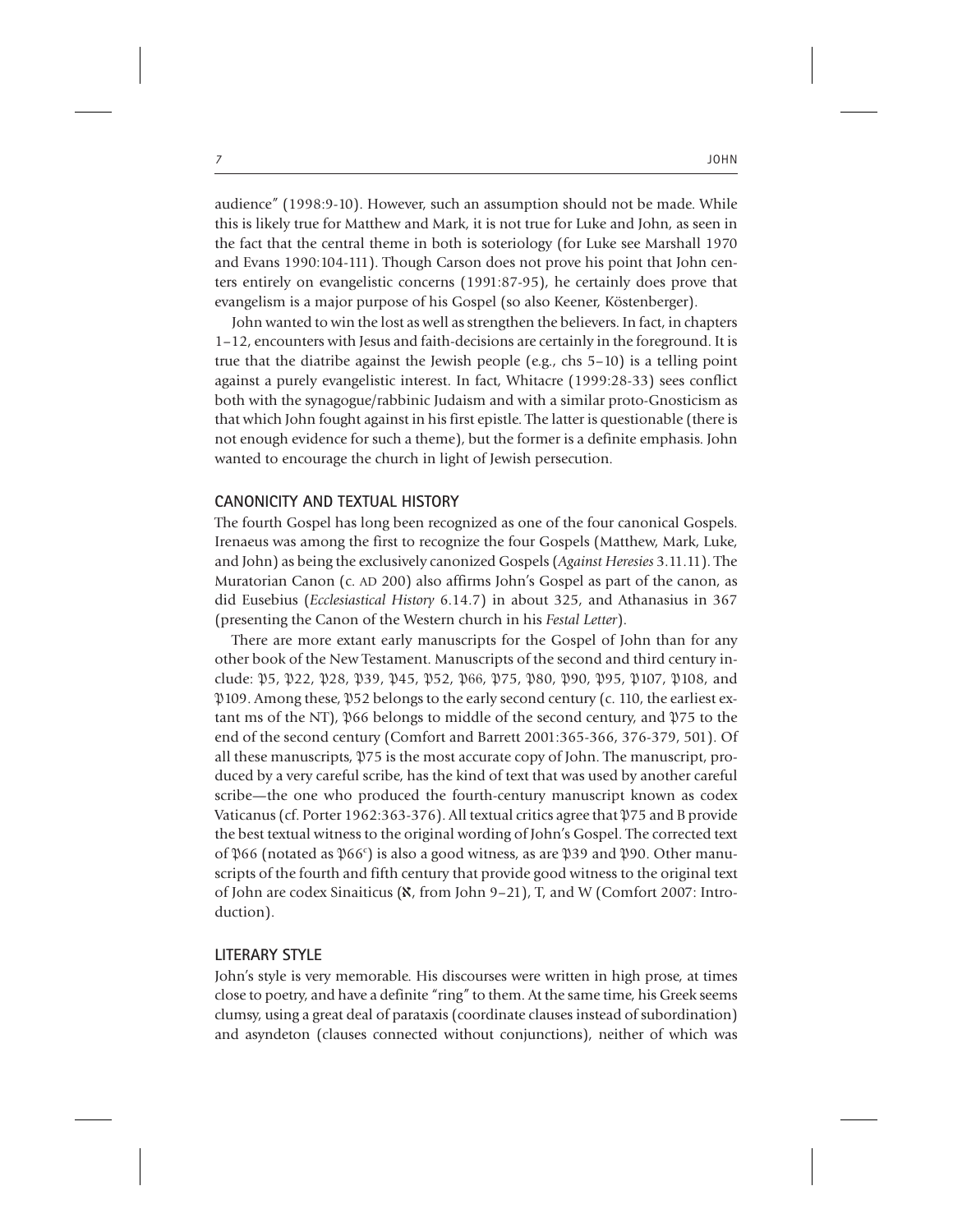audience" (1998:9-10). However, such an assumption should not be made. While this is likely true for Matthew and Mark, it is not true for Luke and John, as seen in the fact that the central theme in both is soteriology (for Luke see Marshall 1970 and Evans 1990:104-111). Though Carson does not prove his point that John centers entirely on evangelistic concerns (1991:87-95), he certainly does prove that evangelism is a major purpose of his Gospel (so also Keener, Köstenberger).

John wanted to win the lost as well as strengthen the believers. In fact, in chapters 1–12, encounters with Jesus and faith-decisions are certainly in the foreground. It is true that the diatribe against the Jewish people (e.g., chs 5–10) is a telling point against a purely evangelistic interest. In fact, Whitacre (1999:28-33) sees conflict both with the synagogue/rabbinic Judaism and with a similar proto-Gnosticism as that which John fought against in his first epistle. The latter is questionable (there is not enough evidence for such a theme), but the former is a definite emphasis. John wanted to encourage the church in light of Jewish persecution.

## CANONICITY AND TEXTUAL HISTORY

The fourth Gospel has long been recognized as one of the four canonical Gospels. Irenaeus was among the first to recognize the four Gospels (Matthew, Mark, Luke, and John) as being the exclusively canonized Gospels (*Against Heresies* 3.11.11). The Muratorian Canon (c. AD 200) also affirms John's Gospel as part of the canon, as did Eusebius (*Ecclesiastical History* 6.14.7) in about 325, and Athanasius in 367 (presenting the Canon of the Western church in his *Festal Letter*).

There are more extant early manuscripts for the Gospel of John than for any other book of the New Testament. Manuscripts of the second and third century include: 𝔓5, 𝔓22, 𝔓28, 𝔓39, 𝔓45, 𝔓52, 𝔓66, 𝔓75, 𝔓80, 𝔓90, 𝔓95, 𝔓107, 𝔓108, and 𝔓109. Among these, 𝔓52 belongs to the early second century (c. 110, the earliest extant ms of the NT), 𝔓66 belongs to middle of the second century, and 𝔓75 to the end of the second century (Comfort and Barrett 2001:365-366, 376-379, 501). Of all these manuscripts, 𝔓75 is the most accurate copy of John. The manuscript, produced by a very careful scribe, has the kind of text that was used by another careful scribe—the one who produced the fourth-century manuscript known as codex Vaticanus (cf. Porter 1962:363-376). All textual critics agree that 𝔓75 and B provide the best textual witness to the original wording of John's Gospel. The corrected text of 𝔓66 (notated as 𝔓66$^{c}$) is also a good witness, as are 𝔓39 and 𝔓90. Other manuscripts of the fourth and fifth century that provide good witness to the original text of John are codex Sinaiticus (א, from John 9–21), T, and W (Comfort 2007: Introduction).

## LITERARY STYLE

John's style is very memorable. His discourses were written in high prose, at times close to poetry, and have a definite "ring" to them. At the same time, his Greek seems clumsy, using a great deal of parataxis (coordinate clauses instead of subordination) and asyndeton (clauses connected without conjunctions), neither of which was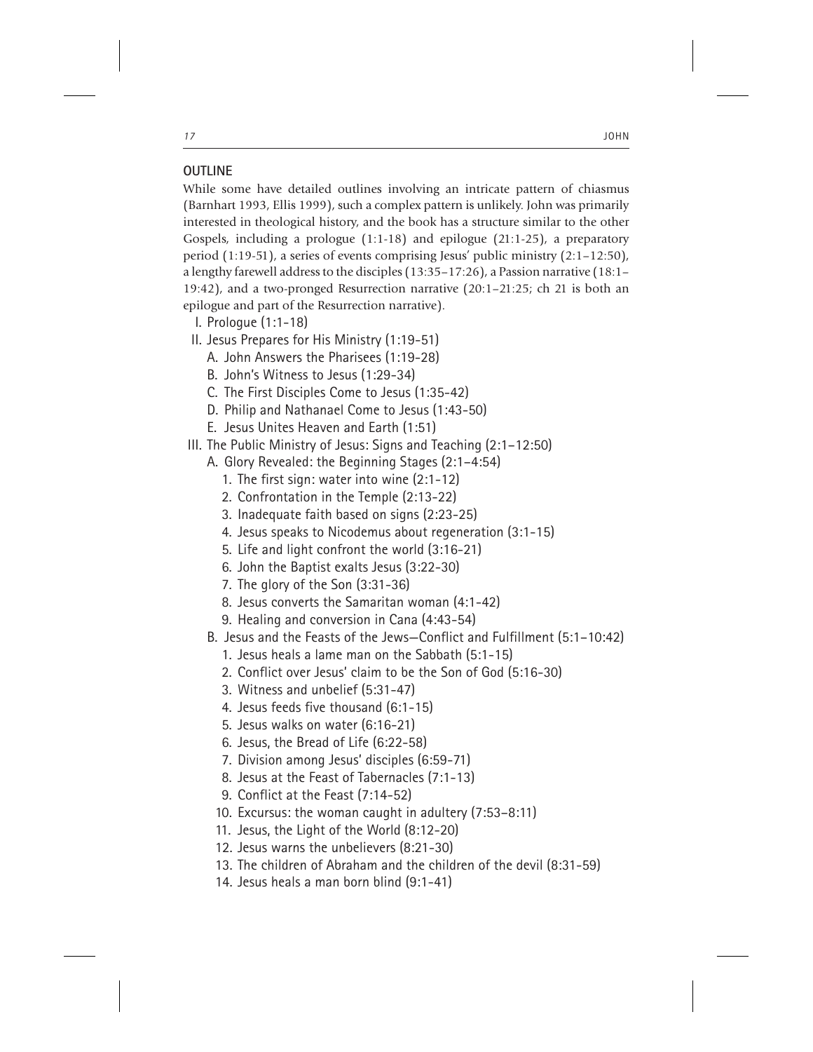## OUTLINE

While some have detailed outlines involving an intricate pattern of chiasmus (Barnhart 1993, Ellis 1999), such a complex pattern is unlikely. John was primarily interested in theological history, and the book has a structure similar to the other Gospels, including a prologue (1:1-18) and epilogue (21:1-25), a preparatory period (1:19-51), a series of events comprising Jesus' public ministry (2:1–12:50), a lengthy farewell address to the disciples (13:35–17:26), a Passion narrative (18:1–19:42), and a two-pronged Resurrection narrative (20:1–21:25; ch 21 is both an epilogue and part of the Resurrection narrative).

- I. Prologue (1:1-18)
- II. Jesus Prepares for His Ministry (1:19-51)
  - A. John Answers the Pharisees (1:19-28)
  - B. John's Witness to Jesus (1:29-34)
  - C. The First Disciples Come to Jesus (1:35-42)
  - D. Philip and Nathanael Come to Jesus (1:43-50)
  - E. Jesus Unites Heaven and Earth (1:51)
- III. The Public Ministry of Jesus: Signs and Teaching (2:1–12:50)
  - A. Glory Revealed: the Beginning Stages (2:1–4:54)
    1. The first sign: water into wine (2:1-12)
    2. Confrontation in the Temple (2:13-22)
    3. Inadequate faith based on signs (2:23-25)
    4. Jesus speaks to Nicodemus about regeneration (3:1-15)
    5. Life and light confront the world (3:16-21)
    6. John the Baptist exalts Jesus (3:22-30)
    7. The glory of the Son (3:31-36)
    8. Jesus converts the Samaritan woman (4:1-42)
    9. Healing and conversion in Cana (4:43-54)
  - B. Jesus and the Feasts of the Jews—Conflict and Fulfillment (5:1–10:42)
    1. Jesus heals a lame man on the Sabbath (5:1-15)
    2. Conflict over Jesus' claim to be the Son of God (5:16-30)
    3. Witness and unbelief (5:31-47)
    4. Jesus feeds five thousand (6:1-15)
    5. Jesus walks on water (6:16-21)
    6. Jesus, the Bread of Life (6:22-58)
    7. Division among Jesus' disciples (6:59-71)
    8. Jesus at the Feast of Tabernacles (7:1-13)
    9. Conflict at the Feast (7:14-52)
    10. Excursus: the woman caught in adultery (7:53–8:11)
    11. Jesus, the Light of the World (8:12-20)
    12. Jesus warns the unbelievers (8:21-30)
    13. The children of Abraham and the children of the devil (8:31-59)
    14. Jesus heals a man born blind (9:1-41)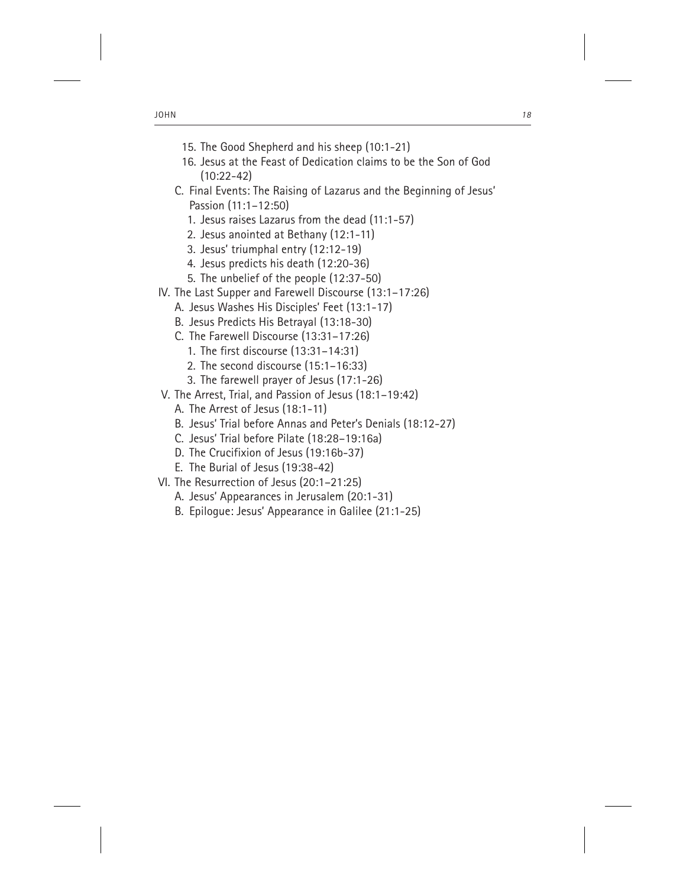15. The Good Shepherd and his sheep (10:1-21)
    16. Jesus at the Feast of Dedication claims to be the Son of God (10:22-42)
  - C. Final Events: The Raising of Lazarus and the Beginning of Jesus' Passion (11:1–12:50)
    1. Jesus raises Lazarus from the dead (11:1-57)
    2. Jesus anointed at Bethany (12:1-11)
    3. Jesus' triumphal entry (12:12-19)
    4. Jesus predicts his death (12:20-36)
    5. The unbelief of the people (12:37-50)

IV. The Last Supper and Farewell Discourse (13:1–17:26)
  - A. Jesus Washes His Disciples' Feet (13:1-17)
  - B. Jesus Predicts His Betrayal (13:18-30)
  - C. The Farewell Discourse (13:31–17:26)
    1. The first discourse (13:31–14:31)
    2. The second discourse (15:1–16:33)
    3. The farewell prayer of Jesus (17:1-26)

V. The Arrest, Trial, and Passion of Jesus (18:1–19:42)
  - A. The Arrest of Jesus (18:1-11)
  - B. Jesus' Trial before Annas and Peter's Denials (18:12-27)
  - C. Jesus' Trial before Pilate (18:28–19:16a)
  - D. The Crucifixion of Jesus (19:16b-37)
  - E. The Burial of Jesus (19:38-42)

VI. The Resurrection of Jesus (20:1–21:25)
  - A. Jesus' Appearances in Jerusalem (20:1-31)
  - B. Epilogue: Jesus' Appearance in Galilee (21:1-25)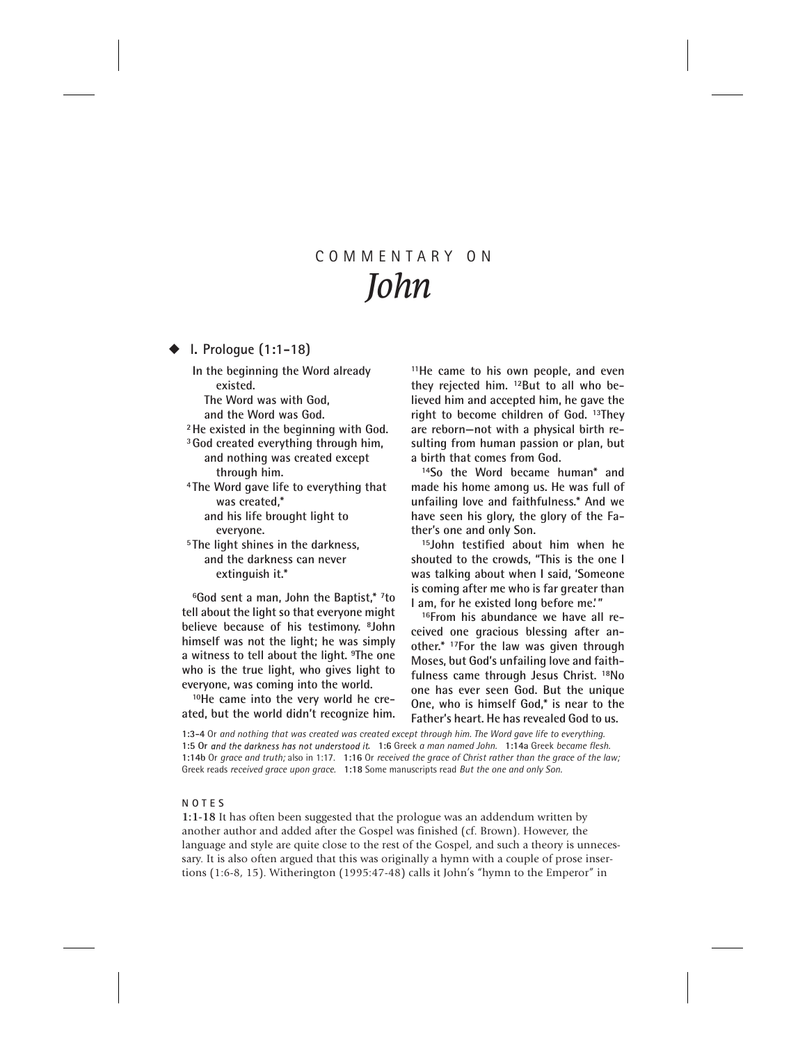# COMMENTARY ON *John*

## ◆ I. Prologue (1:1-18)

**In the beginning the Word already existed.**
**The Word was with God,**
**and the Word was God.**
**[2] He existed in the beginning with God.**
**[3] God created everything through him,**
**and nothing was created except through him.**
**[4] The Word gave life to everything that was created,***
**and his life brought light to everyone.**
**[5] The light shines in the darkness,**
**and the darkness can never extinguish it.***

**[6] God sent a man, John the Baptist,* [7] to tell about the light so that everyone might believe because of his testimony. [8] John himself was not the light; he was simply a witness to tell about the light. [9] The one who is the true light, who gives light to everyone, was coming into the world.**

**[10] He came into the very world he created, but the world didn't recognize him. [11] He came to his own people, and even they rejected him. [12] But to all who believed him and accepted him, he gave the right to become children of God. [13] They are reborn—not with a physical birth resulting from human passion or plan, but a birth that comes from God.**

**[14] So the Word became human* and made his home among us. He was full of unfailing love and faithfulness.* And we have seen his glory, the glory of the Father's one and only Son.**

**[15] John testified about him when he shouted to the crowds, "This is the one I was talking about when I said, 'Someone is coming after me who is far greater than I am, for he existed long before me.'"**

**[16] From his abundance we have all received one gracious blessing after another.* [17] For the law was given through Moses, but God's unfailing love and faithfulness came through Jesus Christ. [18] No one has ever seen God. But the unique One, who is himself God,* is near to the Father's heart. He has revealed God to us.**

**1:3-4** Or *and nothing that was created was created except through him. The Word gave life to everything.* **1:5** Or *and the darkness has not understood it.* **1:6** Greek *a man named John.* **1:14a** Greek *became flesh.* **1:14b** Or *grace and truth;* also in 1:17. **1:16** Or *received the grace of Christ rather than the grace of the law;* Greek reads *received grace upon grace.* **1:18** Some manuscripts read *But the one and only Son.*

### NOTES

**1:1-18** It has often been suggested that the prologue was an addendum written by another author and added after the Gospel was finished (cf. Brown). However, the language and style are quite close to the rest of the Gospel, and such a theory is unnecessary. It is also often argued that this was originally a hymn with a couple of prose insertions (1:6-8, 15). Witherington (1995:47-48) calls it John's "hymn to the Emperor" in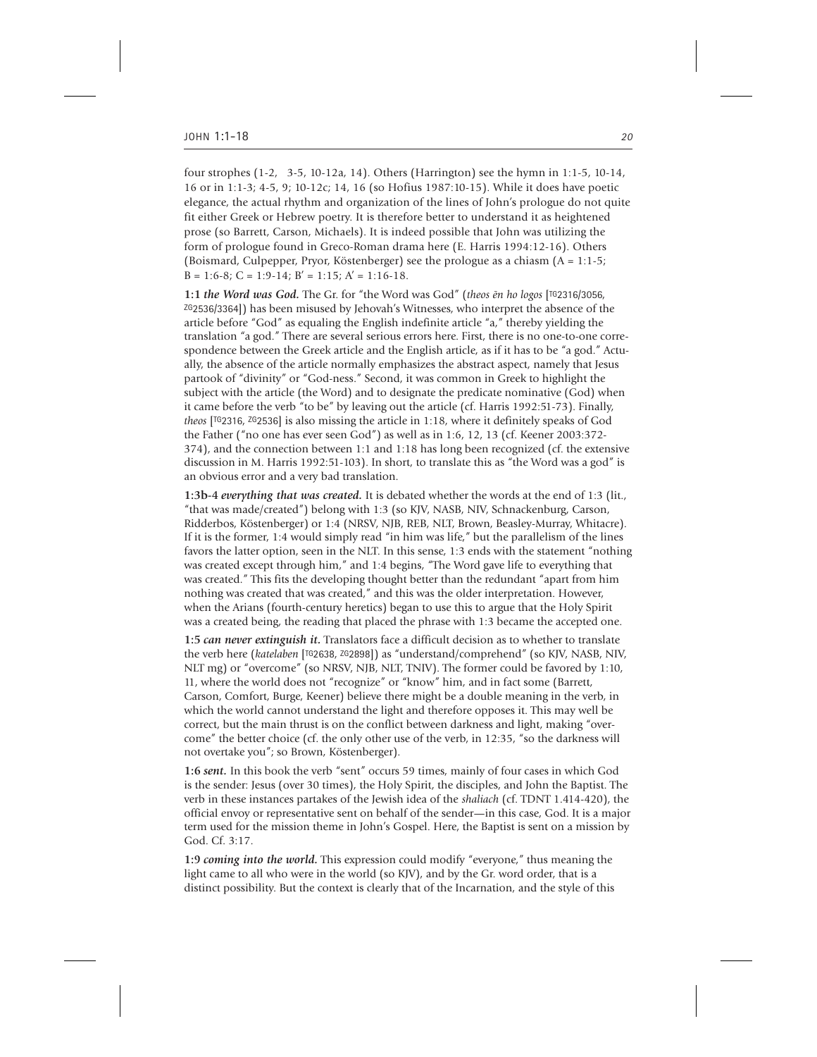four strophes (1-2, 3-5, 10-12a, 14). Others (Harrington) see the hymn in 1:1-5, 10-14, 16 or in 1:1-3; 4-5, 9; 10-12c; 14, 16 (so Hofius 1987:10-15). While it does have poetic elegance, the actual rhythm and organization of the lines of John's prologue do not quite fit either Greek or Hebrew poetry. It is therefore better to understand it as heightened prose (so Barrett, Carson, Michaels). It is indeed possible that John was utilizing the form of prologue found in Greco-Roman drama here (E. Harris 1994:12-16). Others (Boismard, Culpepper, Pryor, Köstenberger) see the prologue as a chiasm (A = 1:1-5; B = 1:6-8; C = 1:9-14; B′ = 1:15; A′ = 1:16-18.

**1:1** ***the Word was God.*** The Gr. for "the Word was God" (*theos ēn ho logos* [TG2316/3056, ZG2536/3364]) has been misused by Jehovah's Witnesses, who interpret the absence of the article before "God" as equaling the English indefinite article "a," thereby yielding the translation "a god." There are several serious errors here. First, there is no one-to-one correspondence between the Greek article and the English article, as if it has to be "a god." Actually, the absence of the article normally emphasizes the abstract aspect, namely that Jesus partook of "divinity" or "God-ness." Second, it was common in Greek to highlight the subject with the article (the Word) and to designate the predicate nominative (God) when it came before the verb "to be" by leaving out the article (cf. Harris 1992:51-73). Finally, *theos* [TG2316, ZG2536] is also missing the article in 1:18, where it definitely speaks of God the Father ("no one has ever seen God") as well as in 1:6, 12, 13 (cf. Keener 2003:372-374), and the connection between 1:1 and 1:18 has long been recognized (cf. the extensive discussion in M. Harris 1992:51-103). In short, to translate this as "the Word was a god" is an obvious error and a very bad translation.

**1:3b-4** ***everything that was created.*** It is debated whether the words at the end of 1:3 (lit., "that was made/created") belong with 1:3 (so KJV, NASB, NIV, Schnackenburg, Carson, Ridderbos, Köstenberger) or 1:4 (NRSV, NJB, REB, NLT, Brown, Beasley-Murray, Whitacre). If it is the former, 1:4 would simply read "in him was life," but the parallelism of the lines favors the latter option, seen in the NLT. In this sense, 1:3 ends with the statement "nothing was created except through him," and 1:4 begins, "The Word gave life to everything that was created." This fits the developing thought better than the redundant "apart from him nothing was created that was created," and this was the older interpretation. However, when the Arians (fourth-century heretics) began to use this to argue that the Holy Spirit was a created being, the reading that placed the phrase with 1:3 became the accepted one.

**1:5** ***can never extinguish it.*** Translators face a difficult decision as to whether to translate the verb here (*katelaben* [TG2638, ZG2898]) as "understand/comprehend" (so KJV, NASB, NIV, NLT mg) or "overcome" (so NRSV, NJB, NLT, TNIV). The former could be favored by 1:10, 11, where the world does not "recognize" or "know" him, and in fact some (Barrett, Carson, Comfort, Burge, Keener) believe there might be a double meaning in the verb, in which the world cannot understand the light and therefore opposes it. This may well be correct, but the main thrust is on the conflict between darkness and light, making "overcome" the better choice (cf. the only other use of the verb, in 12:35, "so the darkness will not overtake you"; so Brown, Köstenberger).

**1:6** ***sent.*** In this book the verb "sent" occurs 59 times, mainly of four cases in which God is the sender: Jesus (over 30 times), the Holy Spirit, the disciples, and John the Baptist. The verb in these instances partakes of the Jewish idea of the *shaliach* (cf. TDNT 1.414-420), the official envoy or representative sent on behalf of the sender—in this case, God. It is a major term used for the mission theme in John's Gospel. Here, the Baptist is sent on a mission by God. Cf. 3:17.

**1:9** ***coming into the world.*** This expression could modify "everyone," thus meaning the light came to all who were in the world (so KJV), and by the Gr. word order, that is a distinct possibility. But the context is clearly that of the Incarnation, and the style of this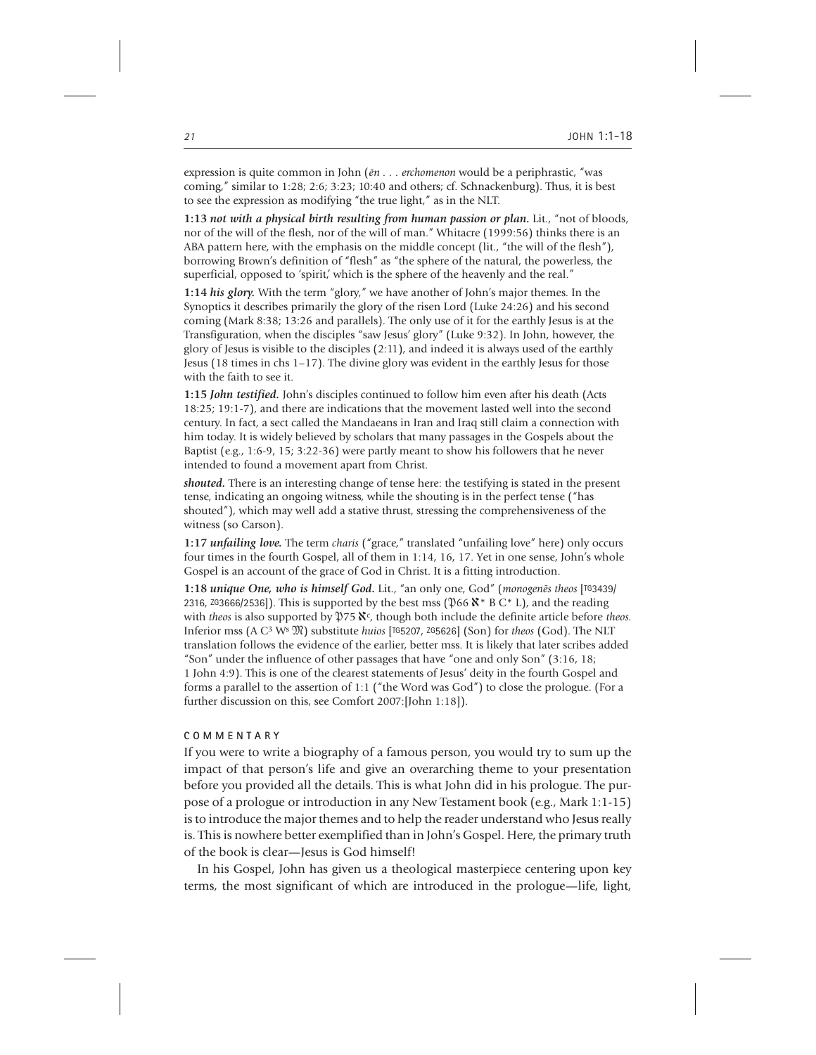expression is quite common in John (*ēn . . . erchomenon* would be a periphrastic, "was coming," similar to 1:28; 2:6; 3:23; 10:40 and others; cf. Schnackenburg). Thus, it is best to see the expression as modifying "the true light," as in the NLT.

**1:13 *not with a physical birth resulting from human passion or plan.*** Lit., "not of bloods, nor of the will of the flesh, nor of the will of man." Whitacre (1999:56) thinks there is an ABA pattern here, with the emphasis on the middle concept (lit., "the will of the flesh"), borrowing Brown's definition of "flesh" as "the sphere of the natural, the powerless, the superficial, opposed to 'spirit,' which is the sphere of the heavenly and the real."

**1:14 *his glory.*** With the term "glory," we have another of John's major themes. In the Synoptics it describes primarily the glory of the risen Lord (Luke 24:26) and his second coming (Mark 8:38; 13:26 and parallels). The only use of it for the earthly Jesus is at the Transfiguration, when the disciples "saw Jesus' glory" (Luke 9:32). In John, however, the glory of Jesus is visible to the disciples (2:11), and indeed it is always used of the earthly Jesus (18 times in chs 1–17). The divine glory was evident in the earthly Jesus for those with the faith to see it.

**1:15 *John testified.*** John's disciples continued to follow him even after his death (Acts 18:25; 19:1-7), and there are indications that the movement lasted well into the second century. In fact, a sect called the Mandaeans in Iran and Iraq still claim a connection with him today. It is widely believed by scholars that many passages in the Gospels about the Baptist (e.g., 1:6-9, 15; 3:22-36) were partly meant to show his followers that he never intended to found a movement apart from Christ.

***shouted.*** There is an interesting change of tense here: the testifying is stated in the present tense, indicating an ongoing witness, while the shouting is in the perfect tense ("has shouted"), which may well add a stative thrust, stressing the comprehensiveness of the witness (so Carson).

**1:17 *unfailing love.*** The term *charis* ("grace," translated "unfailing love" here) only occurs four times in the fourth Gospel, all of them in 1:14, 16, 17. Yet in one sense, John's whole Gospel is an account of the grace of God in Christ. It is a fitting introduction.

**1:18 *unique One, who is himself God.*** Lit., "an only one, God" (*monogenēs theos* [TG3439/2316, ZG3666/2536]). This is supported by the best mss (𝔓66 ℵ* B C* L), and the reading with *theos* is also supported by 𝔓75 ℵ[c], though both include the definite article before *theos*. Inferior mss (A C[3] W[s] 𝔐) substitute *huios* [TG5207, ZG5626] (Son) for *theos* (God). The NLT translation follows the evidence of the earlier, better mss. It is likely that later scribes added "Son" under the influence of other passages that have "one and only Son" (3:16, 18; 1 John 4:9). This is one of the clearest statements of Jesus' deity in the fourth Gospel and forms a parallel to the assertion of 1:1 ("the Word was God") to close the prologue. (For a further discussion on this, see Comfort 2007:[John 1:18]).

## COMMENTARY

If you were to write a biography of a famous person, you would try to sum up the impact of that person's life and give an overarching theme to your presentation before you provided all the details. This is what John did in his prologue. The purpose of a prologue or introduction in any New Testament book (e.g., Mark 1:1-15) is to introduce the major themes and to help the reader understand who Jesus really is. This is nowhere better exemplified than in John's Gospel. Here, the primary truth of the book is clear—Jesus is God himself!

In his Gospel, John has given us a theological masterpiece centering upon key terms, the most significant of which are introduced in the prologue—life, light,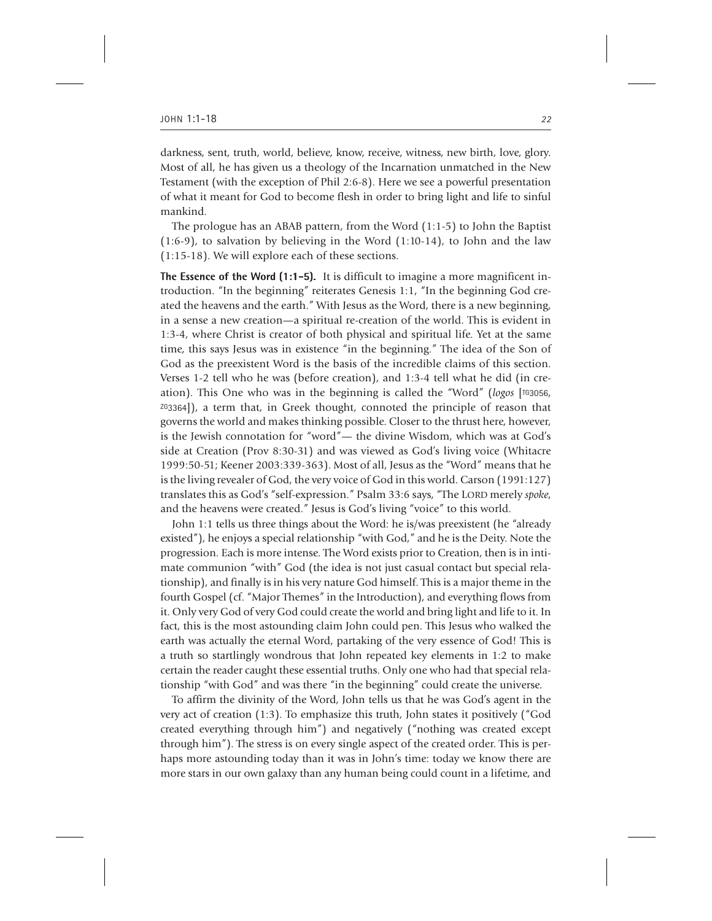darkness, sent, truth, world, believe, know, receive, witness, new birth, love, glory. Most of all, he has given us a theology of the Incarnation unmatched in the New Testament (with the exception of Phil 2:6-8). Here we see a powerful presentation of what it meant for God to become flesh in order to bring light and life to sinful mankind.

The prologue has an ABAB pattern, from the Word (1:1-5) to John the Baptist (1:6-9), to salvation by believing in the Word (1:10-14), to John and the law (1:15-18). We will explore each of these sections.

**The Essence of the Word (1:1-5).** It is difficult to imagine a more magnificent introduction. "In the beginning" reiterates Genesis 1:1, "In the beginning God created the heavens and the earth." With Jesus as the Word, there is a new beginning, in a sense a new creation—a spiritual re-creation of the world. This is evident in 1:3-4, where Christ is creator of both physical and spiritual life. Yet at the same time, this says Jesus was in existence "in the beginning." The idea of the Son of God as the preexistent Word is the basis of the incredible claims of this section. Verses 1-2 tell who he was (before creation), and 1:3-4 tell what he did (in creation). This One who was in the beginning is called the "Word" (*logos* [TG3056, ZG3364]), a term that, in Greek thought, connoted the principle of reason that governs the world and makes thinking possible. Closer to the thrust here, however, is the Jewish connotation for "word"— the divine Wisdom, which was at God's side at Creation (Prov 8:30-31) and was viewed as God's living voice (Whitacre 1999:50-51; Keener 2003:339-363). Most of all, Jesus as the "Word" means that he is the living revealer of God, the very voice of God in this world. Carson (1991:127) translates this as God's "self-expression." Psalm 33:6 says, "The LORD merely *spoke*, and the heavens were created." Jesus is God's living "voice" to this world.

John 1:1 tells us three things about the Word: he is/was preexistent (he "already existed"), he enjoys a special relationship "with God," and he is the Deity. Note the progression. Each is more intense. The Word exists prior to Creation, then is in intimate communion "with" God (the idea is not just casual contact but special relationship), and finally is in his very nature God himself. This is a major theme in the fourth Gospel (cf. "Major Themes" in the Introduction), and everything flows from it. Only very God of very God could create the world and bring light and life to it. In fact, this is the most astounding claim John could pen. This Jesus who walked the earth was actually the eternal Word, partaking of the very essence of God! This is a truth so startlingly wondrous that John repeated key elements in 1:2 to make certain the reader caught these essential truths. Only one who had that special relationship "with God" and was there "in the beginning" could create the universe.

To affirm the divinity of the Word, John tells us that he was God's agent in the very act of creation (1:3). To emphasize this truth, John states it positively ("God created everything through him") and negatively ("nothing was created except through him"). The stress is on every single aspect of the created order. This is perhaps more astounding today than it was in John's time: today we know there are more stars in our own galaxy than any human being could count in a lifetime, and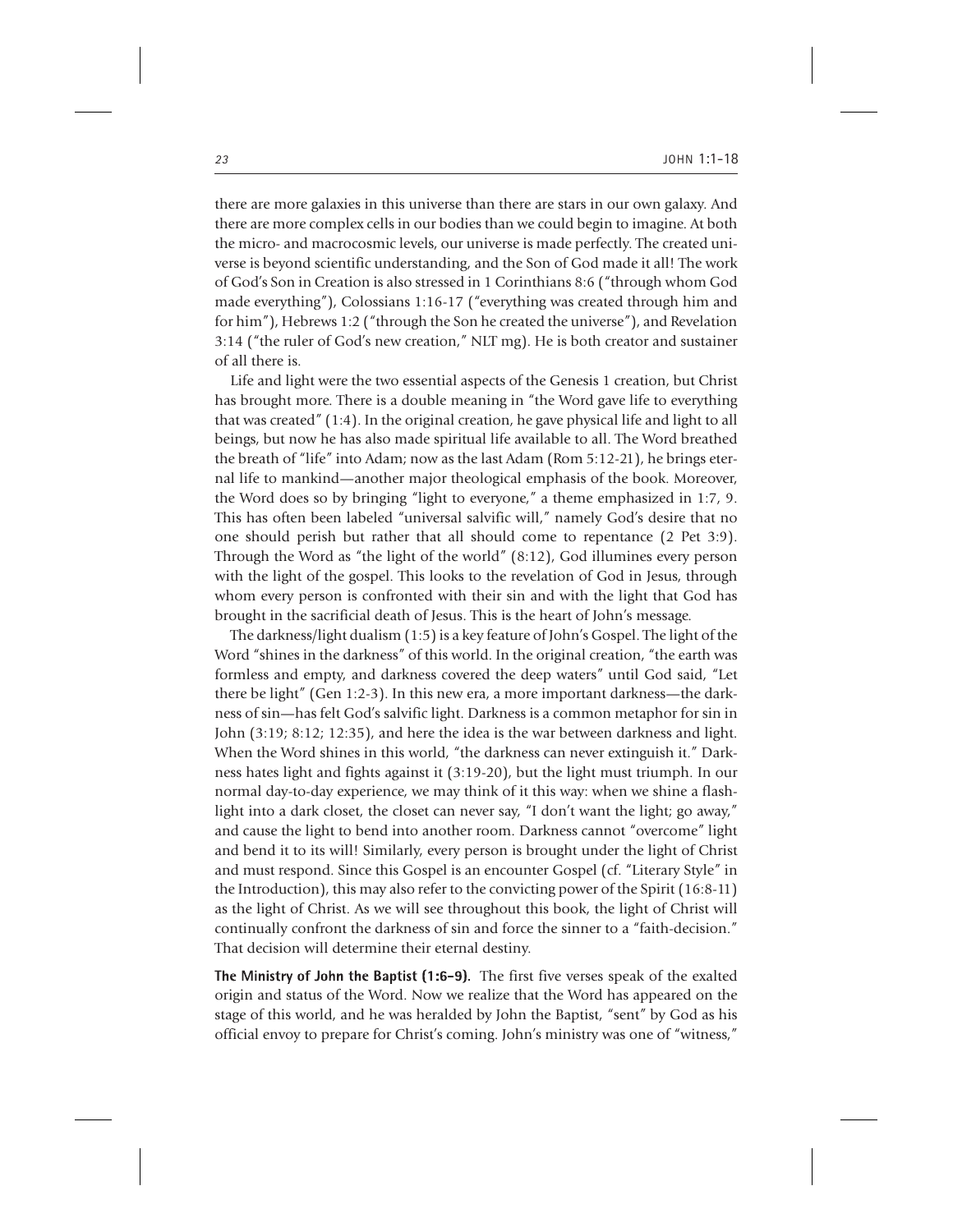there are more galaxies in this universe than there are stars in our own galaxy. And there are more complex cells in our bodies than we could begin to imagine. At both the micro- and macrocosmic levels, our universe is made perfectly. The created universe is beyond scientific understanding, and the Son of God made it all! The work of God's Son in Creation is also stressed in 1 Corinthians 8:6 ("through whom God made everything"), Colossians 1:16-17 ("everything was created through him and for him"), Hebrews 1:2 ("through the Son he created the universe"), and Revelation 3:14 ("the ruler of God's new creation," NLT mg). He is both creator and sustainer of all there is.

Life and light were the two essential aspects of the Genesis 1 creation, but Christ has brought more. There is a double meaning in "the Word gave life to everything that was created" (1:4). In the original creation, he gave physical life and light to all beings, but now he has also made spiritual life available to all. The Word breathed the breath of "life" into Adam; now as the last Adam (Rom 5:12-21), he brings eternal life to mankind—another major theological emphasis of the book. Moreover, the Word does so by bringing "light to everyone," a theme emphasized in 1:7, 9. This has often been labeled "universal salvific will," namely God's desire that no one should perish but rather that all should come to repentance (2 Pet 3:9). Through the Word as "the light of the world" (8:12), God illumines every person with the light of the gospel. This looks to the revelation of God in Jesus, through whom every person is confronted with their sin and with the light that God has brought in the sacrificial death of Jesus. This is the heart of John's message.

The darkness/light dualism (1:5) is a key feature of John's Gospel. The light of the Word "shines in the darkness" of this world. In the original creation, "the earth was formless and empty, and darkness covered the deep waters" until God said, "Let there be light" (Gen 1:2-3). In this new era, a more important darkness—the darkness of sin—has felt God's salvific light. Darkness is a common metaphor for sin in John (3:19; 8:12; 12:35), and here the idea is the war between darkness and light. When the Word shines in this world, "the darkness can never extinguish it." Darkness hates light and fights against it (3:19-20), but the light must triumph. In our normal day-to-day experience, we may think of it this way: when we shine a flashlight into a dark closet, the closet can never say, "I don't want the light; go away," and cause the light to bend into another room. Darkness cannot "overcome" light and bend it to its will! Similarly, every person is brought under the light of Christ and must respond. Since this Gospel is an encounter Gospel (cf. "Literary Style" in the Introduction), this may also refer to the convicting power of the Spirit (16:8-11) as the light of Christ. As we will see throughout this book, the light of Christ will continually confront the darkness of sin and force the sinner to a "faith-decision." That decision will determine their eternal destiny.

**The Ministry of John the Baptist (1:6-9).** The first five verses speak of the exalted origin and status of the Word. Now we realize that the Word has appeared on the stage of this world, and he was heralded by John the Baptist, "sent" by God as his official envoy to prepare for Christ's coming. John's ministry was one of "witness,"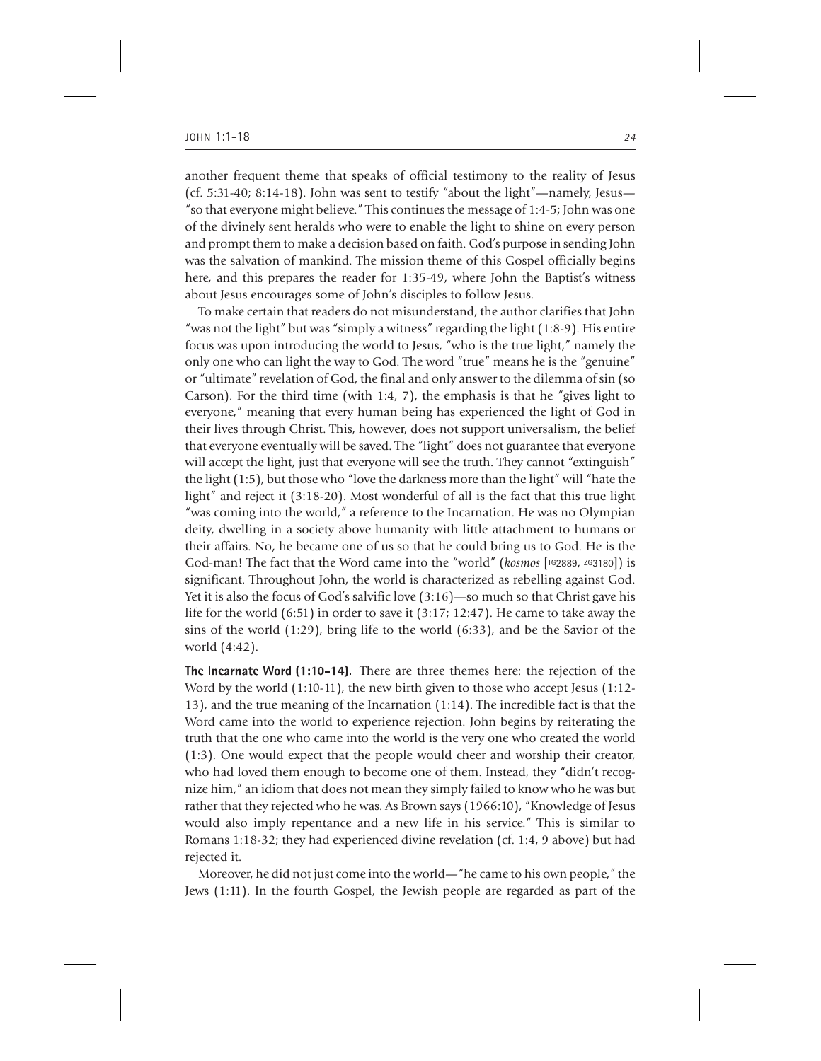another frequent theme that speaks of official testimony to the reality of Jesus (cf. 5:31-40; 8:14-18). John was sent to testify "about the light"—namely, Jesus—"so that everyone might believe." This continues the message of 1:4-5; John was one of the divinely sent heralds who were to enable the light to shine on every person and prompt them to make a decision based on faith. God's purpose in sending John was the salvation of mankind. The mission theme of this Gospel officially begins here, and this prepares the reader for 1:35-49, where John the Baptist's witness about Jesus encourages some of John's disciples to follow Jesus.

To make certain that readers do not misunderstand, the author clarifies that John "was not the light" but was "simply a witness" regarding the light (1:8-9). His entire focus was upon introducing the world to Jesus, "who is the true light," namely the only one who can light the way to God. The word "true" means he is the "genuine" or "ultimate" revelation of God, the final and only answer to the dilemma of sin (so Carson). For the third time (with 1:4, 7), the emphasis is that he "gives light to everyone," meaning that every human being has experienced the light of God in their lives through Christ. This, however, does not support universalism, the belief that everyone eventually will be saved. The "light" does not guarantee that everyone will accept the light, just that everyone will see the truth. They cannot "extinguish" the light (1:5), but those who "love the darkness more than the light" will "hate the light" and reject it (3:18-20). Most wonderful of all is the fact that this true light "was coming into the world," a reference to the Incarnation. He was no Olympian deity, dwelling in a society above humanity with little attachment to humans or their affairs. No, he became one of us so that he could bring us to God. He is the God-man! The fact that the Word came into the "world" (*kosmos* [TG2889, ZG3180]) is significant. Throughout John, the world is characterized as rebelling against God. Yet it is also the focus of God's salvific love (3:16)—so much so that Christ gave his life for the world (6:51) in order to save it (3:17; 12:47). He came to take away the sins of the world (1:29), bring life to the world (6:33), and be the Savior of the world (4:42).

**The Incarnate Word (1:10-14).** There are three themes here: the rejection of the Word by the world (1:10-11), the new birth given to those who accept Jesus (1:12-13), and the true meaning of the Incarnation (1:14). The incredible fact is that the Word came into the world to experience rejection. John begins by reiterating the truth that the one who came into the world is the very one who created the world (1:3). One would expect that the people would cheer and worship their creator, who had loved them enough to become one of them. Instead, they "didn't recognize him," an idiom that does not mean they simply failed to know who he was but rather that they rejected who he was. As Brown says (1966:10), "Knowledge of Jesus would also imply repentance and a new life in his service." This is similar to Romans 1:18-32; they had experienced divine revelation (cf. 1:4, 9 above) but had rejected it.

Moreover, he did not just come into the world—"he came to his own people," the Jews (1:11). In the fourth Gospel, the Jewish people are regarded as part of the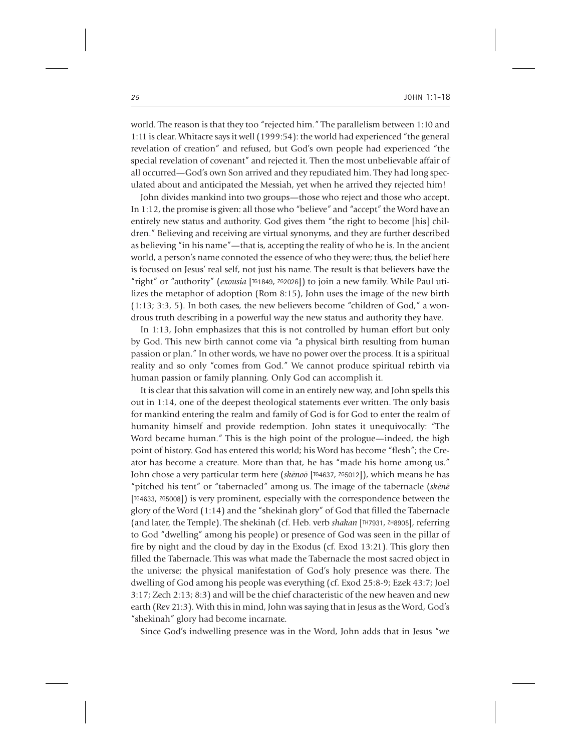world. The reason is that they too "rejected him." The parallelism between 1:10 and 1:11 is clear. Whitacre says it well (1999:54): the world had experienced "the general revelation of creation" and refused, but God's own people had experienced "the special revelation of covenant" and rejected it. Then the most unbelievable affair of all occurred—God's own Son arrived and they repudiated him. They had long speculated about and anticipated the Messiah, yet when he arrived they rejected him!

John divides mankind into two groups—those who reject and those who accept. In 1:12, the promise is given: all those who "believe" and "accept" the Word have an entirely new status and authority. God gives them "the right to become [his] children." Believing and receiving are virtual synonyms, and they are further described as believing "in his name"—that is, accepting the reality of who he is. In the ancient world, a person's name connoted the essence of who they were; thus, the belief here is focused on Jesus' real self, not just his name. The result is that believers have the "right" or "authority" (*exousia* [TG1849, ZG2026]) to join a new family. While Paul utilizes the metaphor of adoption (Rom 8:15), John uses the image of the new birth (1:13; 3:3, 5). In both cases, the new believers become "children of God," a wondrous truth describing in a powerful way the new status and authority they have.

In 1:13, John emphasizes that this is not controlled by human effort but only by God. This new birth cannot come via "a physical birth resulting from human passion or plan." In other words, we have no power over the process. It is a spiritual reality and so only "comes from God." We cannot produce spiritual rebirth via human passion or family planning. Only God can accomplish it.

It is clear that this salvation will come in an entirely new way, and John spells this out in 1:14, one of the deepest theological statements ever written. The only basis for mankind entering the realm and family of God is for God to enter the realm of humanity himself and provide redemption. John states it unequivocally: "The Word became human." This is the high point of the prologue—indeed, the high point of history. God has entered this world; his Word has become "flesh"; the Creator has become a creature. More than that, he has "made his home among us." John chose a very particular term here (*skēnoō* [TG4637, ZG5012]), which means he has "pitched his tent" or "tabernacled" among us. The image of the tabernacle (*skēnē* [TG4633, ZG5008]) is very prominent, especially with the correspondence between the glory of the Word (1:14) and the "shekinah glory" of God that filled the Tabernacle (and later, the Temple). The shekinah (cf. Heb. verb *shakan* [TH7931, ZH8905], referring to God "dwelling" among his people) or presence of God was seen in the pillar of fire by night and the cloud by day in the Exodus (cf. Exod 13:21). This glory then filled the Tabernacle. This was what made the Tabernacle the most sacred object in the universe; the physical manifestation of God's holy presence was there. The dwelling of God among his people was everything (cf. Exod 25:8-9; Ezek 43:7; Joel 3:17; Zech 2:13; 8:3) and will be the chief characteristic of the new heaven and new earth (Rev 21:3). With this in mind, John was saying that in Jesus as the Word, God's "shekinah" glory had become incarnate.

Since God's indwelling presence was in the Word, John adds that in Jesus "we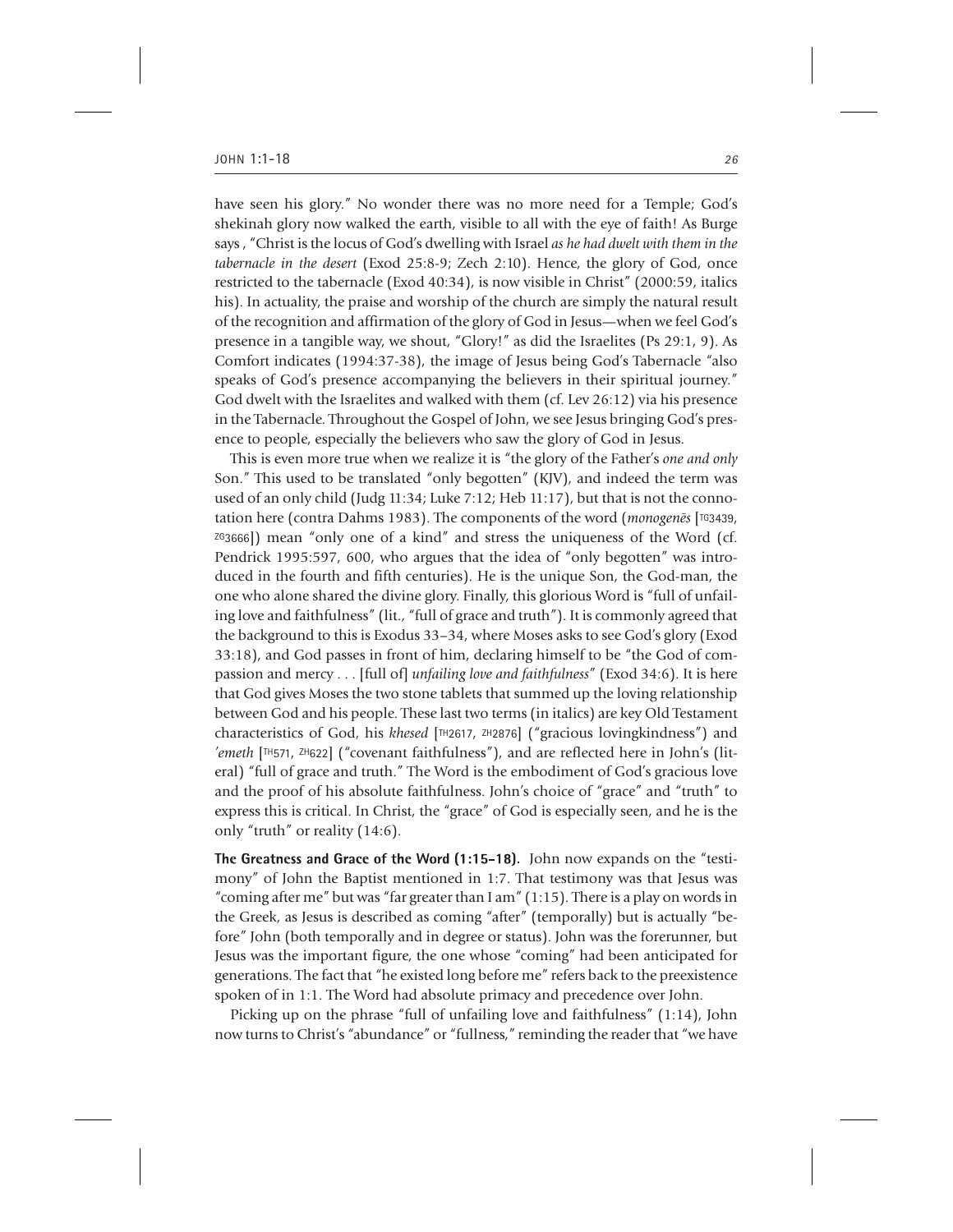have seen his glory." No wonder there was no more need for a Temple; God's shekinah glory now walked the earth, visible to all with the eye of faith! As Burge says, "Christ is the locus of God's dwelling with Israel *as he had dwelt with them in the tabernacle in the desert* (Exod 25:8-9; Zech 2:10). Hence, the glory of God, once restricted to the tabernacle (Exod 40:34), is now visible in Christ" (2000:59, italics his). In actuality, the praise and worship of the church are simply the natural result of the recognition and affirmation of the glory of God in Jesus—when we feel God's presence in a tangible way, we shout, "Glory!" as did the Israelites (Ps 29:1, 9). As Comfort indicates (1994:37-38), the image of Jesus being God's Tabernacle "also speaks of God's presence accompanying the believers in their spiritual journey." God dwelt with the Israelites and walked with them (cf. Lev 26:12) via his presence in the Tabernacle. Throughout the Gospel of John, we see Jesus bringing God's presence to people, especially the believers who saw the glory of God in Jesus.

This is even more true when we realize it is "the glory of the Father's *one and only* Son." This used to be translated "only begotten" (KJV), and indeed the term was used of an only child (Judg 11:34; Luke 7:12; Heb 11:17), but that is not the connotation here (contra Dahms 1983). The components of the word (*monogenēs* [TG3439, ZG3666]) mean "only one of a kind" and stress the uniqueness of the Word (cf. Pendrick 1995:597, 600, who argues that the idea of "only begotten" was introduced in the fourth and fifth centuries). He is the unique Son, the God-man, the one who alone shared the divine glory. Finally, this glorious Word is "full of unfailing love and faithfulness" (lit., "full of grace and truth"). It is commonly agreed that the background to this is Exodus 33–34, where Moses asks to see God's glory (Exod 33:18), and God passes in front of him, declaring himself to be "the God of compassion and mercy . . . [full of] *unfailing love and faithfulness*" (Exod 34:6). It is here that God gives Moses the two stone tablets that summed up the loving relationship between God and his people. These last two terms (in italics) are key Old Testament characteristics of God, his *khesed* [TH2617, ZH2876] ("gracious lovingkindness") and *'emeth* [TH571, ZH622] ("covenant faithfulness"), and are reflected here in John's (literal) "full of grace and truth." The Word is the embodiment of God's gracious love and the proof of his absolute faithfulness. John's choice of "grace" and "truth" to express this is critical. In Christ, the "grace" of God is especially seen, and he is the only "truth" or reality (14:6).

**The Greatness and Grace of the Word (1:15-18).** John now expands on the "testimony" of John the Baptist mentioned in 1:7. That testimony was that Jesus was "coming after me" but was "far greater than I am" (1:15). There is a play on words in the Greek, as Jesus is described as coming "after" (temporally) but is actually "before" John (both temporally and in degree or status). John was the forerunner, but Jesus was the important figure, the one whose "coming" had been anticipated for generations. The fact that "he existed long before me" refers back to the preexistence spoken of in 1:1. The Word had absolute primacy and precedence over John.

Picking up on the phrase "full of unfailing love and faithfulness" (1:14), John now turns to Christ's "abundance" or "fullness," reminding the reader that "we have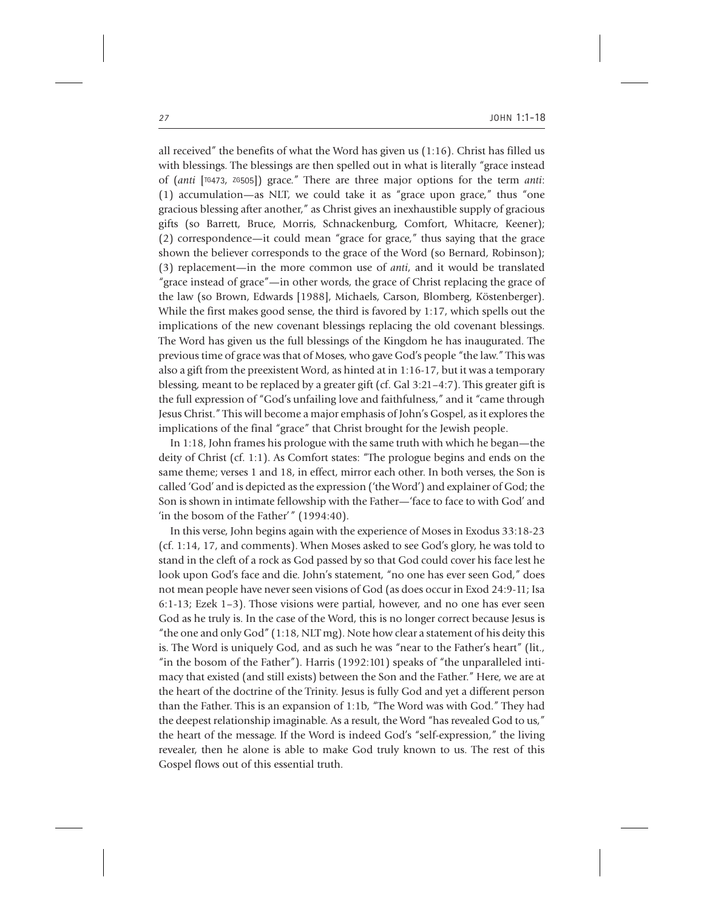all received" the benefits of what the Word has given us (1:16). Christ has filled us with blessings. The blessings are then spelled out in what is literally "grace instead of (*anti* [TG473, ZG505]) grace." There are three major options for the term *anti*: (1) accumulation—as NLT, we could take it as "grace upon grace," thus "one gracious blessing after another," as Christ gives an inexhaustible supply of gracious gifts (so Barrett, Bruce, Morris, Schnackenburg, Comfort, Whitacre, Keener); (2) correspondence—it could mean "grace for grace," thus saying that the grace shown the believer corresponds to the grace of the Word (so Bernard, Robinson); (3) replacement—in the more common use of *anti*, and it would be translated "grace instead of grace"—in other words, the grace of Christ replacing the grace of the law (so Brown, Edwards [1988], Michaels, Carson, Blomberg, Köstenberger). While the first makes good sense, the third is favored by 1:17, which spells out the implications of the new covenant blessings replacing the old covenant blessings. The Word has given us the full blessings of the Kingdom he has inaugurated. The previous time of grace was that of Moses, who gave God's people "the law." This was also a gift from the preexistent Word, as hinted at in 1:16-17, but it was a temporary blessing, meant to be replaced by a greater gift (cf. Gal 3:21–4:7). This greater gift is the full expression of "God's unfailing love and faithfulness," and it "came through Jesus Christ." This will become a major emphasis of John's Gospel, as it explores the implications of the final "grace" that Christ brought for the Jewish people.

In 1:18, John frames his prologue with the same truth with which he began—the deity of Christ (cf. 1:1). As Comfort states: "The prologue begins and ends on the same theme; verses 1 and 18, in effect, mirror each other. In both verses, the Son is called 'God' and is depicted as the expression ('the Word') and explainer of God; the Son is shown in intimate fellowship with the Father—'face to face to with God' and 'in the bosom of the Father'" (1994:40).

In this verse, John begins again with the experience of Moses in Exodus 33:18-23 (cf. 1:14, 17, and comments). When Moses asked to see God's glory, he was told to stand in the cleft of a rock as God passed by so that God could cover his face lest he look upon God's face and die. John's statement, "no one has ever seen God," does not mean people have never seen visions of God (as does occur in Exod 24:9-11; Isa 6:1-13; Ezek 1–3). Those visions were partial, however, and no one has ever seen God as he truly is. In the case of the Word, this is no longer correct because Jesus is "the one and only God" (1:18, NLT mg). Note how clear a statement of his deity this is. The Word is uniquely God, and as such he was "near to the Father's heart" (lit., "in the bosom of the Father"). Harris (1992:101) speaks of "the unparalleled intimacy that existed (and still exists) between the Son and the Father." Here, we are at the heart of the doctrine of the Trinity. Jesus is fully God and yet a different person than the Father. This is an expansion of 1:1b, "The Word was with God." They had the deepest relationship imaginable. As a result, the Word "has revealed God to us," the heart of the message. If the Word is indeed God's "self-expression," the living revealer, then he alone is able to make God truly known to us. The rest of this Gospel flows out of this essential truth.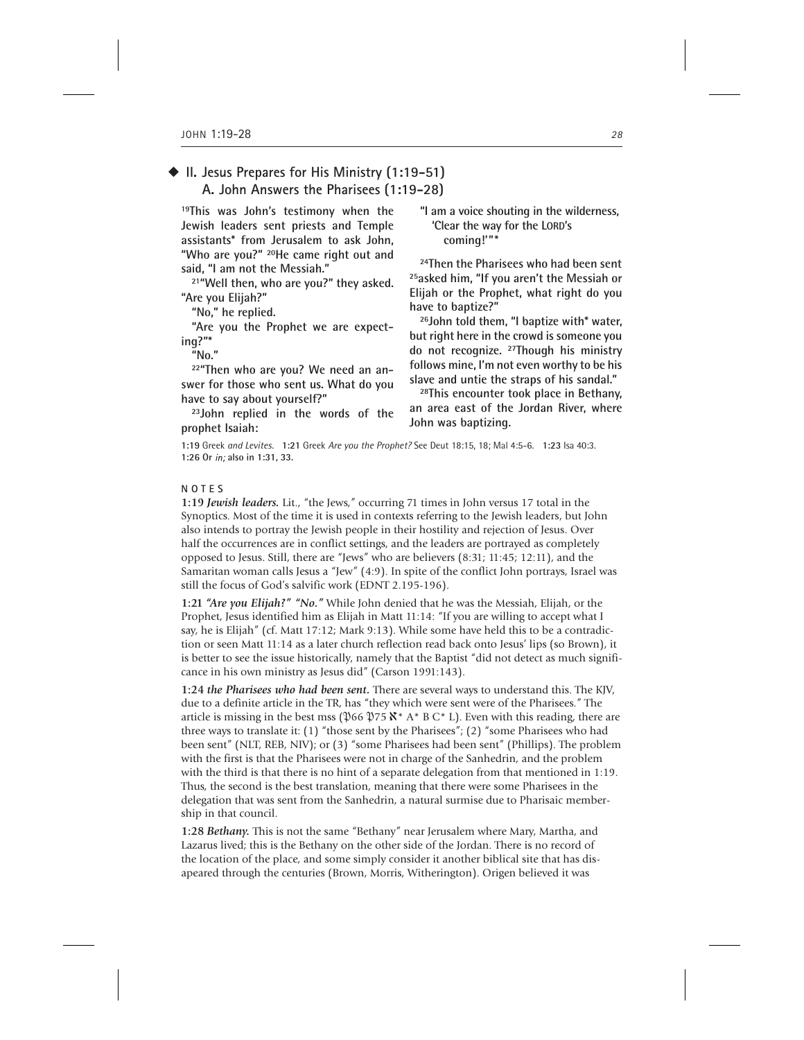## ◆ II. Jesus Prepares for His Ministry (1:19-51)

### A. John Answers the Pharisees (1:19-28)

**[19]This was John's testimony when the Jewish leaders sent priests and Temple assistants* from Jerusalem to ask John, "Who are you?" [20]He came right out and said, "I am not the Messiah."**

**[21]"Well then, who are you?" they asked. "Are you Elijah?"**

**"No," he replied.**

**"Are you the Prophet we are expecting?"***

**"No."**

**[22]"Then who are you? We need an answer for those who sent us. What do you have to say about yourself?"**

**[23]John replied in the words of the prophet Isaiah:**

**"I am a voice shouting in the wilderness,
'Clear the way for the LORD's coming!'"***

**[24]Then the Pharisees who had been sent [25]asked him, "If you aren't the Messiah or Elijah or the Prophet, what right do you have to baptize?"**

**[26]John told them, "I baptize with* water, but right here in the crowd is someone you do not recognize. [27]Though his ministry follows mine, I'm not even worthy to be his slave and untie the straps of his sandal."**

**[28]This encounter took place in Bethany, an area east of the Jordan River, where John was baptizing.**

**1:19** Greek *and Levites.* **1:21** Greek *Are you the Prophet?* See Deut 18:15, 18; Mal 4:5-6. **1:23** Isa 40:3. **1:26** Or *in;* also in 1:31, 33.

NOTES

**1:19** ***Jewish leaders.*** Lit., "the Jews," occurring 71 times in John versus 17 total in the Synoptics. Most of the time it is used in contexts referring to the Jewish leaders, but John also intends to portray the Jewish people in their hostility and rejection of Jesus. Over half the occurrences are in conflict settings, and the leaders are portrayed as completely opposed to Jesus. Still, there are "Jews" who are believers (8:31; 11:45; 12:11), and the Samaritan woman calls Jesus a "Jew" (4:9). In spite of the conflict John portrays, Israel was still the focus of God's salvific work (EDNT 2.195-196).

**1:21** ***"Are you Elijah?" "No."*** While John denied that he was the Messiah, Elijah, or the Prophet, Jesus identified him as Elijah in Matt 11:14: "If you are willing to accept what I say, he is Elijah" (cf. Matt 17:12; Mark 9:13). While some have held this to be a contradiction or seen Matt 11:14 as a later church reflection read back onto Jesus' lips (so Brown), it is better to see the issue historically, namely that the Baptist "did not detect as much significance in his own ministry as Jesus did" (Carson 1991:143).

**1:24** ***the Pharisees who had been sent.*** There are several ways to understand this. The KJV, due to a definite article in the TR, has "they which were sent were of the Pharisees." The article is missing in the best mss (𝔓66 𝔓75 ℵ* A* B C* L). Even with this reading, there are three ways to translate it: (1) "those sent by the Pharisees"; (2) "some Pharisees who had been sent" (NLT, REB, NIV); or (3) "some Pharisees had been sent" (Phillips). The problem with the first is that the Pharisees were not in charge of the Sanhedrin, and the problem with the third is that there is no hint of a separate delegation from that mentioned in 1:19. Thus, the second is the best translation, meaning that there were some Pharisees in the delegation that was sent from the Sanhedrin, a natural surmise due to Pharisaic membership in that council.

**1:28** ***Bethany.*** This is not the same "Bethany" near Jerusalem where Mary, Martha, and Lazarus lived; this is the Bethany on the other side of the Jordan. There is no record of the location of the place, and some simply consider it another biblical site that has disapeared through the centuries (Brown, Morris, Witherington). Origen believed it was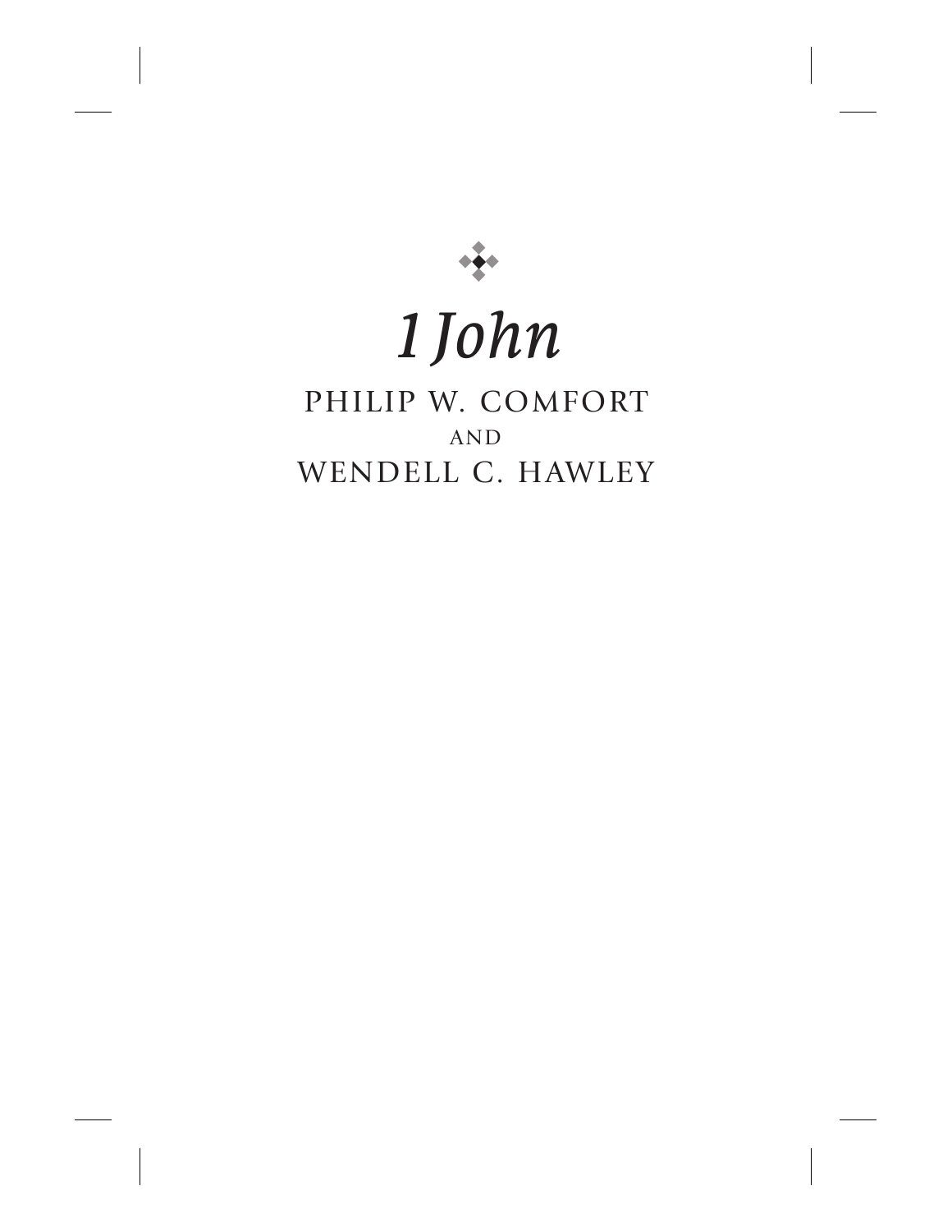# *1 John*

PHILIP W. COMFORT

AND

WENDELL C. HAWLEY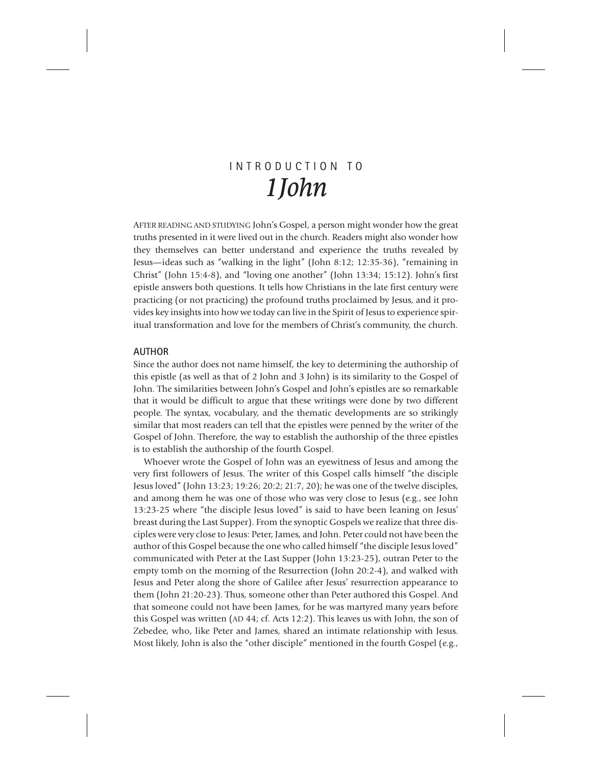# INTRODUCTION TO *1 John*

AFTER READING AND STUDYING John's Gospel, a person might wonder how the great truths presented in it were lived out in the church. Readers might also wonder how they themselves can better understand and experience the truths revealed by Jesus—ideas such as "walking in the light" (John 8:12; 12:35-36), "remaining in Christ" (John 15:4-8), and "loving one another" (John 13:34; 15:12). John's first epistle answers both questions. It tells how Christians in the late first century were practicing (or not practicing) the profound truths proclaimed by Jesus, and it provides key insights into how we today can live in the Spirit of Jesus to experience spiritual transformation and love for the members of Christ's community, the church.

## AUTHOR

Since the author does not name himself, the key to determining the authorship of this epistle (as well as that of 2 John and 3 John) is its similarity to the Gospel of John. The similarities between John's Gospel and John's epistles are so remarkable that it would be difficult to argue that these writings were done by two different people. The syntax, vocabulary, and the thematic developments are so strikingly similar that most readers can tell that the epistles were penned by the writer of the Gospel of John. Therefore, the way to establish the authorship of the three epistles is to establish the authorship of the fourth Gospel.

Whoever wrote the Gospel of John was an eyewitness of Jesus and among the very first followers of Jesus. The writer of this Gospel calls himself "the disciple Jesus loved" (John 13:23; 19:26; 20:2; 21:7, 20); he was one of the twelve disciples, and among them he was one of those who was very close to Jesus (e.g., see John 13:23-25 where "the disciple Jesus loved" is said to have been leaning on Jesus' breast during the Last Supper). From the synoptic Gospels we realize that three disciples were very close to Jesus: Peter, James, and John. Peter could not have been the author of this Gospel because the one who called himself "the disciple Jesus loved" communicated with Peter at the Last Supper (John 13:23-25), outran Peter to the empty tomb on the morning of the Resurrection (John 20:2-4), and walked with Jesus and Peter along the shore of Galilee after Jesus' resurrection appearance to them (John 21:20-23). Thus, someone other than Peter authored this Gospel. And that someone could not have been James, for he was martyred many years before this Gospel was written (AD 44; cf. Acts 12:2). This leaves us with John, the son of Zebedee, who, like Peter and James, shared an intimate relationship with Jesus. Most likely, John is also the "other disciple" mentioned in the fourth Gospel (e.g.,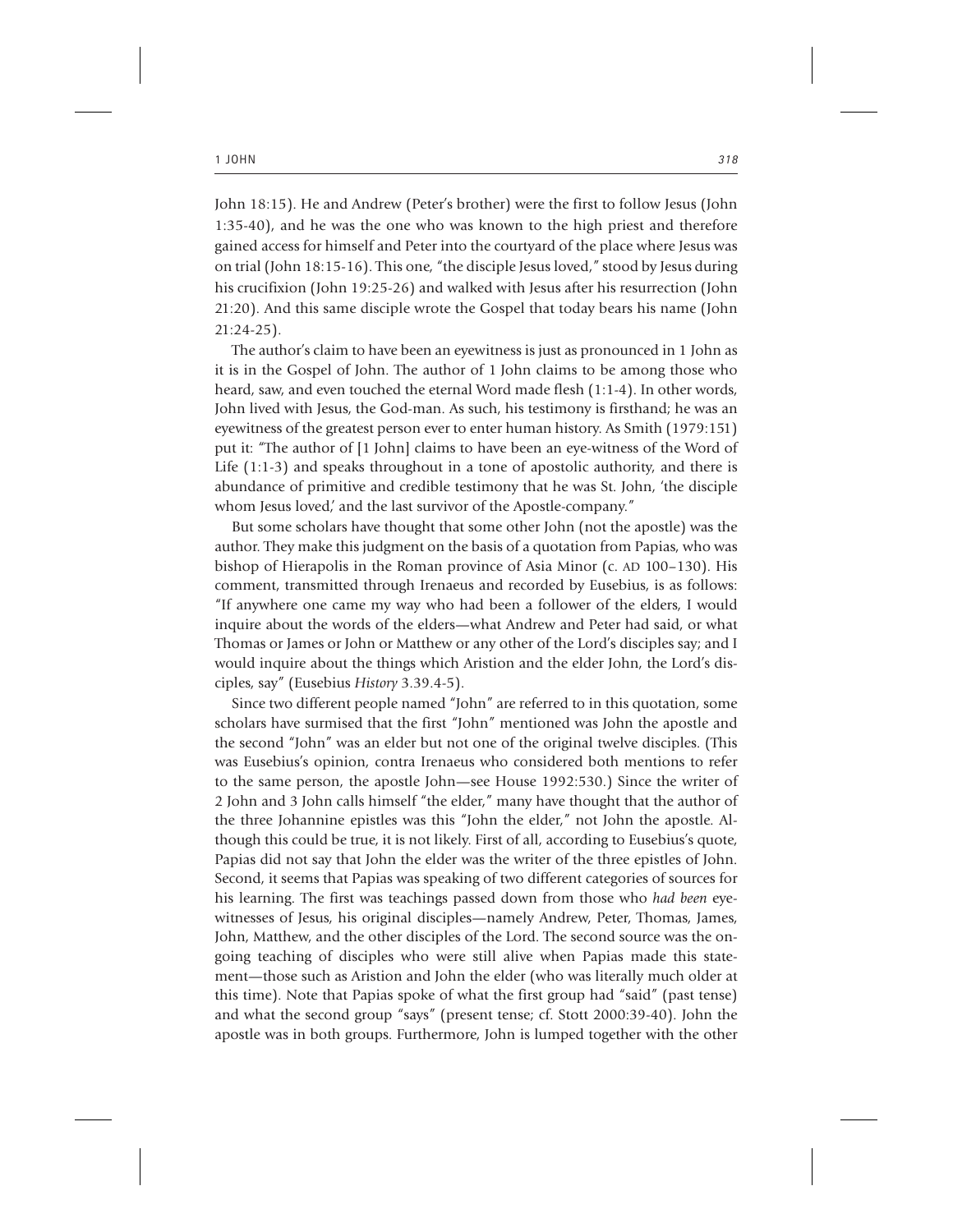John 18:15). He and Andrew (Peter's brother) were the first to follow Jesus (John 1:35-40), and he was the one who was known to the high priest and therefore gained access for himself and Peter into the courtyard of the place where Jesus was on trial (John 18:15-16). This one, "the disciple Jesus loved," stood by Jesus during his crucifixion (John 19:25-26) and walked with Jesus after his resurrection (John 21:20). And this same disciple wrote the Gospel that today bears his name (John 21:24-25).

The author's claim to have been an eyewitness is just as pronounced in 1 John as it is in the Gospel of John. The author of 1 John claims to be among those who heard, saw, and even touched the eternal Word made flesh (1:1-4). In other words, John lived with Jesus, the God-man. As such, his testimony is firsthand; he was an eyewitness of the greatest person ever to enter human history. As Smith (1979:151) put it: "The author of [1 John] claims to have been an eye-witness of the Word of Life (1:1-3) and speaks throughout in a tone of apostolic authority, and there is abundance of primitive and credible testimony that he was St. John, 'the disciple whom Jesus loved,' and the last survivor of the Apostle-company."

But some scholars have thought that some other John (not the apostle) was the author. They make this judgment on the basis of a quotation from Papias, who was bishop of Hierapolis in the Roman province of Asia Minor (c. AD 100–130). His comment, transmitted through Irenaeus and recorded by Eusebius, is as follows: "If anywhere one came my way who had been a follower of the elders, I would inquire about the words of the elders—what Andrew and Peter had said, or what Thomas or James or John or Matthew or any other of the Lord's disciples say; and I would inquire about the things which Aristion and the elder John, the Lord's disciples, say" (Eusebius *History* 3.39.4-5).

Since two different people named "John" are referred to in this quotation, some scholars have surmised that the first "John" mentioned was John the apostle and the second "John" was an elder but not one of the original twelve disciples. (This was Eusebius's opinion, contra Irenaeus who considered both mentions to refer to the same person, the apostle John—see House 1992:530.) Since the writer of 2 John and 3 John calls himself "the elder," many have thought that the author of the three Johannine epistles was this "John the elder," not John the apostle. Although this could be true, it is not likely. First of all, according to Eusebius's quote, Papias did not say that John the elder was the writer of the three epistles of John. Second, it seems that Papias was speaking of two different categories of sources for his learning. The first was teachings passed down from those who *had been* eyewitnesses of Jesus, his original disciples—namely Andrew, Peter, Thomas, James, John, Matthew, and the other disciples of the Lord. The second source was the ongoing teaching of disciples who were still alive when Papias made this statement—those such as Aristion and John the elder (who was literally much older at this time). Note that Papias spoke of what the first group had "said" (past tense) and what the second group "says" (present tense; cf. Stott 2000:39-40). John the apostle was in both groups. Furthermore, John is lumped together with the other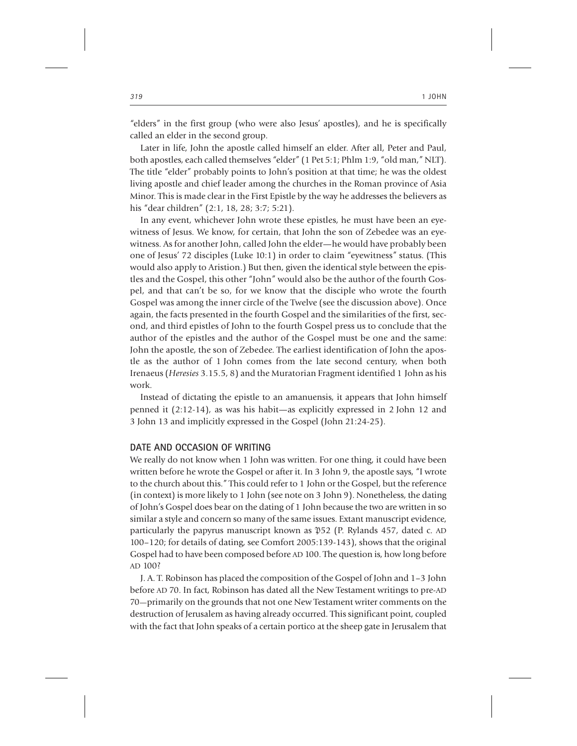"elders" in the first group (who were also Jesus' apostles), and he is specifically called an elder in the second group.

Later in life, John the apostle called himself an elder. After all, Peter and Paul, both apostles, each called themselves "elder" (1 Pet 5:1; Phlm 1:9, "old man," NLT). The title "elder" probably points to John's position at that time; he was the oldest living apostle and chief leader among the churches in the Roman province of Asia Minor. This is made clear in the First Epistle by the way he addresses the believers as his "dear children" (2:1, 18, 28; 3:7; 5:21).

In any event, whichever John wrote these epistles, he must have been an eyewitness of Jesus. We know, for certain, that John the son of Zebedee was an eyewitness. As for another John, called John the elder—he would have probably been one of Jesus' 72 disciples (Luke 10:1) in order to claim "eyewitness" status. (This would also apply to Aristion.) But then, given the identical style between the epistles and the Gospel, this other "John" would also be the author of the fourth Gospel, and that can't be so, for we know that the disciple who wrote the fourth Gospel was among the inner circle of the Twelve (see the discussion above). Once again, the facts presented in the fourth Gospel and the similarities of the first, second, and third epistles of John to the fourth Gospel press us to conclude that the author of the epistles and the author of the Gospel must be one and the same: John the apostle, the son of Zebedee. The earliest identification of John the apostle as the author of 1 John comes from the late second century, when both Irenaeus (*Heresies* 3.15.5, 8) and the Muratorian Fragment identified 1 John as his work.

Instead of dictating the epistle to an amanuensis, it appears that John himself penned it (2:12-14), as was his habit—as explicitly expressed in 2 John 12 and 3 John 13 and implicitly expressed in the Gospel (John 21:24-25).

## DATE AND OCCASION OF WRITING

We really do not know when 1 John was written. For one thing, it could have been written before he wrote the Gospel or after it. In 3 John 9, the apostle says, "I wrote to the church about this." This could refer to 1 John or the Gospel, but the reference (in context) is more likely to 1 John (see note on 3 John 9). Nonetheless, the dating of John's Gospel does bear on the dating of 1 John because the two are written in so similar a style and concern so many of the same issues. Extant manuscript evidence, particularly the papyrus manuscript known as 𝔓52 (P. Rylands 457, dated c. AD 100–120; for details of dating, see Comfort 2005:139-143), shows that the original Gospel had to have been composed before AD 100. The question is, how long before AD 100?

J. A. T. Robinson has placed the composition of the Gospel of John and 1–3 John before AD 70. In fact, Robinson has dated all the New Testament writings to pre-AD 70—primarily on the grounds that not one New Testament writer comments on the destruction of Jerusalem as having already occurred. This significant point, coupled with the fact that John speaks of a certain portico at the sheep gate in Jerusalem that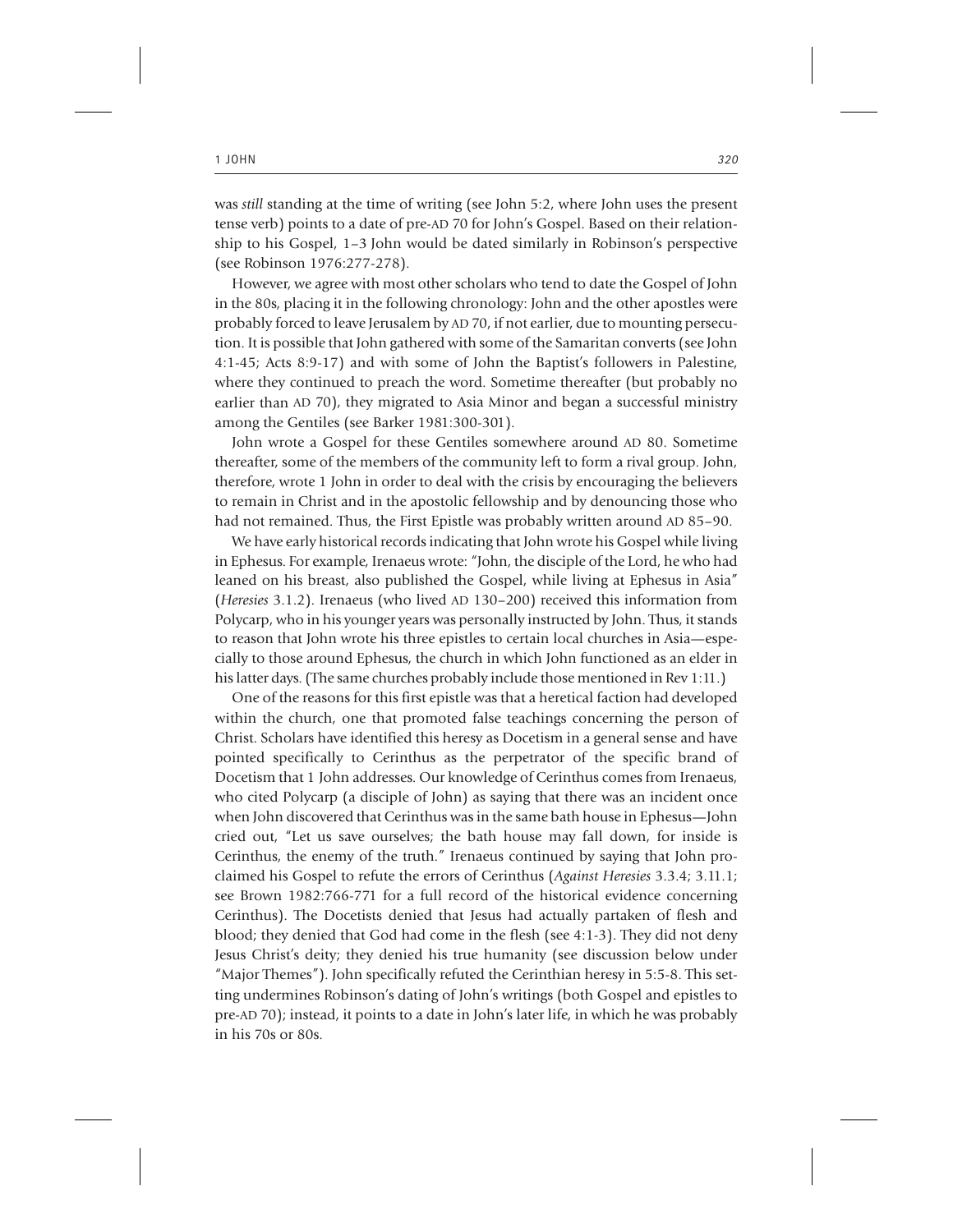was *still* standing at the time of writing (see John 5:2, where John uses the present tense verb) points to a date of pre-AD 70 for John's Gospel. Based on their relationship to his Gospel, 1–3 John would be dated similarly in Robinson's perspective (see Robinson 1976:277-278).

However, we agree with most other scholars who tend to date the Gospel of John in the 80s, placing it in the following chronology: John and the other apostles were probably forced to leave Jerusalem by AD 70, if not earlier, due to mounting persecution. It is possible that John gathered with some of the Samaritan converts (see John 4:1-45; Acts 8:9-17) and with some of John the Baptist's followers in Palestine, where they continued to preach the word. Sometime thereafter (but probably no earlier than AD 70), they migrated to Asia Minor and began a successful ministry among the Gentiles (see Barker 1981:300-301).

John wrote a Gospel for these Gentiles somewhere around AD 80. Sometime thereafter, some of the members of the community left to form a rival group. John, therefore, wrote 1 John in order to deal with the crisis by encouraging the believers to remain in Christ and in the apostolic fellowship and by denouncing those who had not remained. Thus, the First Epistle was probably written around AD 85–90.

We have early historical records indicating that John wrote his Gospel while living in Ephesus. For example, Irenaeus wrote: "John, the disciple of the Lord, he who had leaned on his breast, also published the Gospel, while living at Ephesus in Asia" (*Heresies* 3.1.2). Irenaeus (who lived AD 130–200) received this information from Polycarp, who in his younger years was personally instructed by John. Thus, it stands to reason that John wrote his three epistles to certain local churches in Asia—especially to those around Ephesus, the church in which John functioned as an elder in his latter days. (The same churches probably include those mentioned in Rev 1:11.)

One of the reasons for this first epistle was that a heretical faction had developed within the church, one that promoted false teachings concerning the person of Christ. Scholars have identified this heresy as Docetism in a general sense and have pointed specifically to Cerinthus as the perpetrator of the specific brand of Docetism that 1 John addresses. Our knowledge of Cerinthus comes from Irenaeus, who cited Polycarp (a disciple of John) as saying that there was an incident once when John discovered that Cerinthus was in the same bath house in Ephesus—John cried out, "Let us save ourselves; the bath house may fall down, for inside is Cerinthus, the enemy of the truth." Irenaeus continued by saying that John proclaimed his Gospel to refute the errors of Cerinthus (*Against Heresies* 3.3.4; 3.11.1; see Brown 1982:766-771 for a full record of the historical evidence concerning Cerinthus). The Docetists denied that Jesus had actually partaken of flesh and blood; they denied that God had come in the flesh (see 4:1-3). They did not deny Jesus Christ's deity; they denied his true humanity (see discussion below under "Major Themes"). John specifically refuted the Cerinthian heresy in 5:5-8. This setting undermines Robinson's dating of John's writings (both Gospel and epistles to pre-AD 70); instead, it points to a date in John's later life, in which he was probably in his 70s or 80s.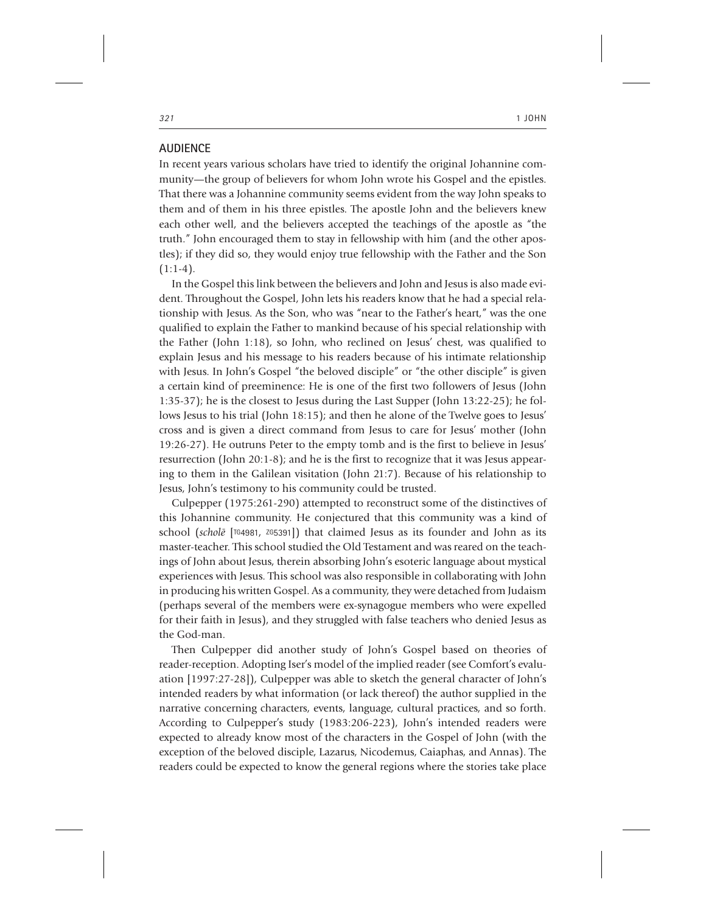## AUDIENCE

In recent years various scholars have tried to identify the original Johannine community—the group of believers for whom John wrote his Gospel and the epistles. That there was a Johannine community seems evident from the way John speaks to them and of them in his three epistles. The apostle John and the believers knew each other well, and the believers accepted the teachings of the apostle as "the truth." John encouraged them to stay in fellowship with him (and the other apostles); if they did so, they would enjoy true fellowship with the Father and the Son (1:1-4).

In the Gospel this link between the believers and John and Jesus is also made evident. Throughout the Gospel, John lets his readers know that he had a special relationship with Jesus. As the Son, who was "near to the Father's heart," was the one qualified to explain the Father to mankind because of his special relationship with the Father (John 1:18), so John, who reclined on Jesus' chest, was qualified to explain Jesus and his message to his readers because of his intimate relationship with Jesus. In John's Gospel "the beloved disciple" or "the other disciple" is given a certain kind of preeminence: He is one of the first two followers of Jesus (John 1:35-37); he is the closest to Jesus during the Last Supper (John 13:22-25); he follows Jesus to his trial (John 18:15); and then he alone of the Twelve goes to Jesus' cross and is given a direct command from Jesus to care for Jesus' mother (John 19:26-27). He outruns Peter to the empty tomb and is the first to believe in Jesus' resurrection (John 20:1-8); and he is the first to recognize that it was Jesus appearing to them in the Galilean visitation (John 21:7). Because of his relationship to Jesus, John's testimony to his community could be trusted.

Culpepper (1975:261-290) attempted to reconstruct some of the distinctives of this Johannine community. He conjectured that this community was a kind of school (*scholē* [TG4981, ZG5391]) that claimed Jesus as its founder and John as its master-teacher. This school studied the Old Testament and was reared on the teachings of John about Jesus, therein absorbing John's esoteric language about mystical experiences with Jesus. This school was also responsible in collaborating with John in producing his written Gospel. As a community, they were detached from Judaism (perhaps several of the members were ex-synagogue members who were expelled for their faith in Jesus), and they struggled with false teachers who denied Jesus as the God-man.

Then Culpepper did another study of John's Gospel based on theories of reader-reception. Adopting Iser's model of the implied reader (see Comfort's evaluation [1997:27-28]), Culpepper was able to sketch the general character of John's intended readers by what information (or lack thereof) the author supplied in the narrative concerning characters, events, language, cultural practices, and so forth. According to Culpepper's study (1983:206-223), John's intended readers were expected to already know most of the characters in the Gospel of John (with the exception of the beloved disciple, Lazarus, Nicodemus, Caiaphas, and Annas). The readers could be expected to know the general regions where the stories take place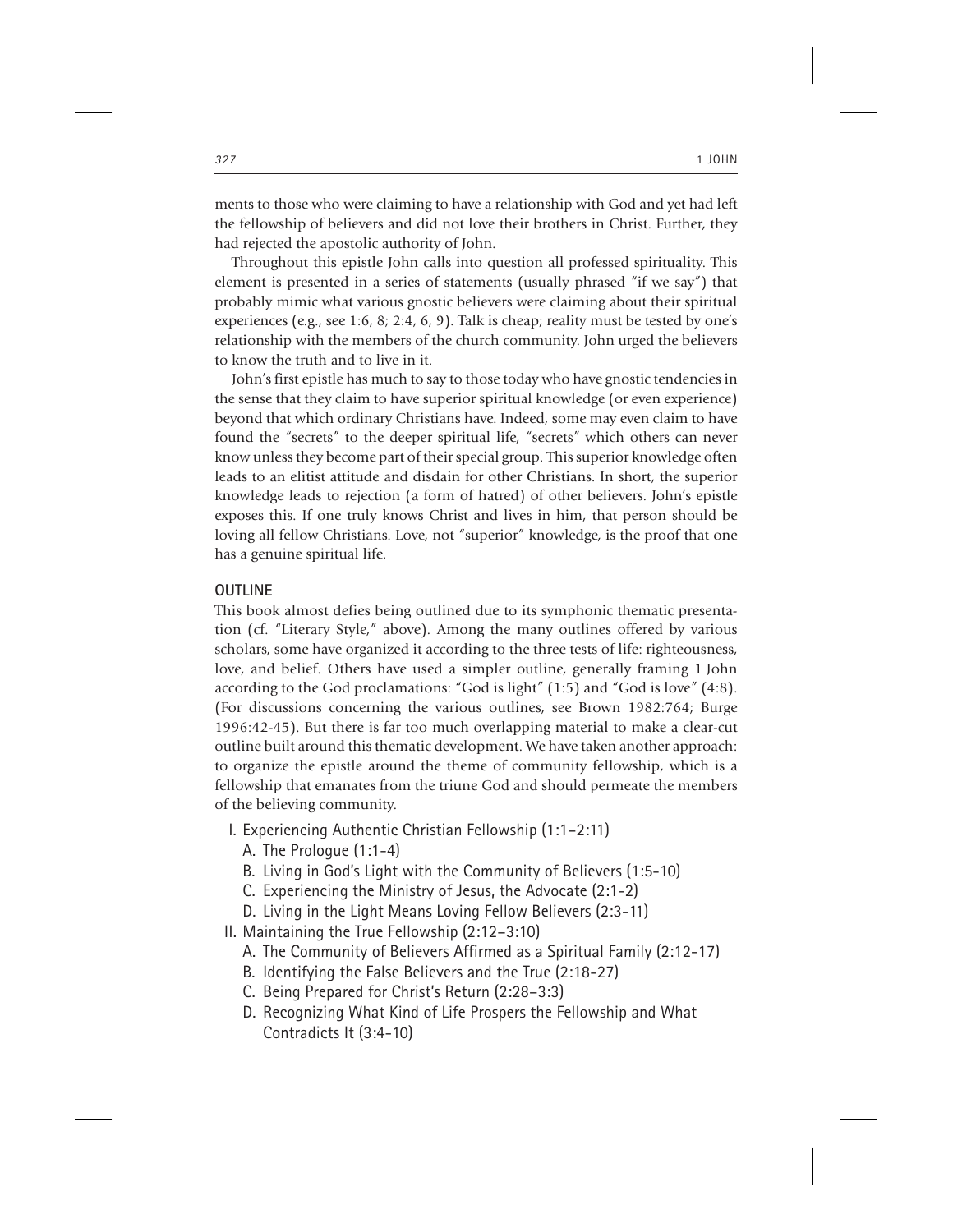ments to those who were claiming to have a relationship with God and yet had left the fellowship of believers and did not love their brothers in Christ. Further, they had rejected the apostolic authority of John.

Throughout this epistle John calls into question all professed spirituality. This element is presented in a series of statements (usually phrased "if we say") that probably mimic what various gnostic believers were claiming about their spiritual experiences (e.g., see 1:6, 8; 2:4, 6, 9). Talk is cheap; reality must be tested by one's relationship with the members of the church community. John urged the believers to know the truth and to live in it.

John's first epistle has much to say to those today who have gnostic tendencies in the sense that they claim to have superior spiritual knowledge (or even experience) beyond that which ordinary Christians have. Indeed, some may even claim to have found the "secrets" to the deeper spiritual life, "secrets" which others can never know unless they become part of their special group. This superior knowledge often leads to an elitist attitude and disdain for other Christians. In short, the superior knowledge leads to rejection (a form of hatred) of other believers. John's epistle exposes this. If one truly knows Christ and lives in him, that person should be loving all fellow Christians. Love, not "superior" knowledge, is the proof that one has a genuine spiritual life.

## OUTLINE

This book almost defies being outlined due to its symphonic thematic presentation (cf. "Literary Style," above). Among the many outlines offered by various scholars, some have organized it according to the three tests of life: righteousness, love, and belief. Others have used a simpler outline, generally framing 1 John according to the God proclamations: "God is light" (1:5) and "God is love" (4:8). (For discussions concerning the various outlines, see Brown 1982:764; Burge 1996:42-45). But there is far too much overlapping material to make a clear-cut outline built around this thematic development. We have taken another approach: to organize the epistle around the theme of community fellowship, which is a fellowship that emanates from the triune God and should permeate the members of the believing community.

- I. Experiencing Authentic Christian Fellowship (1:1–2:11)
  - A. The Prologue (1:1-4)
  - B. Living in God's Light with the Community of Believers (1:5-10)
  - C. Experiencing the Ministry of Jesus, the Advocate (2:1-2)
  - D. Living in the Light Means Loving Fellow Believers (2:3-11)
- II. Maintaining the True Fellowship (2:12–3:10)
  - A. The Community of Believers Affirmed as a Spiritual Family (2:12-17)
  - B. Identifying the False Believers and the True (2:18-27)
  - C. Being Prepared for Christ's Return (2:28–3:3)
  - D. Recognizing What Kind of Life Prospers the Fellowship and What Contradicts It (3:4-10)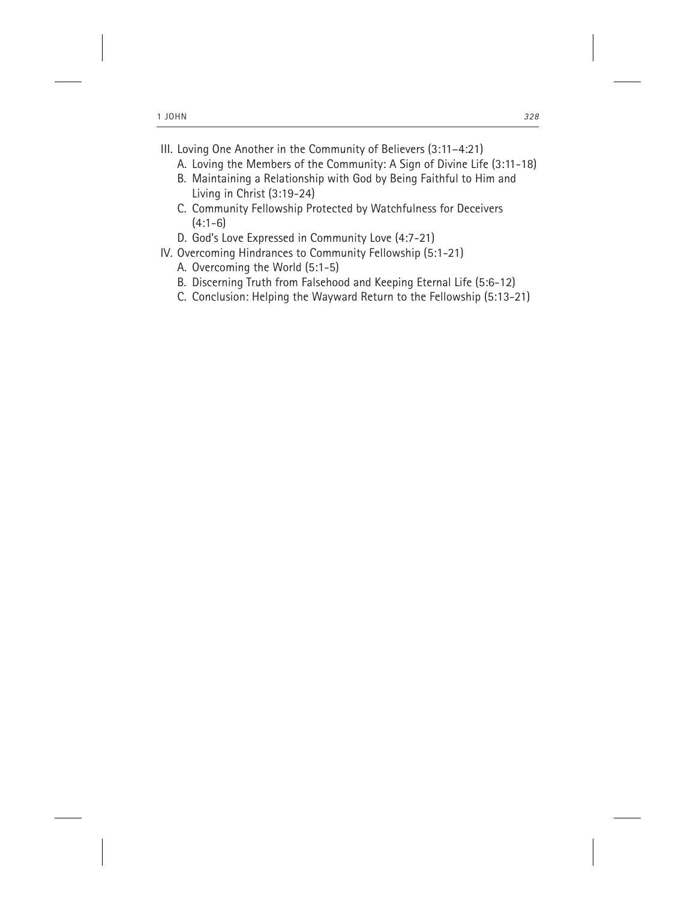III. Loving One Another in the Community of Believers (3:11–4:21)
   A. Loving the Members of the Community: A Sign of Divine Life (3:11-18)
   B. Maintaining a Relationship with God by Being Faithful to Him and Living in Christ (3:19-24)
   C. Community Fellowship Protected by Watchfulness for Deceivers (4:1-6)
   D. God's Love Expressed in Community Love (4:7-21)

IV. Overcoming Hindrances to Community Fellowship (5:1-21)
   A. Overcoming the World (5:1-5)
   B. Discerning Truth from Falsehood and Keeping Eternal Life (5:6-12)
   C. Conclusion: Helping the Wayward Return to the Fellowship (5:13-21)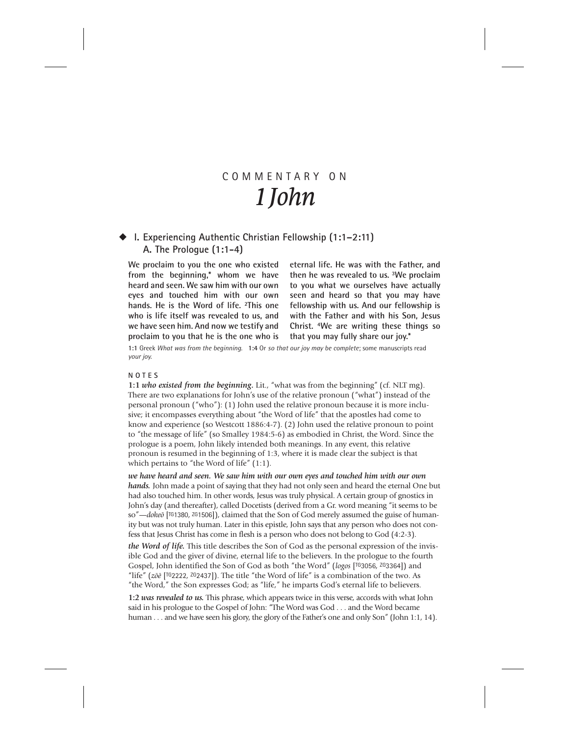# COMMENTARY ON *1 John*

## I. Experiencing Authentic Christian Fellowship (1:1–2:11)

### A. The Prologue (1:1-4)

**We proclaim to you the one who existed from the beginning,* whom we have heard and seen. We saw him with our own eyes and touched him with our own hands. He is the Word of life. [2]This one who is life itself was revealed to us, and we have seen him. And now we testify and proclaim to you that he is the one who is eternal life. He was with the Father, and then he was revealed to us. [3]We proclaim to you what we ourselves have actually seen and heard so that you may have fellowship with us. And our fellowship is with the Father and with his Son, Jesus Christ. [4]We are writing these things so that you may fully share our joy.***

**1:1** Greek *What was from the beginning.* **1:4** Or *so that our joy may be complete*; some manuscripts read *your joy.*

#### NOTES

**1:1** ***who existed from the beginning.*** Lit., "what was from the beginning" (cf. NLT mg). There are two explanations for John's use of the relative pronoun ("what") instead of the personal pronoun ("who"): (1) John used the relative pronoun because it is more inclusive; it encompasses everything about "the Word of life" that the apostles had come to know and experience (so Westcott 1886:4-7). (2) John used the relative pronoun to point to "the message of life" (so Smalley 1984:5-6) as embodied in Christ, the Word. Since the prologue is a poem, John likely intended both meanings. In any event, this relative pronoun is resumed in the beginning of 1:3, where it is made clear the subject is that which pertains to "the Word of life" (1:1).

***we have heard and seen. We saw him with our own eyes and touched him with our own hands.*** John made a point of saying that they had not only seen and heard the eternal One but had also touched him. In other words, Jesus was truly physical. A certain group of gnostics in John's day (and thereafter), called Docetists (derived from a Gr. word meaning "it seems to be so"—*dokeō* [TG1380, ZG1506]), claimed that the Son of God merely assumed the guise of humanity but was not truly human. Later in this epistle, John says that any person who does not confess that Jesus Christ has come in flesh is a person who does not belong to God (4:2-3).

***the Word of life.*** This title describes the Son of God as the personal expression of the invisible God and the giver of divine, eternal life to the believers. In the prologue to the fourth Gospel, John identified the Son of God as both "the Word" (*logos* [TG3056, ZG3364]) and "life" (*zōē* [TG2222, ZG2437]). The title "the Word of life" is a combination of the two. As "the Word," the Son expresses God; as "life," he imparts God's eternal life to believers.

**1:2** ***was revealed to us.*** This phrase, which appears twice in this verse, accords with what John said in his prologue to the Gospel of John: "The Word was God . . . and the Word became human . . . and we have seen his glory, the glory of the Father's one and only Son" (John 1:1, 14).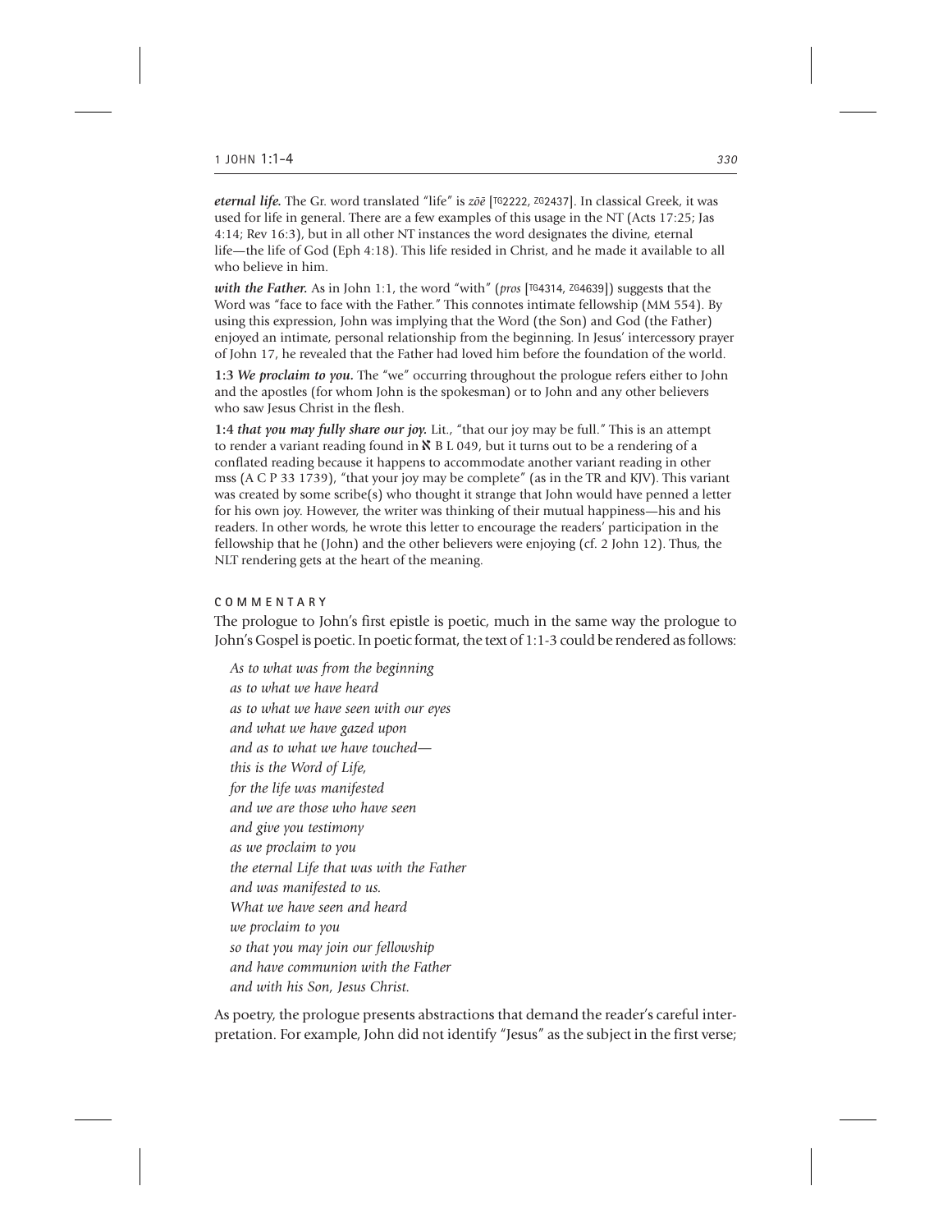***eternal life.*** The Gr. word translated "life" is *zōē* [TG2222, ZG2437]. In classical Greek, it was used for life in general. There are a few examples of this usage in the NT (Acts 17:25; Jas 4:14; Rev 16:3), but in all other NT instances the word designates the divine, eternal life—the life of God (Eph 4:18). This life resided in Christ, and he made it available to all who believe in him.

***with the Father.*** As in John 1:1, the word "with" (*pros* [TG4314, ZG4639]) suggests that the Word was "face to face with the Father." This connotes intimate fellowship (MM 554). By using this expression, John was implying that the Word (the Son) and God (the Father) enjoyed an intimate, personal relationship from the beginning. In Jesus' intercessory prayer of John 17, he revealed that the Father had loved him before the foundation of the world.

**1:3 *We proclaim to you.*** The "we" occurring throughout the prologue refers either to John and the apostles (for whom John is the spokesman) or to John and any other believers who saw Jesus Christ in the flesh.

**1:4 *that you may fully share our joy.*** Lit., "that our joy may be full." This is an attempt to render a variant reading found in ℵ B L 049, but it turns out to be a rendering of a conflated reading because it happens to accommodate another variant reading in other mss (A C P 33 1739), "that your joy may be complete" (as in the TR and KJV). This variant was created by some scribe(s) who thought it strange that John would have penned a letter for his own joy. However, the writer was thinking of their mutual happiness—his and his readers. In other words, he wrote this letter to encourage the readers' participation in the fellowship that he (John) and the other believers were enjoying (cf. 2 John 12). Thus, the NLT rendering gets at the heart of the meaning.

## COMMENTARY

The prologue to John's first epistle is poetic, much in the same way the prologue to John's Gospel is poetic. In poetic format, the text of 1:1-3 could be rendered as follows:

*As to what was from the beginning*
*as to what we have heard*
*as to what we have seen with our eyes*
*and what we have gazed upon*
*and as to what we have touched—*
*this is the Word of Life,*
*for the life was manifested*
*and we are those who have seen*
*and give you testimony*
*as we proclaim to you*
*the eternal Life that was with the Father*
*and was manifested to us.*
*What we have seen and heard*
*we proclaim to you*
*so that you may join our fellowship*
*and have communion with the Father*
*and with his Son, Jesus Christ.*

As poetry, the prologue presents abstractions that demand the reader's careful interpretation. For example, John did not identify "Jesus" as the subject in the first verse;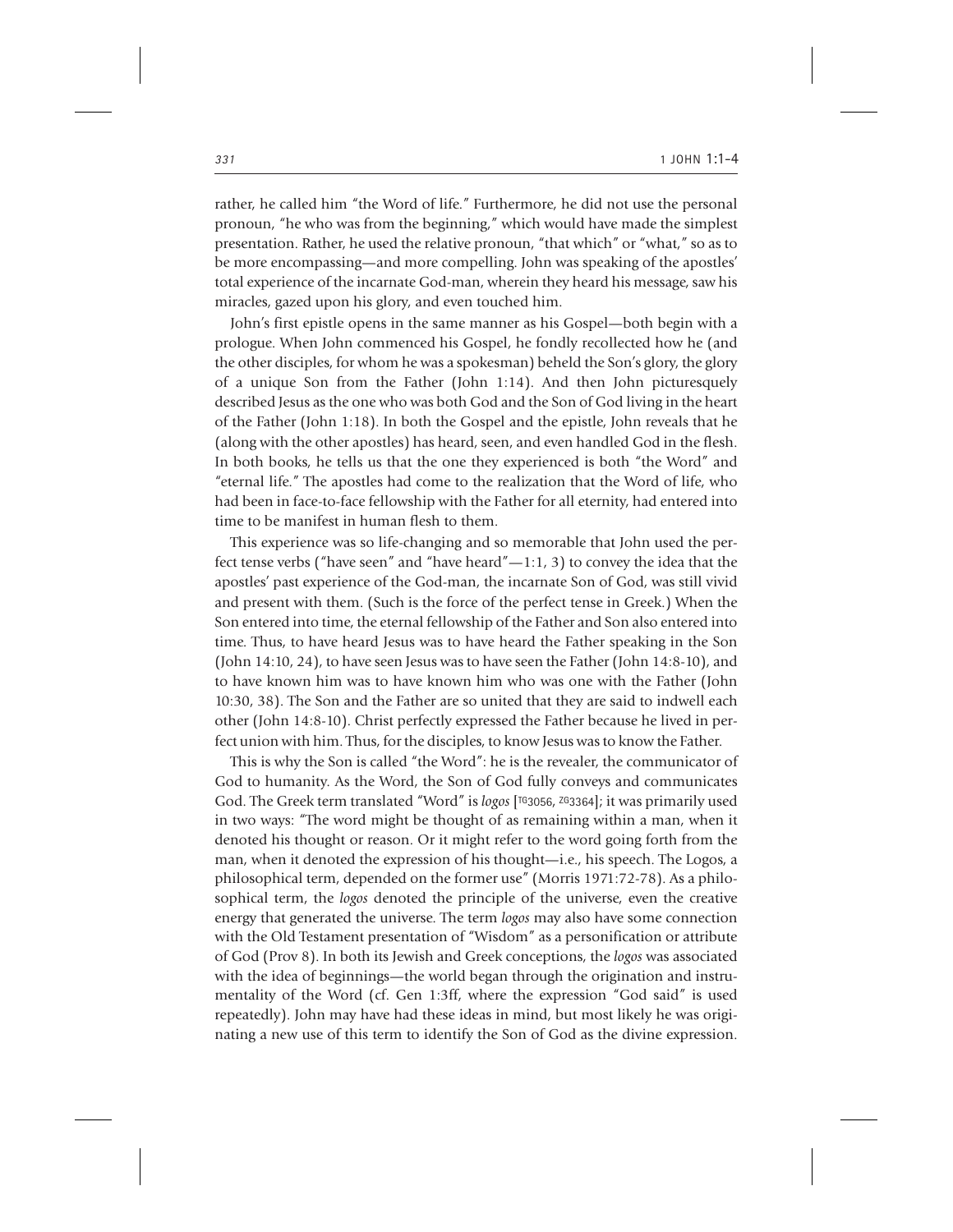rather, he called him "the Word of life." Furthermore, he did not use the personal pronoun, "he who was from the beginning," which would have made the simplest presentation. Rather, he used the relative pronoun, "that which" or "what," so as to be more encompassing—and more compelling. John was speaking of the apostles' total experience of the incarnate God-man, wherein they heard his message, saw his miracles, gazed upon his glory, and even touched him.

John's first epistle opens in the same manner as his Gospel—both begin with a prologue. When John commenced his Gospel, he fondly recollected how he (and the other disciples, for whom he was a spokesman) beheld the Son's glory, the glory of a unique Son from the Father (John 1:14). And then John picturesquely described Jesus as the one who was both God and the Son of God living in the heart of the Father (John 1:18). In both the Gospel and the epistle, John reveals that he (along with the other apostles) has heard, seen, and even handled God in the flesh. In both books, he tells us that the one they experienced is both "the Word" and "eternal life." The apostles had come to the realization that the Word of life, who had been in face-to-face fellowship with the Father for all eternity, had entered into time to be manifest in human flesh to them.

This experience was so life-changing and so memorable that John used the perfect tense verbs ("have seen" and "have heard"—1:1, 3) to convey the idea that the apostles' past experience of the God-man, the incarnate Son of God, was still vivid and present with them. (Such is the force of the perfect tense in Greek.) When the Son entered into time, the eternal fellowship of the Father and Son also entered into time. Thus, to have heard Jesus was to have heard the Father speaking in the Son (John 14:10, 24), to have seen Jesus was to have seen the Father (John 14:8-10), and to have known him was to have known him who was one with the Father (John 10:30, 38). The Son and the Father are so united that they are said to indwell each other (John 14:8-10). Christ perfectly expressed the Father because he lived in perfect union with him. Thus, for the disciples, to know Jesus was to know the Father.

This is why the Son is called "the Word": he is the revealer, the communicator of God to humanity. As the Word, the Son of God fully conveys and communicates God. The Greek term translated "Word" is *logos* [TG3056, ZG3364]; it was primarily used in two ways: "The word might be thought of as remaining within a man, when it denoted his thought or reason. Or it might refer to the word going forth from the man, when it denoted the expression of his thought—i.e., his speech. The Logos, a philosophical term, depended on the former use" (Morris 1971:72-78). As a philosophical term, the *logos* denoted the principle of the universe, even the creative energy that generated the universe. The term *logos* may also have some connection with the Old Testament presentation of "Wisdom" as a personification or attribute of God (Prov 8). In both its Jewish and Greek conceptions, the *logos* was associated with the idea of beginnings—the world began through the origination and instrumentality of the Word (cf. Gen 1:3ff, where the expression "God said" is used repeatedly). John may have had these ideas in mind, but most likely he was originating a new use of this term to identify the Son of God as the divine expression.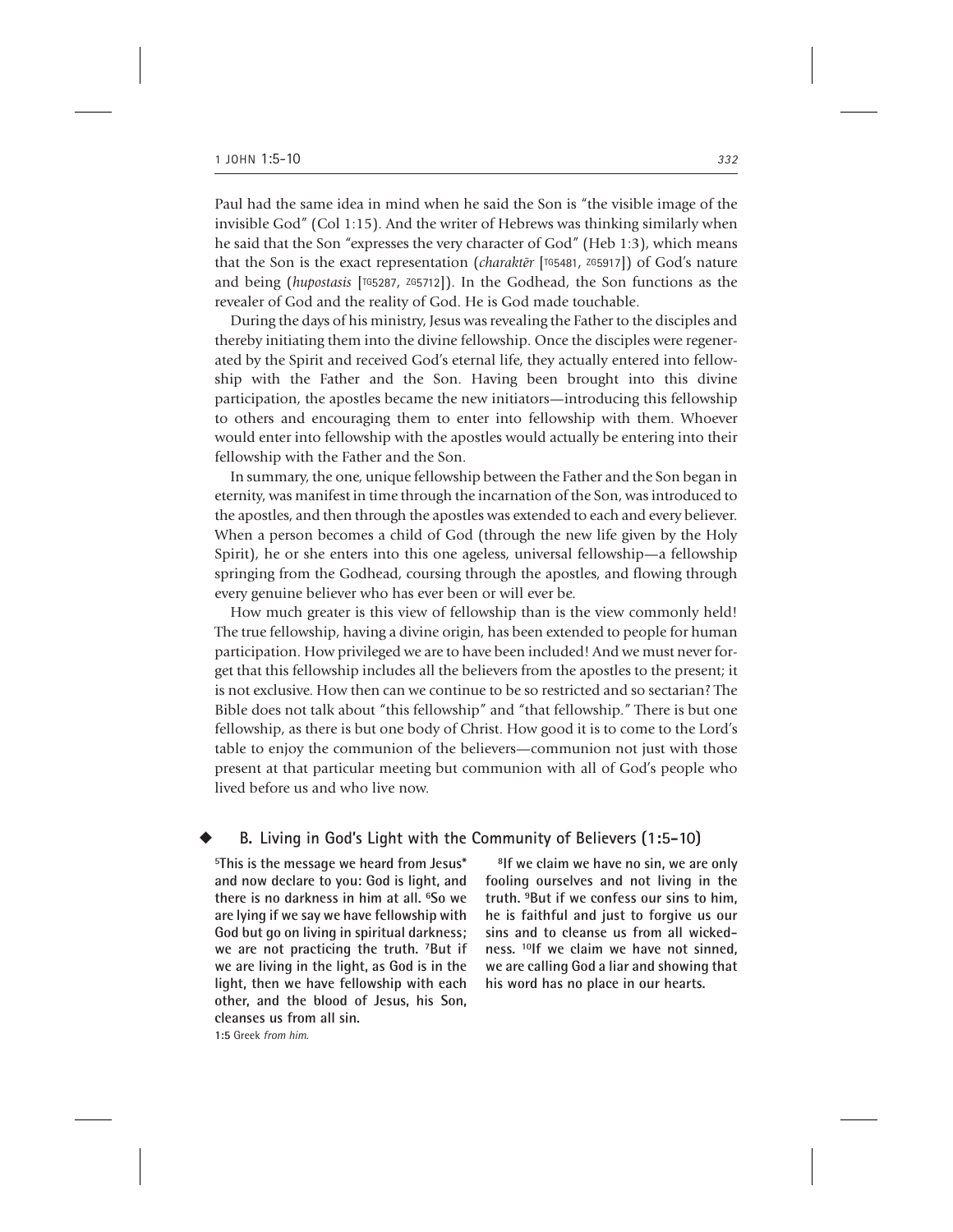Paul had the same idea in mind when he said the Son is "the visible image of the invisible God" (Col 1:15). And the writer of Hebrews was thinking similarly when he said that the Son "expresses the very character of God" (Heb 1:3), which means that the Son is the exact representation (*charaktēr* [TG5481, ZG5917]) of God's nature and being (*hupostasis* [TG5287, ZG5712]). In the Godhead, the Son functions as the revealer of God and the reality of God. He is God made touchable.

During the days of his ministry, Jesus was revealing the Father to the disciples and thereby initiating them into the divine fellowship. Once the disciples were regenerated by the Spirit and received God's eternal life, they actually entered into fellowship with the Father and the Son. Having been brought into this divine participation, the apostles became the new initiators—introducing this fellowship to others and encouraging them to enter into fellowship with them. Whoever would enter into fellowship with the apostles would actually be entering into their fellowship with the Father and the Son.

In summary, the one, unique fellowship between the Father and the Son began in eternity, was manifest in time through the incarnation of the Son, was introduced to the apostles, and then through the apostles was extended to each and every believer. When a person becomes a child of God (through the new life given by the Holy Spirit), he or she enters into this one ageless, universal fellowship—a fellowship springing from the Godhead, coursing through the apostles, and flowing through every genuine believer who has ever been or will ever be.

How much greater is this view of fellowship than is the view commonly held! The true fellowship, having a divine origin, has been extended to people for human participation. How privileged we are to have been included! And we must never forget that this fellowship includes all the believers from the apostles to the present; it is not exclusive. How then can we continue to be so restricted and so sectarian? The Bible does not talk about "this fellowship" and "that fellowship." There is but one fellowship, as there is but one body of Christ. How good it is to come to the Lord's table to enjoy the communion of the believers—communion not just with those present at that particular meeting but communion with all of God's people who lived before us and who live now.

## ◆ B. Living in God's Light with the Community of Believers (1:5-10)

**[5]This is the message we heard from Jesus* and now declare to you: God is light, and there is no darkness in him at all. [6]So we are lying if we say we have fellowship with God but go on living in spiritual darkness; we are not practicing the truth. [7]But if we are living in the light, as God is in the light, then we have fellowship with each other, and the blood of Jesus, his Son, cleanses us from all sin.**

**[8]If we claim we have no sin, we are only fooling ourselves and not living in the truth. [9]But if we confess our sins to him, he is faithful and just to forgive us our sins and to cleanse us from all wickedness. [10]If we claim we have not sinned, we are calling God a liar and showing that his word has no place in our hearts.**

**1:5** Greek *from him*.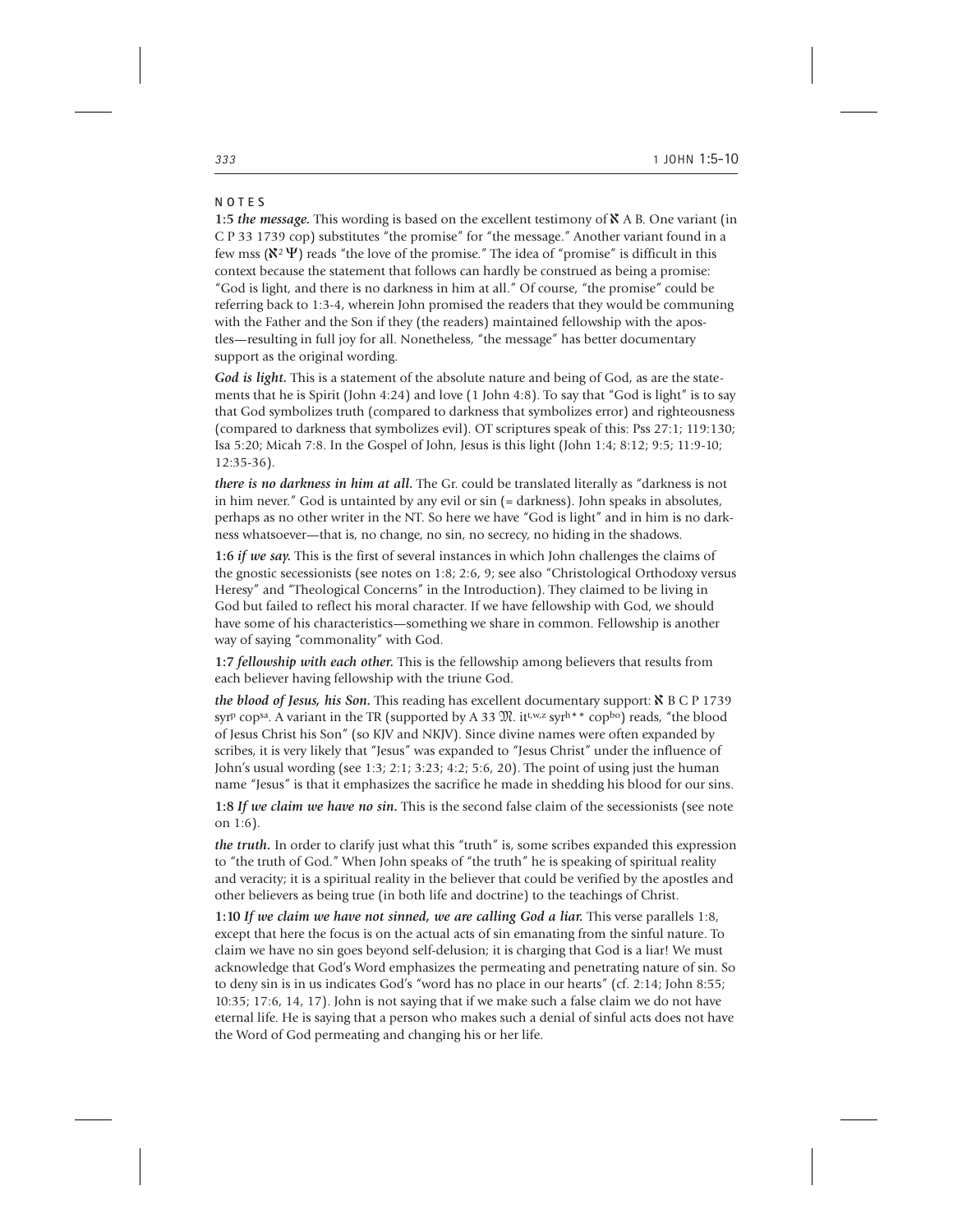## NOTES

**1:5** ***the message.*** This wording is based on the excellent testimony of ℵ A B. One variant (in C P 33 1739 cop) substitutes "the promise" for "the message." Another variant found in a few mss (ℵ[2] Ψ) reads "the love of the promise." The idea of "promise" is difficult in this context because the statement that follows can hardly be construed as being a promise: "God is light, and there is no darkness in him at all." Of course, "the promise" could be referring back to 1:3-4, wherein John promised the readers that they would be communing with the Father and the Son if they (the readers) maintained fellowship with the apostles—resulting in full joy for all. Nonetheless, "the message" has better documentary support as the original wording.

***God is light.*** This is a statement of the absolute nature and being of God, as are the statements that he is Spirit (John 4:24) and love (1 John 4:8). To say that "God is light" is to say that God symbolizes truth (compared to darkness that symbolizes error) and righteousness (compared to darkness that symbolizes evil). OT scriptures speak of this: Pss 27:1; 119:130; Isa 5:20; Micah 7:8. In the Gospel of John, Jesus is this light (John 1:4; 8:12; 9:5; 11:9-10; 12:35-36).

***there is no darkness in him at all.*** The Gr. could be translated literally as "darkness is not in him never." God is untainted by any evil or sin (= darkness). John speaks in absolutes, perhaps as no other writer in the NT. So here we have "God is light" and in him is no darkness whatsoever—that is, no change, no sin, no secrecy, no hiding in the shadows.

**1:6** ***if we say.*** This is the first of several instances in which John challenges the claims of the gnostic secessionists (see notes on 1:8; 2:6, 9; see also "Christological Orthodoxy versus Heresy" and "Theological Concerns" in the Introduction). They claimed to be living in God but failed to reflect his moral character. If we have fellowship with God, we should have some of his characteristics—something we share in common. Fellowship is another way of saying "commonality" with God.

**1:7** ***fellowship with each other.*** This is the fellowship among believers that results from each believer having fellowship with the triune God.

***the blood of Jesus, his Son.*** This reading has excellent documentary support: ℵ B C P 1739 syr[p] cop[sa]. A variant in the TR (supported by A 33 𝔐. it[t,w,z] syr[h**] cop[bo]) reads, "the blood of Jesus Christ his Son" (so KJV and NKJV). Since divine names were often expanded by scribes, it is very likely that "Jesus" was expanded to "Jesus Christ" under the influence of John's usual wording (see 1:3; 2:1; 3:23; 4:2; 5:6, 20). The point of using just the human name "Jesus" is that it emphasizes the sacrifice he made in shedding his blood for our sins.

**1:8** ***If we claim we have no sin.*** This is the second false claim of the secessionists (see note on 1:6).

***the truth.*** In order to clarify just what this "truth" is, some scribes expanded this expression to "the truth of God." When John speaks of "the truth" he is speaking of spiritual reality and veracity; it is a spiritual reality in the believer that could be verified by the apostles and other believers as being true (in both life and doctrine) to the teachings of Christ.

**1:10** ***If we claim we have not sinned, we are calling God a liar.*** This verse parallels 1:8, except that here the focus is on the actual acts of sin emanating from the sinful nature. To claim we have no sin goes beyond self-delusion; it is charging that God is a liar! We must acknowledge that God's Word emphasizes the permeating and penetrating nature of sin. So to deny sin is in us indicates God's "word has no place in our hearts" (cf. 2:14; John 8:55; 10:35; 17:6, 14, 17). John is not saying that if we make such a false claim we do not have eternal life. He is saying that a person who makes such a denial of sinful acts does not have the Word of God permeating and changing his or her life.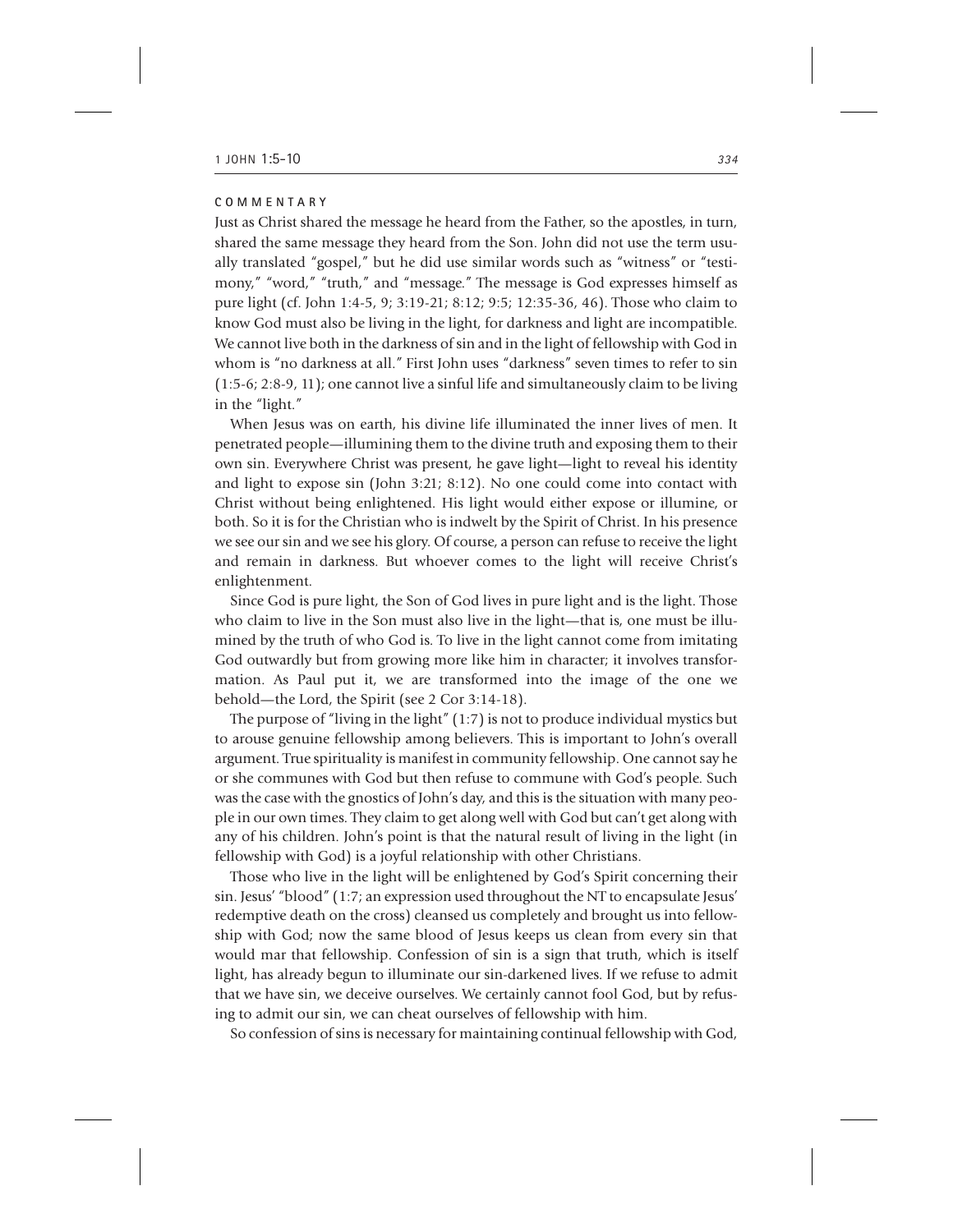COMMENTARY

Just as Christ shared the message he heard from the Father, so the apostles, in turn, shared the same message they heard from the Son. John did not use the term usually translated "gospel," but he did use similar words such as "witness" or "testimony," "word," "truth," and "message." The message is God expresses himself as pure light (cf. John 1:4-5, 9; 3:19-21; 8:12; 9:5; 12:35-36, 46). Those who claim to know God must also be living in the light, for darkness and light are incompatible. We cannot live both in the darkness of sin and in the light of fellowship with God in whom is "no darkness at all." First John uses "darkness" seven times to refer to sin (1:5-6; 2:8-9, 11); one cannot live a sinful life and simultaneously claim to be living in the "light."

When Jesus was on earth, his divine life illuminated the inner lives of men. It penetrated people—illumining them to the divine truth and exposing them to their own sin. Everywhere Christ was present, he gave light—light to reveal his identity and light to expose sin (John 3:21; 8:12). No one could come into contact with Christ without being enlightened. His light would either expose or illumine, or both. So it is for the Christian who is indwelt by the Spirit of Christ. In his presence we see our sin and we see his glory. Of course, a person can refuse to receive the light and remain in darkness. But whoever comes to the light will receive Christ's enlightenment.

Since God is pure light, the Son of God lives in pure light and is the light. Those who claim to live in the Son must also live in the light—that is, one must be illumined by the truth of who God is. To live in the light cannot come from imitating God outwardly but from growing more like him in character; it involves transformation. As Paul put it, we are transformed into the image of the one we behold—the Lord, the Spirit (see 2 Cor 3:14-18).

The purpose of "living in the light" (1:7) is not to produce individual mystics but to arouse genuine fellowship among believers. This is important to John's overall argument. True spirituality is manifest in community fellowship. One cannot say he or she communes with God but then refuse to commune with God's people. Such was the case with the gnostics of John's day, and this is the situation with many people in our own times. They claim to get along well with God but can't get along with any of his children. John's point is that the natural result of living in the light (in fellowship with God) is a joyful relationship with other Christians.

Those who live in the light will be enlightened by God's Spirit concerning their sin. Jesus' "blood" (1:7; an expression used throughout the NT to encapsulate Jesus' redemptive death on the cross) cleansed us completely and brought us into fellowship with God; now the same blood of Jesus keeps us clean from every sin that would mar that fellowship. Confession of sin is a sign that truth, which is itself light, has already begun to illuminate our sin-darkened lives. If we refuse to admit that we have sin, we deceive ourselves. We certainly cannot fool God, but by refusing to admit our sin, we can cheat ourselves of fellowship with him.

So confession of sins is necessary for maintaining continual fellowship with God,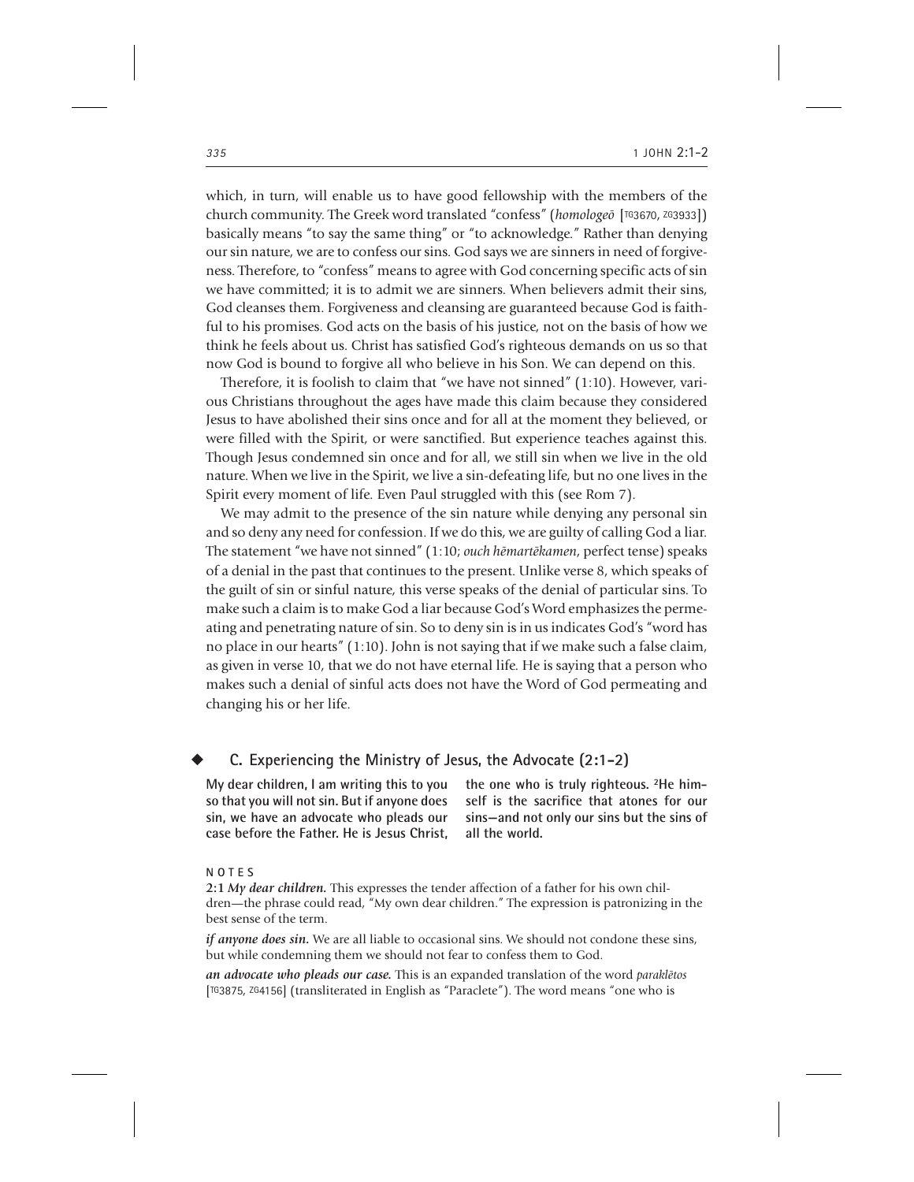which, in turn, will enable us to have good fellowship with the members of the church community. The Greek word translated "confess" (*homologeō* [TG3670, ZG3933]) basically means "to say the same thing" or "to acknowledge." Rather than denying our sin nature, we are to confess our sins. God says we are sinners in need of forgiveness. Therefore, to "confess" means to agree with God concerning specific acts of sin we have committed; it is to admit we are sinners. When believers admit their sins, God cleanses them. Forgiveness and cleansing are guaranteed because God is faithful to his promises. God acts on the basis of his justice, not on the basis of how we think he feels about us. Christ has satisfied God's righteous demands on us so that now God is bound to forgive all who believe in his Son. We can depend on this.

Therefore, it is foolish to claim that "we have not sinned" (1:10). However, various Christians throughout the ages have made this claim because they considered Jesus to have abolished their sins once and for all at the moment they believed, or were filled with the Spirit, or were sanctified. But experience teaches against this. Though Jesus condemned sin once and for all, we still sin when we live in the old nature. When we live in the Spirit, we live a sin-defeating life, but no one lives in the Spirit every moment of life. Even Paul struggled with this (see Rom 7).

We may admit to the presence of the sin nature while denying any personal sin and so deny any need for confession. If we do this, we are guilty of calling God a liar. The statement "we have not sinned" (1:10; *ouch hēmartēkamen*, perfect tense) speaks of a denial in the past that continues to the present. Unlike verse 8, which speaks of the guilt of sin or sinful nature, this verse speaks of the denial of particular sins. To make such a claim is to make God a liar because God's Word emphasizes the permeating and penetrating nature of sin. So to deny sin is in us indicates God's "word has no place in our hearts" (1:10). John is not saying that if we make such a false claim, as given in verse 10, that we do not have eternal life. He is saying that a person who makes such a denial of sinful acts does not have the Word of God permeating and changing his or her life.

## ◆ C. Experiencing the Ministry of Jesus, the Advocate (2:1-2)

**My dear children, I am writing this to you so that you will not sin. But if anyone does sin, we have an advocate who pleads our case before the Father. He is Jesus Christ, the one who is truly righteous. 2He himself is the sacrifice that atones for our sins—and not only our sins but the sins of all the world.**

### NOTES

**2:1** ***My dear children.*** This expresses the tender affection of a father for his own children—the phrase could read, "My own dear children." The expression is patronizing in the best sense of the term.

***if anyone does sin.*** We are all liable to occasional sins. We should not condone these sins, but while condemning them we should not fear to confess them to God.

***an advocate who pleads our case.*** This is an expanded translation of the word *paraklētos* [TG3875, ZG4156] (transliterated in English as "Paraclete"). The word means "one who is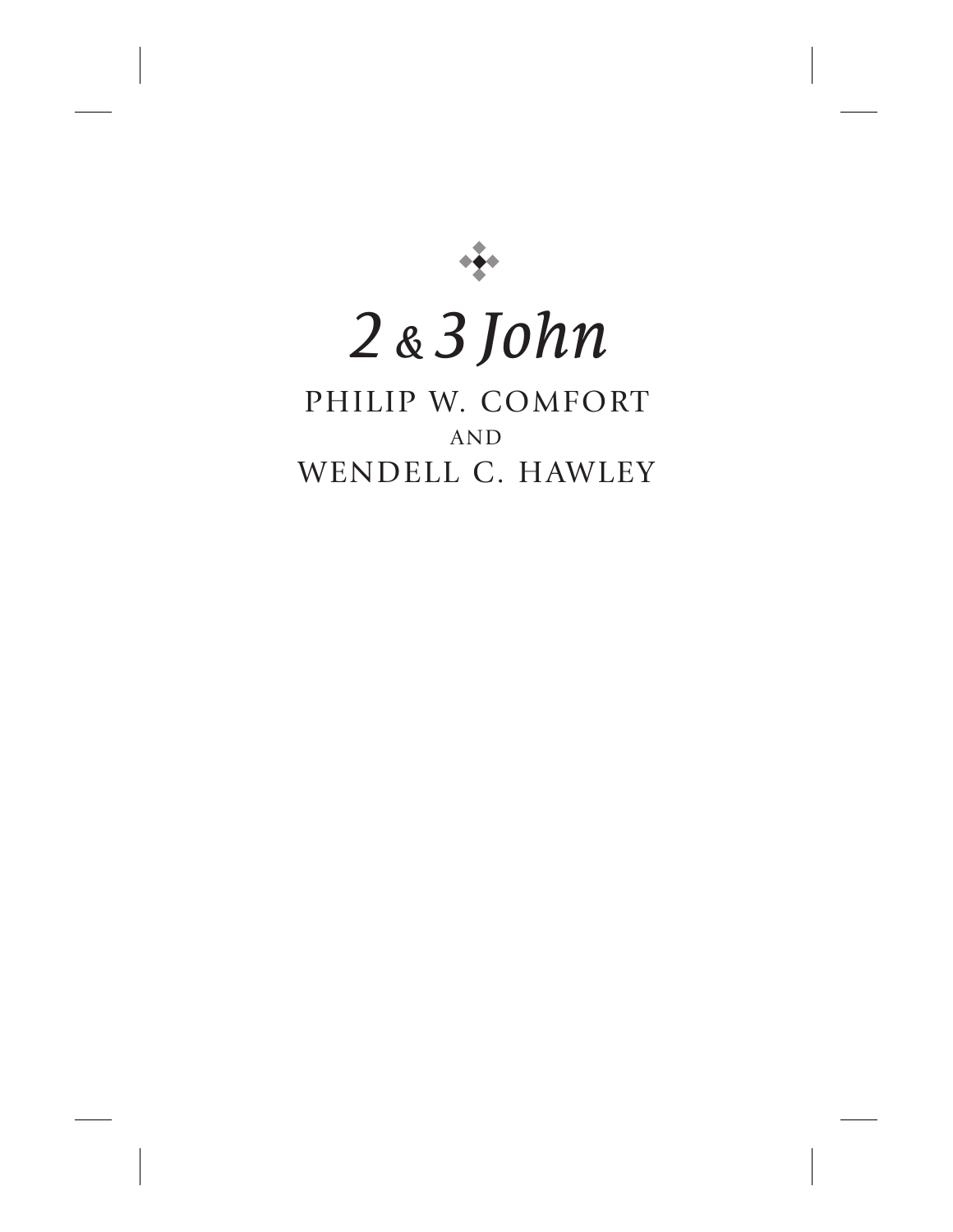# *2 & 3 John*

PHILIP W. COMFORT

AND

WENDELL C. HAWLEY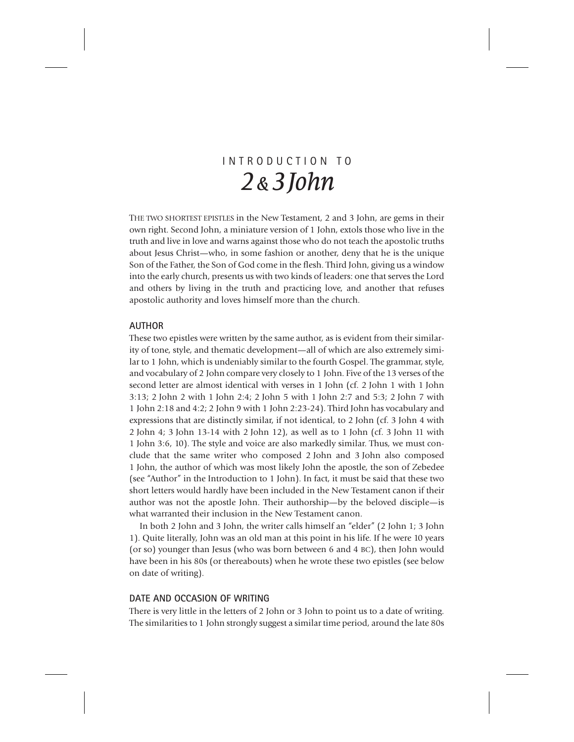# INTRODUCTION TO *2 & 3 John*

THE TWO SHORTEST EPISTLES in the New Testament, 2 and 3 John, are gems in their own right. Second John, a miniature version of 1 John, extols those who live in the truth and live in love and warns against those who do not teach the apostolic truths about Jesus Christ—who, in some fashion or another, deny that he is the unique Son of the Father, the Son of God come in the flesh. Third John, giving us a window into the early church, presents us with two kinds of leaders: one that serves the Lord and others by living in the truth and practicing love, and another that refuses apostolic authority and loves himself more than the church.

## AUTHOR

These two epistles were written by the same author, as is evident from their similarity of tone, style, and thematic development—all of which are also extremely similar to 1 John, which is undeniably similar to the fourth Gospel. The grammar, style, and vocabulary of 2 John compare very closely to 1 John. Five of the 13 verses of the second letter are almost identical with verses in 1 John (cf. 2 John 1 with 1 John 3:13; 2 John 2 with 1 John 2:4; 2 John 5 with 1 John 2:7 and 5:3; 2 John 7 with 1 John 2:18 and 4:2; 2 John 9 with 1 John 2:23-24). Third John has vocabulary and expressions that are distinctly similar, if not identical, to 2 John (cf. 3 John 4 with 2 John 4; 3 John 13-14 with 2 John 12), as well as to 1 John (cf. 3 John 11 with 1 John 3:6, 10). The style and voice are also markedly similar. Thus, we must conclude that the same writer who composed 2 John and 3 John also composed 1 John, the author of which was most likely John the apostle, the son of Zebedee (see "Author" in the Introduction to 1 John). In fact, it must be said that these two short letters would hardly have been included in the New Testament canon if their author was not the apostle John. Their authorship—by the beloved disciple—is what warranted their inclusion in the New Testament canon.

In both 2 John and 3 John, the writer calls himself an "elder" (2 John 1; 3 John 1). Quite literally, John was an old man at this point in his life. If he were 10 years (or so) younger than Jesus (who was born between 6 and 4 BC), then John would have been in his 80s (or thereabouts) when he wrote these two epistles (see below on date of writing).

## DATE AND OCCASION OF WRITING

There is very little in the letters of 2 John or 3 John to point us to a date of writing. The similarities to 1 John strongly suggest a similar time period, around the late 80s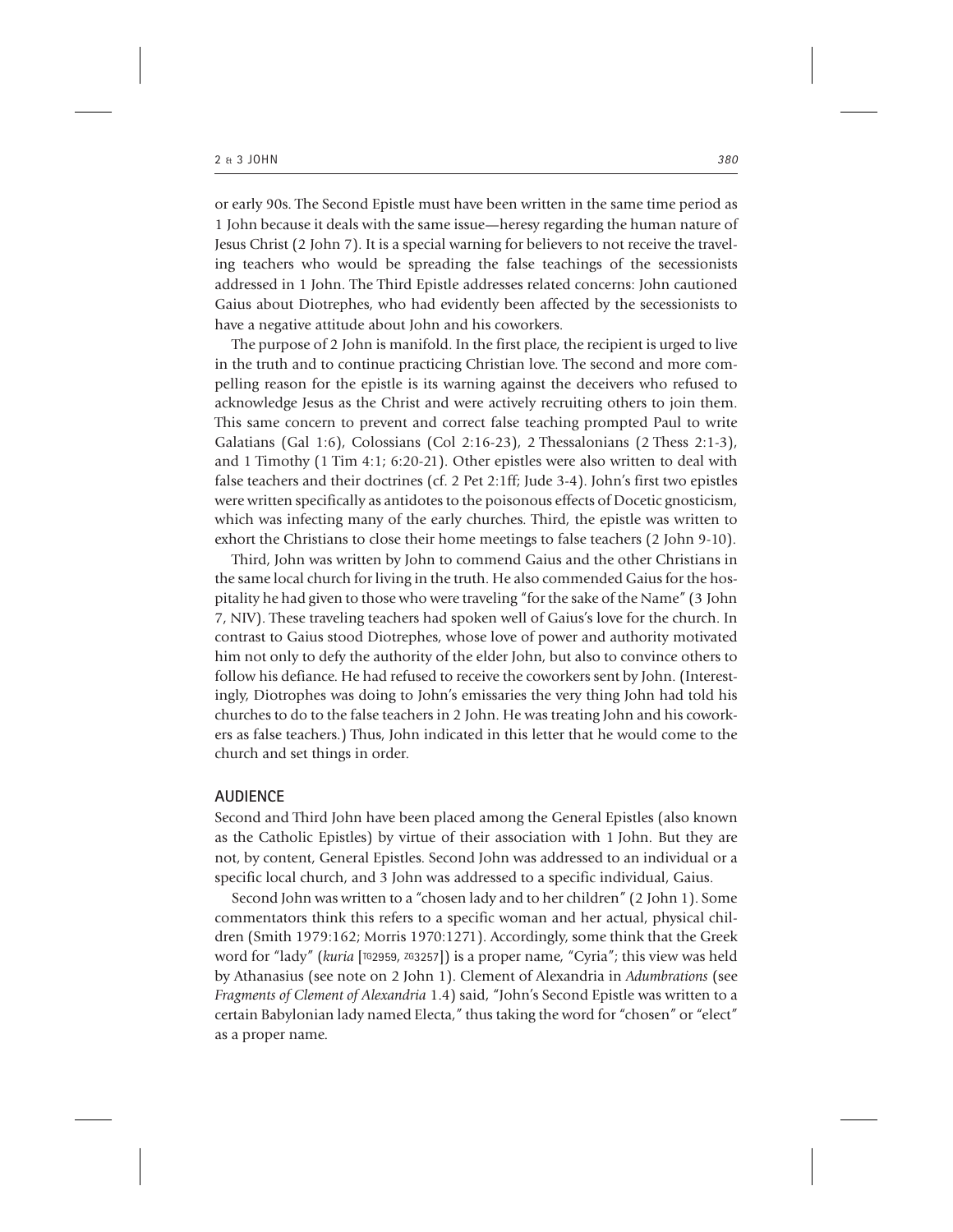or early 90s. The Second Epistle must have been written in the same time period as 1 John because it deals with the same issue—heresy regarding the human nature of Jesus Christ (2 John 7). It is a special warning for believers to not receive the traveling teachers who would be spreading the false teachings of the secessionists addressed in 1 John. The Third Epistle addresses related concerns: John cautioned Gaius about Diotrephes, who had evidently been affected by the secessionists to have a negative attitude about John and his coworkers.

The purpose of 2 John is manifold. In the first place, the recipient is urged to live in the truth and to continue practicing Christian love. The second and more compelling reason for the epistle is its warning against the deceivers who refused to acknowledge Jesus as the Christ and were actively recruiting others to join them. This same concern to prevent and correct false teaching prompted Paul to write Galatians (Gal 1:6), Colossians (Col 2:16-23), 2 Thessalonians (2 Thess 2:1-3), and 1 Timothy (1 Tim 4:1; 6:20-21). Other epistles were also written to deal with false teachers and their doctrines (cf. 2 Pet 2:1ff; Jude 3-4). John's first two epistles were written specifically as antidotes to the poisonous effects of Docetic gnosticism, which was infecting many of the early churches. Third, the epistle was written to exhort the Christians to close their home meetings to false teachers (2 John 9-10).

Third, John was written by John to commend Gaius and the other Christians in the same local church for living in the truth. He also commended Gaius for the hospitality he had given to those who were traveling "for the sake of the Name" (3 John 7, NIV). These traveling teachers had spoken well of Gaius's love for the church. In contrast to Gaius stood Diotrephes, whose love of power and authority motivated him not only to defy the authority of the elder John, but also to convince others to follow his defiance. He had refused to receive the coworkers sent by John. (Interestingly, Diotrophes was doing to John's emissaries the very thing John had told his churches to do to the false teachers in 2 John. He was treating John and his coworkers as false teachers.) Thus, John indicated in this letter that he would come to the church and set things in order.

## AUDIENCE

Second and Third John have been placed among the General Epistles (also known as the Catholic Epistles) by virtue of their association with 1 John. But they are not, by content, General Epistles. Second John was addressed to an individual or a specific local church, and 3 John was addressed to a specific individual, Gaius.

Second John was written to a "chosen lady and to her children" (2 John 1). Some commentators think this refers to a specific woman and her actual, physical children (Smith 1979:162; Morris 1970:1271). Accordingly, some think that the Greek word for "lady" (*kuria* [TG2959, ZG3257]) is a proper name, "Cyria"; this view was held by Athanasius (see note on 2 John 1). Clement of Alexandria in *Adumbrations* (see *Fragments of Clement of Alexandria* 1.4) said, "John's Second Epistle was written to a certain Babylonian lady named Electa," thus taking the word for "chosen" or "elect" as a proper name.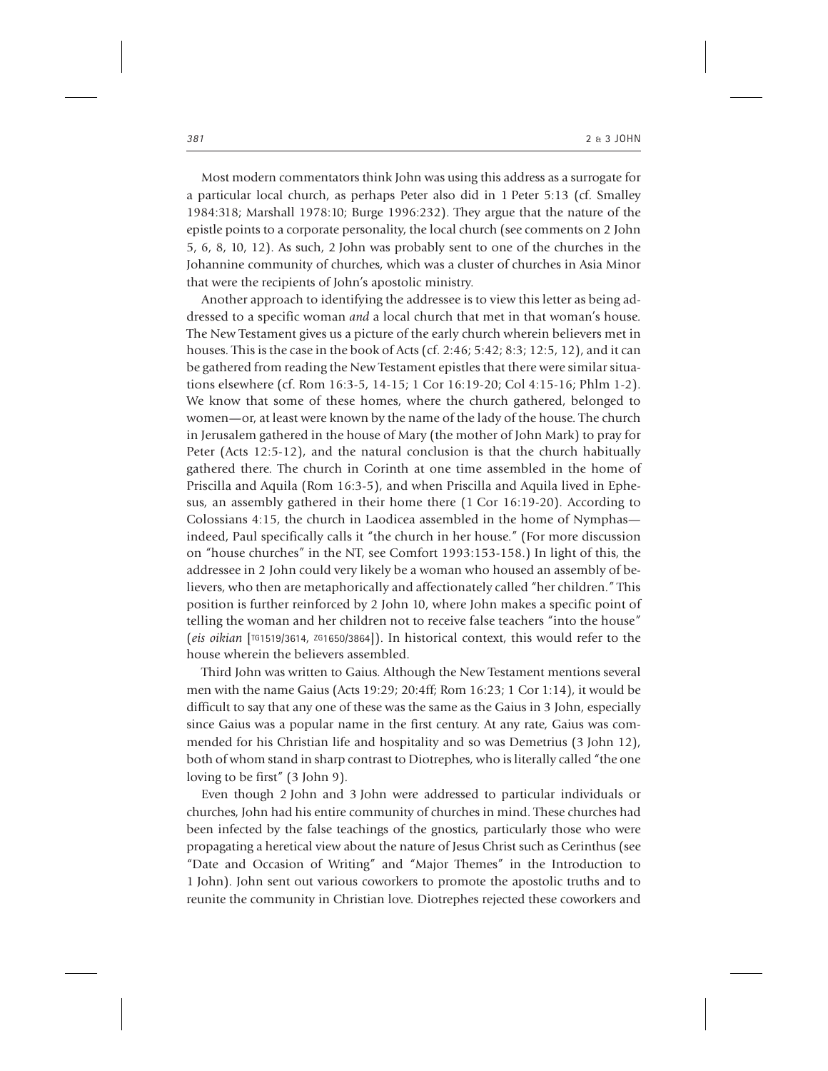Most modern commentators think John was using this address as a surrogate for a particular local church, as perhaps Peter also did in 1 Peter 5:13 (cf. Smalley 1984:318; Marshall 1978:10; Burge 1996:232). They argue that the nature of the epistle points to a corporate personality, the local church (see comments on 2 John 5, 6, 8, 10, 12). As such, 2 John was probably sent to one of the churches in the Johannine community of churches, which was a cluster of churches in Asia Minor that were the recipients of John's apostolic ministry.

Another approach to identifying the addressee is to view this letter as being addressed to a specific woman *and* a local church that met in that woman's house. The New Testament gives us a picture of the early church wherein believers met in houses. This is the case in the book of Acts (cf. 2:46; 5:42; 8:3; 12:5, 12), and it can be gathered from reading the New Testament epistles that there were similar situations elsewhere (cf. Rom 16:3-5, 14-15; 1 Cor 16:19-20; Col 4:15-16; Phlm 1-2). We know that some of these homes, where the church gathered, belonged to women—or, at least were known by the name of the lady of the house. The church in Jerusalem gathered in the house of Mary (the mother of John Mark) to pray for Peter (Acts 12:5-12), and the natural conclusion is that the church habitually gathered there. The church in Corinth at one time assembled in the home of Priscilla and Aquila (Rom 16:3-5), and when Priscilla and Aquila lived in Ephesus, an assembly gathered in their home there (1 Cor 16:19-20). According to Colossians 4:15, the church in Laodicea assembled in the home of Nymphas—indeed, Paul specifically calls it "the church in her house." (For more discussion on "house churches" in the NT, see Comfort 1993:153-158.) In light of this, the addressee in 2 John could very likely be a woman who housed an assembly of believers, who then are metaphorically and affectionately called "her children." This position is further reinforced by 2 John 10, where John makes a specific point of telling the woman and her children not to receive false teachers "into the house" (*eis oikian* [TG1519/3614, ZG1650/3864]). In historical context, this would refer to the house wherein the believers assembled.

Third John was written to Gaius. Although the New Testament mentions several men with the name Gaius (Acts 19:29; 20:4ff; Rom 16:23; 1 Cor 1:14), it would be difficult to say that any one of these was the same as the Gaius in 3 John, especially since Gaius was a popular name in the first century. At any rate, Gaius was commended for his Christian life and hospitality and so was Demetrius (3 John 12), both of whom stand in sharp contrast to Diotrephes, who is literally called "the one loving to be first" (3 John 9).

Even though 2 John and 3 John were addressed to particular individuals or churches, John had his entire community of churches in mind. These churches had been infected by the false teachings of the gnostics, particularly those who were propagating a heretical view about the nature of Jesus Christ such as Cerinthus (see "Date and Occasion of Writing" and "Major Themes" in the Introduction to 1 John). John sent out various coworkers to promote the apostolic truths and to reunite the community in Christian love. Diotrephes rejected these coworkers and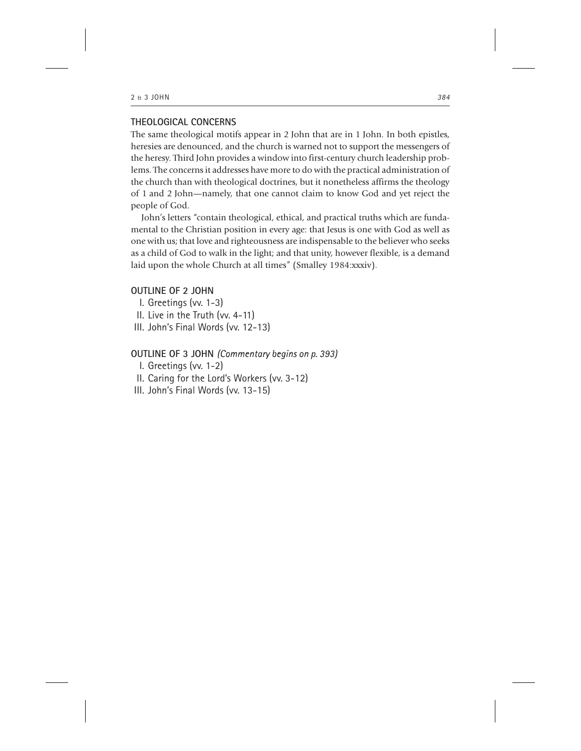## THEOLOGICAL CONCERNS

The same theological motifs appear in 2 John that are in 1 John. In both epistles, heresies are denounced, and the church is warned not to support the messengers of the heresy. Third John provides a window into first-century church leadership problems. The concerns it addresses have more to do with the practical administration of the church than with theological doctrines, but it nonetheless affirms the theology of 1 and 2 John—namely, that one cannot claim to know God and yet reject the people of God.

John's letters "contain theological, ethical, and practical truths which are fundamental to the Christian position in every age: that Jesus is one with God as well as one with us; that love and righteousness are indispensable to the believer who seeks as a child of God to walk in the light; and that unity, however flexible, is a demand laid upon the whole Church at all times" (Smalley 1984:xxxiv).

## OUTLINE OF 2 JOHN

I. Greetings (vv. 1-3)
II. Live in the Truth (vv. 4-11)
III. John's Final Words (vv. 12-13)

## OUTLINE OF 3 JOHN *(Commentary begins on p. 393)*

I. Greetings (vv. 1-2)
II. Caring for the Lord's Workers (vv. 3-12)
III. John's Final Words (vv. 13-15)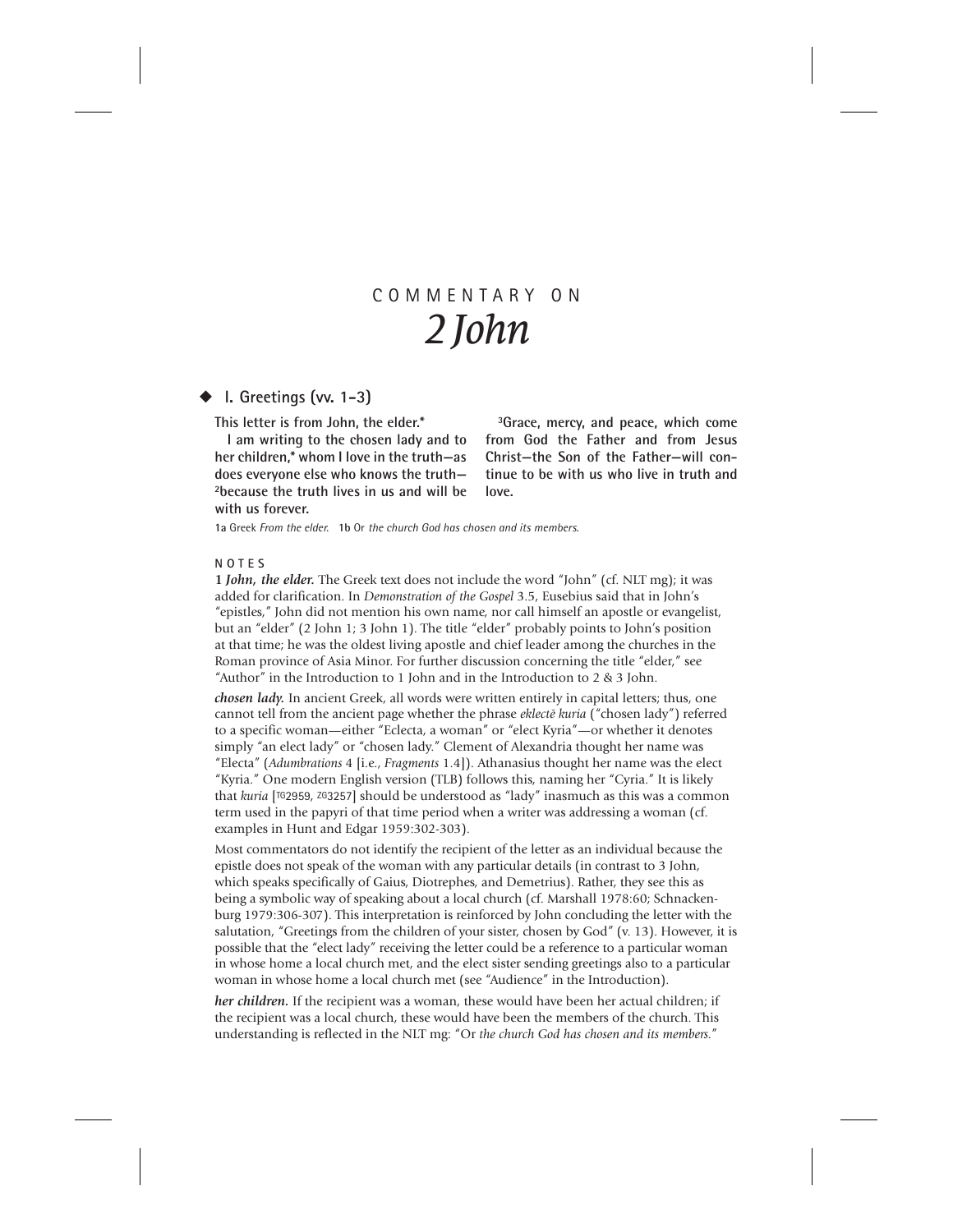# COMMENTARY ON *2 John*

## ◆ I. Greetings (vv. 1-3)

**This letter is from John, the elder.***

**I am writing to the chosen lady and to her children,* whom I love in the truth—as does everyone else who knows the truth— [2]because the truth lives in us and will be with us forever.**

**[3]Grace, mercy, and peace, which come from God the Father and from Jesus Christ—the Son of the Father—will continue to be with us who live in truth and love.**

1a Greek *From the elder.* 1b Or *the church God has chosen and its members.*

### NOTES

**1 *John, the elder.*** The Greek text does not include the word "John" (cf. NLT mg); it was added for clarification. In *Demonstration of the Gospel* 3.5, Eusebius said that in John's "epistles," John did not mention his own name, nor call himself an apostle or evangelist, but an "elder" (2 John 1; 3 John 1). The title "elder" probably points to John's position at that time; he was the oldest living apostle and chief leader among the churches in the Roman province of Asia Minor. For further discussion concerning the title "elder," see "Author" in the Introduction to 1 John and in the Introduction to 2 & 3 John.

***chosen lady.*** In ancient Greek, all words were written entirely in capital letters; thus, one cannot tell from the ancient page whether the phrase *eklectē kuria* ("chosen lady") referred to a specific woman—either "Eclecta, a woman" or "elect Kyria"—or whether it denotes simply "an elect lady" or "chosen lady." Clement of Alexandria thought her name was "Electa" (*Adumbrations* 4 [i.e., *Fragments* 1.4]). Athanasius thought her name was the elect "Kyria." One modern English version (TLB) follows this, naming her "Cyria." It is likely that *kuria* [TG2959, ZG3257] should be understood as "lady" inasmuch as this was a common term used in the papyri of that time period when a writer was addressing a woman (cf. examples in Hunt and Edgar 1959:302-303).

Most commentators do not identify the recipient of the letter as an individual because the epistle does not speak of the woman with any particular details (in contrast to 3 John, which speaks specifically of Gaius, Diotrephes, and Demetrius). Rather, they see this as being a symbolic way of speaking about a local church (cf. Marshall 1978:60; Schnackenburg 1979:306-307). This interpretation is reinforced by John concluding the letter with the salutation, "Greetings from the children of your sister, chosen by God" (v. 13). However, it is possible that the "elect lady" receiving the letter could be a reference to a particular woman in whose home a local church met, and the elect sister sending greetings also to a particular woman in whose home a local church met (see "Audience" in the Introduction).

***her children.*** If the recipient was a woman, these would have been her actual children; if the recipient was a local church, these would have been the members of the church. This understanding is reflected in the NLT mg: "Or *the church God has chosen and its members.*"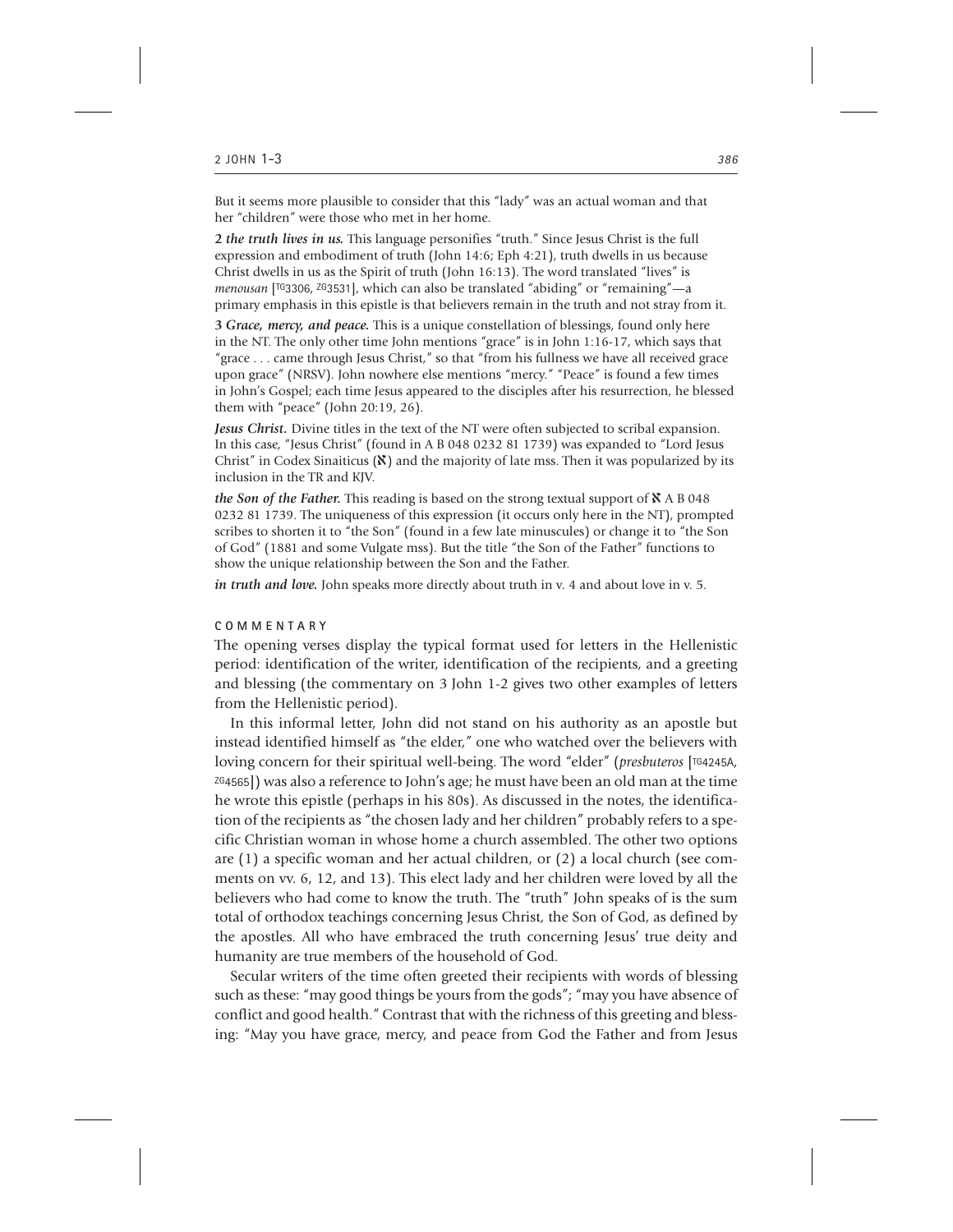But it seems more plausible to consider that this "lady" was an actual woman and that her "children" were those who met in her home.

**2 *the truth lives in us.*** This language personifies "truth." Since Jesus Christ is the full expression and embodiment of truth (John 14:6; Eph 4:21), truth dwells in us because Christ dwells in us as the Spirit of truth (John 16:13). The word translated "lives" is *menousan* [TG3306, ZG3531], which can also be translated "abiding" or "remaining"—a primary emphasis in this epistle is that believers remain in the truth and not stray from it.

**3 *Grace, mercy, and peace.*** This is a unique constellation of blessings, found only here in the NT. The only other time John mentions "grace" is in John 1:16-17, which says that "grace . . . came through Jesus Christ," so that "from his fullness we have all received grace upon grace" (NRSV). John nowhere else mentions "mercy." "Peace" is found a few times in John's Gospel; each time Jesus appeared to the disciples after his resurrection, he blessed them with "peace" (John 20:19, 26).

***Jesus Christ.*** Divine titles in the text of the NT were often subjected to scribal expansion. In this case, "Jesus Christ" (found in A B 048 0232 81 1739) was expanded to "Lord Jesus Christ" in Codex Sinaiticus (א) and the majority of late mss. Then it was popularized by its inclusion in the TR and KJV.

***the Son of the Father.*** This reading is based on the strong textual support of א A B 048 0232 81 1739. The uniqueness of this expression (it occurs only here in the NT), prompted scribes to shorten it to "the Son" (found in a few late minuscules) or change it to "the Son of God" (1881 and some Vulgate mss). But the title "the Son of the Father" functions to show the unique relationship between the Son and the Father.

***in truth and love.*** John speaks more directly about truth in v. 4 and about love in v. 5.

## COMMENTARY

The opening verses display the typical format used for letters in the Hellenistic period: identification of the writer, identification of the recipients, and a greeting and blessing (the commentary on 3 John 1-2 gives two other examples of letters from the Hellenistic period).

In this informal letter, John did not stand on his authority as an apostle but instead identified himself as "the elder," one who watched over the believers with loving concern for their spiritual well-being. The word "elder" (*presbuteros* [TG4245A, ZG4565]) was also a reference to John's age; he must have been an old man at the time he wrote this epistle (perhaps in his 80s). As discussed in the notes, the identification of the recipients as "the chosen lady and her children" probably refers to a specific Christian woman in whose home a church assembled. The other two options are (1) a specific woman and her actual children, or (2) a local church (see comments on vv. 6, 12, and 13). This elect lady and her children were loved by all the believers who had come to know the truth. The "truth" John speaks of is the sum total of orthodox teachings concerning Jesus Christ, the Son of God, as defined by the apostles. All who have embraced the truth concerning Jesus' true deity and humanity are true members of the household of God.

Secular writers of the time often greeted their recipients with words of blessing such as these: "may good things be yours from the gods"; "may you have absence of conflict and good health." Contrast that with the richness of this greeting and blessing: "May you have grace, mercy, and peace from God the Father and from Jesus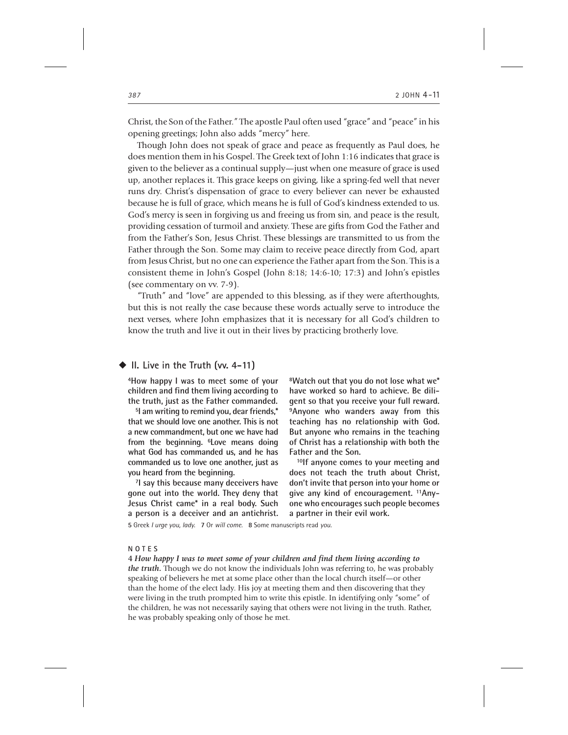Christ, the Son of the Father." The apostle Paul often used "grace" and "peace" in his opening greetings; John also adds "mercy" here.

Though John does not speak of grace and peace as frequently as Paul does, he does mention them in his Gospel. The Greek text of John 1:16 indicates that grace is given to the believer as a continual supply—just when one measure of grace is used up, another replaces it. This grace keeps on giving, like a spring-fed well that never runs dry. Christ's dispensation of grace to every believer can never be exhausted because he is full of grace, which means he is full of God's kindness extended to us. God's mercy is seen in forgiving us and freeing us from sin, and peace is the result, providing cessation of turmoil and anxiety. These are gifts from God the Father and from the Father's Son, Jesus Christ. These blessings are transmitted to us from the Father through the Son. Some may claim to receive peace directly from God, apart from Jesus Christ, but no one can experience the Father apart from the Son. This is a consistent theme in John's Gospel (John 8:18; 14:6-10; 17:3) and John's epistles (see commentary on vv. 7-9).

"Truth" and "love" are appended to this blessing, as if they were afterthoughts, but this is not really the case because these words actually serve to introduce the next verses, where John emphasizes that it is necessary for all God's children to know the truth and live it out in their lives by practicing brotherly love.

## ◆ II. Live in the Truth (vv. 4-11)

**[4]How happy I was to meet some of your children and find them living according to the truth, just as the Father commanded.**

**[5]I am writing to remind you, dear friends,* that we should love one another. This is not a new commandment, but one we have had from the beginning. [6]Love means doing what God has commanded us, and he has commanded us to love one another, just as you heard from the beginning.**

**[7]I say this because many deceivers have gone out into the world. They deny that Jesus Christ came* in a real body. Such a person is a deceiver and an antichrist. [8]Watch out that you do not lose what we* have worked so hard to achieve. Be diligent so that you receive your full reward. [9]Anyone who wanders away from this teaching has no relationship with God. But anyone who remains in the teaching of Christ has a relationship with both the Father and the Son.**

**[10]If anyone comes to your meeting and does not teach the truth about Christ, don't invite that person into your home or give any kind of encouragement. [11]Anyone who encourages such people becomes a partner in their evil work.**

**5** Greek *I urge you, lady.* **7** Or *will come.* **8** Some manuscripts read *you.*

NOTES

**4** ***How happy I was to meet some of your children and find them living according to the truth.*** Though we do not know the individuals John was referring to, he was probably speaking of believers he met at some place other than the local church itself—or other than the home of the elect lady. His joy at meeting them and then discovering that they were living in the truth prompted him to write this epistle. In identifying only "some" of the children, he was not necessarily saying that others were not living in the truth. Rather, he was probably speaking only of those he met.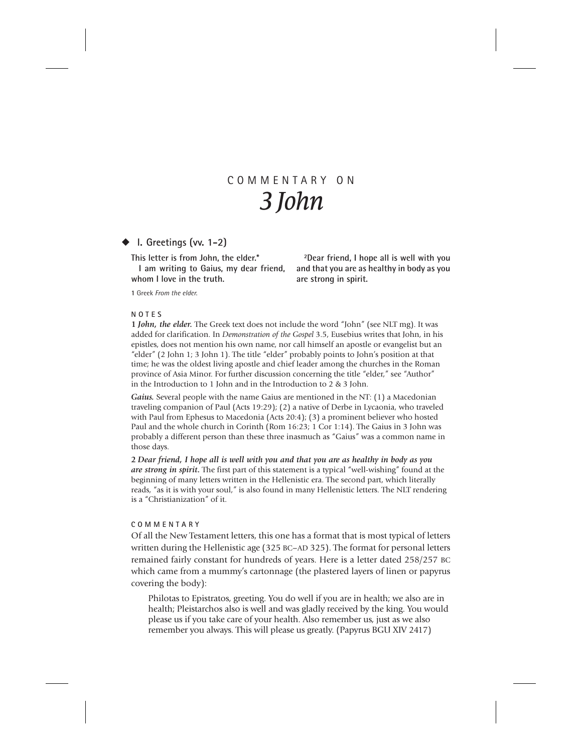# COMMENTARY ON
# *3 John*

## ◆ I. Greetings (vv. 1–2)

**This letter is from John, the elder.***

**I am writing to Gaius, my dear friend, whom I love in the truth.**

**[2]Dear friend, I hope all is well with you and that you are as healthy in body as you are strong in spirit.**

1 Greek *From the elder.*

### NOTES

**1 *John, the elder.*** The Greek text does not include the word "John" (see NLT mg). It was added for clarification. In *Demonstration of the Gospel* 3.5, Eusebius writes that John, in his epistles, does not mention his own name, nor call himself an apostle or evangelist but an "elder" (2 John 1; 3 John 1). The title "elder" probably points to John's position at that time; he was the oldest living apostle and chief leader among the churches in the Roman province of Asia Minor. For further discussion concerning the title "elder," see "Author" in the Introduction to 1 John and in the Introduction to 2 & 3 John.

***Gaius.*** Several people with the name Gaius are mentioned in the NT: (1) a Macedonian traveling companion of Paul (Acts 19:29); (2) a native of Derbe in Lycaonia, who traveled with Paul from Ephesus to Macedonia (Acts 20:4); (3) a prominent believer who hosted Paul and the whole church in Corinth (Rom 16:23; 1 Cor 1:14). The Gaius in 3 John was probably a different person than these three inasmuch as "Gaius" was a common name in those days.

**2 *Dear friend, I hope all is well with you and that you are as healthy in body as you are strong in spirit.*** The first part of this statement is a typical "well-wishing" found at the beginning of many letters written in the Hellenistic era. The second part, which literally reads, "as it is with your soul," is also found in many Hellenistic letters. The NLT rendering is a "Christianization" of it.

### COMMENTARY

Of all the New Testament letters, this one has a format that is most typical of letters written during the Hellenistic age (325 BC–AD 325). The format for personal letters remained fairly constant for hundreds of years. Here is a letter dated 258/257 BC which came from a mummy's cartonnage (the plastered layers of linen or papyrus covering the body):

> Philotas to Epistratos, greeting. You do well if you are in health; we also are in health; Pleistarchos also is well and was gladly received by the king. You would please us if you take care of your health. Also remember us, just as we also remember you always. This will please us greatly. (Papyrus BGU XIV 2417)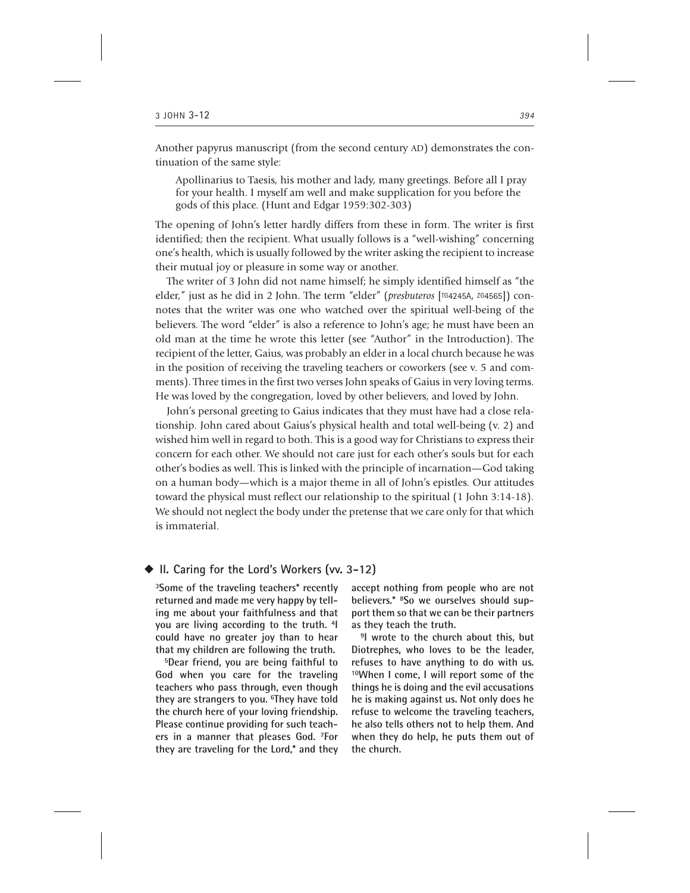Another papyrus manuscript (from the second century AD) demonstrates the continuation of the same style:

> Apollinarius to Taesis, his mother and lady, many greetings. Before all I pray for your health. I myself am well and make supplication for you before the gods of this place. (Hunt and Edgar 1959:302-303)

The opening of John's letter hardly differs from these in form. The writer is first identified; then the recipient. What usually follows is a "well-wishing" concerning one's health, which is usually followed by the writer asking the recipient to increase their mutual joy or pleasure in some way or another.

The writer of 3 John did not name himself; he simply identified himself as "the elder," just as he did in 2 John. The term "elder" (*presbuteros* [TG4245A, ZG4565]) connotes that the writer was one who watched over the spiritual well-being of the believers. The word "elder" is also a reference to John's age; he must have been an old man at the time he wrote this letter (see "Author" in the Introduction). The recipient of the letter, Gaius, was probably an elder in a local church because he was in the position of receiving the traveling teachers or coworkers (see v. 5 and comments). Three times in the first two verses John speaks of Gaius in very loving terms. He was loved by the congregation, loved by other believers, and loved by John.

John's personal greeting to Gaius indicates that they must have had a close relationship. John cared about Gaius's physical health and total well-being (v. 2) and wished him well in regard to both. This is a good way for Christians to express their concern for each other. We should not care just for each other's souls but for each other's bodies as well. This is linked with the principle of incarnation—God taking on a human body—which is a major theme in all of John's epistles. Our attitudes toward the physical must reflect our relationship to the spiritual (1 John 3:14-18). We should not neglect the body under the pretense that we care only for that which is immaterial.

## ◆ II. Caring for the Lord's Workers (vv. 3-12)

**[3]Some of the traveling teachers* recently returned and made me very happy by telling me about your faithfulness and that you are living according to the truth. [4]I could have no greater joy than to hear that my children are following the truth.**

**[5]Dear friend, you are being faithful to God when you care for the traveling teachers who pass through, even though they are strangers to you. [6]They have told the church here of your loving friendship. Please continue providing for such teachers in a manner that pleases God. [7]For they are traveling for the Lord,* and they accept nothing from people who are not believers.* [8]So we ourselves should support them so that we can be their partners as they teach the truth.**

**[9]I wrote to the church about this, but Diotrephes, who loves to be the leader, refuses to have anything to do with us. [10]When I come, I will report some of the things he is doing and the evil accusations he is making against us. Not only does he refuse to welcome the traveling teachers, he also tells others not to help them. And when they do help, he puts them out of the church.**